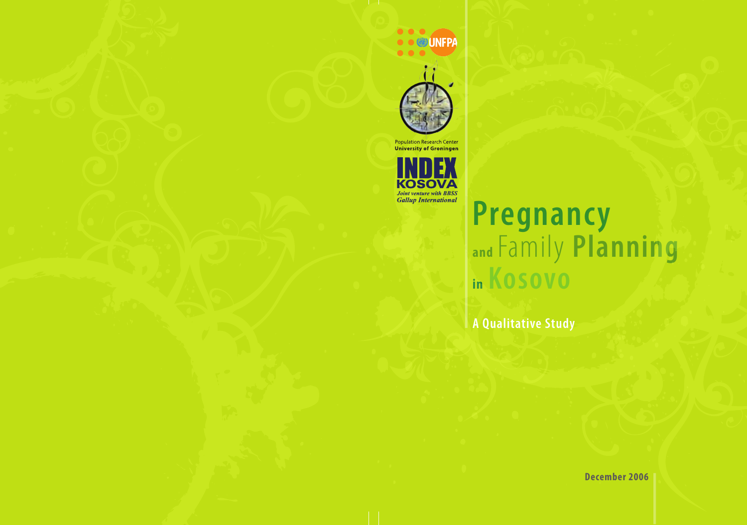UNFPA

Population Research Center
**University of Groningen**

**INDEX KOSOVA**
*Joint venture with BBSS Gallup International*

# Pregnancy and Family Planning in Kosovo

## A Qualitative Study

**December 2006**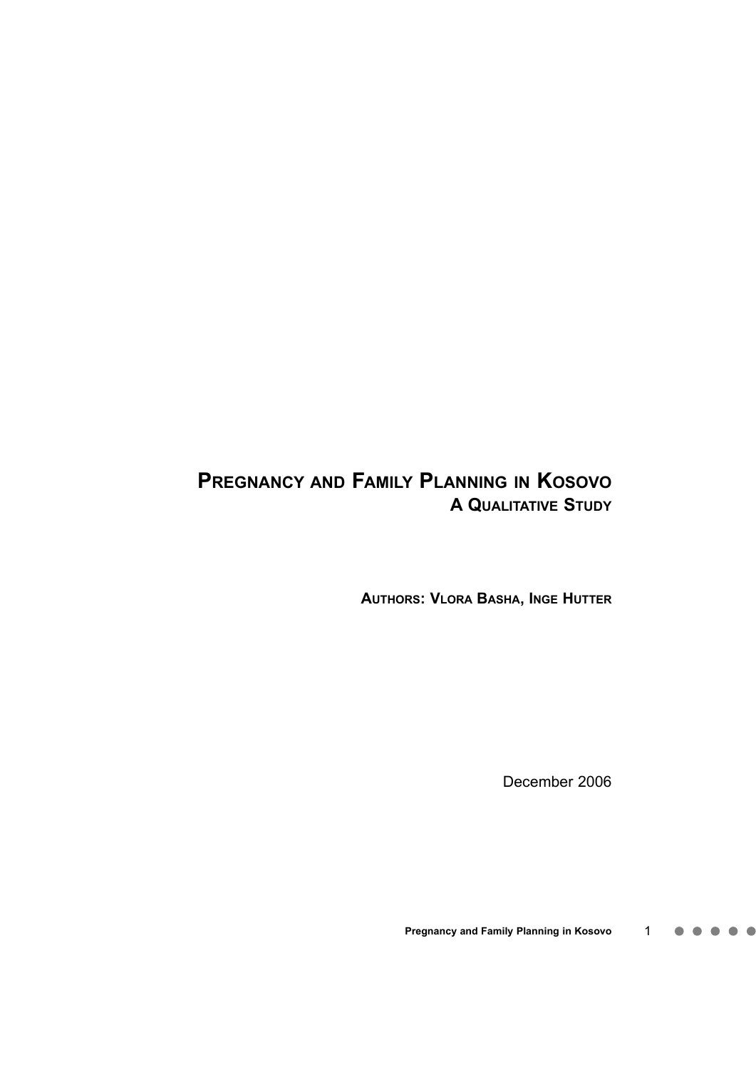# Pregnancy and Family Planning in Kosovo

## A Qualitative Study

**Authors: Vlora Basha, Inge Hutter**

December 2006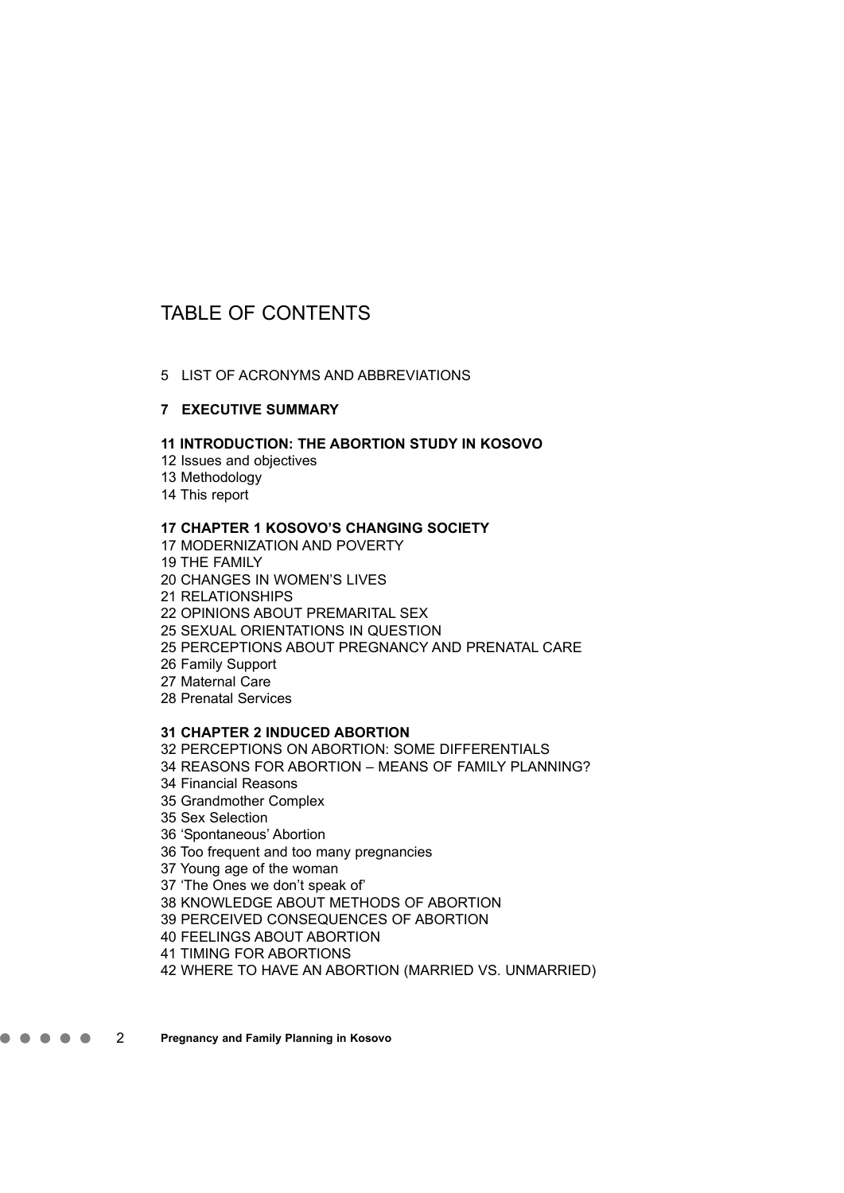# TABLE OF CONTENTS

5 LIST OF ACRONYMS AND ABBREVIATIONS

**7 EXECUTIVE SUMMARY**

**11 INTRODUCTION: THE ABORTION STUDY IN KOSOVO**

12 Issues and objectives
13 Methodology
14 This report

**17 CHAPTER 1 KOSOVO'S CHANGING SOCIETY**

17 MODERNIZATION AND POVERTY
19 THE FAMILY
20 CHANGES IN WOMEN'S LIVES
21 RELATIONSHIPS
22 OPINIONS ABOUT PREMARITAL SEX
25 SEXUAL ORIENTATIONS IN QUESTION
25 PERCEPTIONS ABOUT PREGNANCY AND PRENATAL CARE
26 Family Support
27 Maternal Care
28 Prenatal Services

**31 CHAPTER 2 INDUCED ABORTION**

32 PERCEPTIONS ON ABORTION: SOME DIFFERENTIALS
34 REASONS FOR ABORTION – MEANS OF FAMILY PLANNING?
34 Financial Reasons
35 Grandmother Complex
35 Sex Selection
36 'Spontaneous' Abortion
36 Too frequent and too many pregnancies
37 Young age of the woman
37 'The Ones we don't speak of'
38 KNOWLEDGE ABOUT METHODS OF ABORTION
39 PERCEIVED CONSEQUENCES OF ABORTION
40 FEELINGS ABOUT ABORTION
41 TIMING FOR ABORTIONS
42 WHERE TO HAVE AN ABORTION (MARRIED VS. UNMARRIED)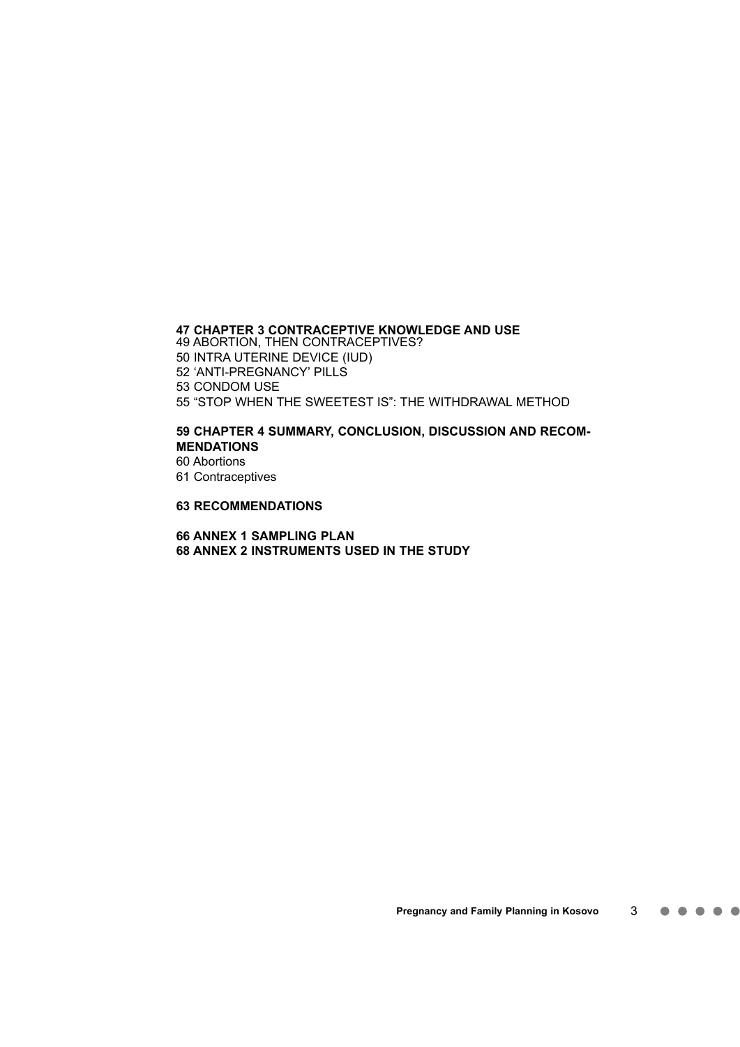**47 CHAPTER 3 CONTRACEPTIVE KNOWLEDGE AND USE**
49 ABORTION, THEN CONTRACEPTIVES?
50 INTRA UTERINE DEVICE (IUD)
52 ‘ANTI-PREGNANCY’ PILLS
53 CONDOM USE
55 “STOP WHEN THE SWEETEST IS”: THE WITHDRAWAL METHOD

**59 CHAPTER 4 SUMMARY, CONCLUSION, DISCUSSION AND RECOMMENDATIONS**
60 Abortions
61 Contraceptives

**63 RECOMMENDATIONS**

**66 ANNEX 1 SAMPLING PLAN**
**68 ANNEX 2 INSTRUMENTS USED IN THE STUDY**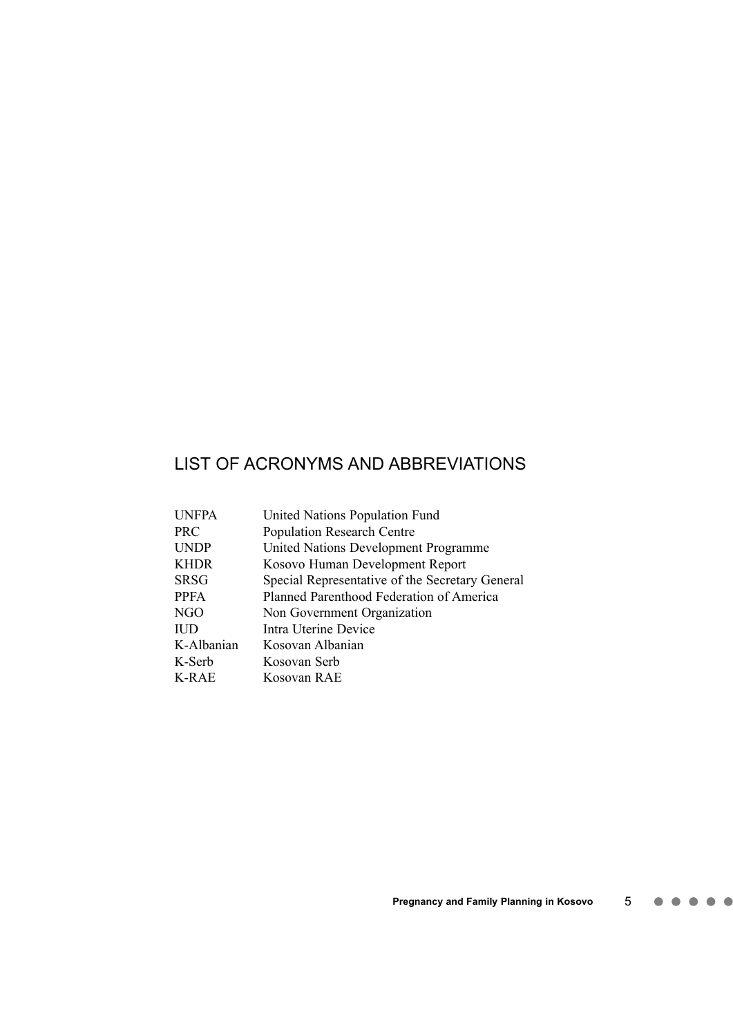## LIST OF ACRONYMS AND ABBREVIATIONS

| | |
|---|---|
| UNFPA | United Nations Population Fund |
| PRC | Population Research Centre |
| UNDP | United Nations Development Programme |
| KHDR | Kosovo Human Development Report |
| SRSG | Special Representative of the Secretary General |
| PPFA | Planned Parenthood Federation of America |
| NGO | Non Government Organization |
| IUD | Intra Uterine Device |
| K-Albanian | Kosovan Albanian |
| K-Serb | Kosovan Serb |
| K-RAE | Kosovan RAE |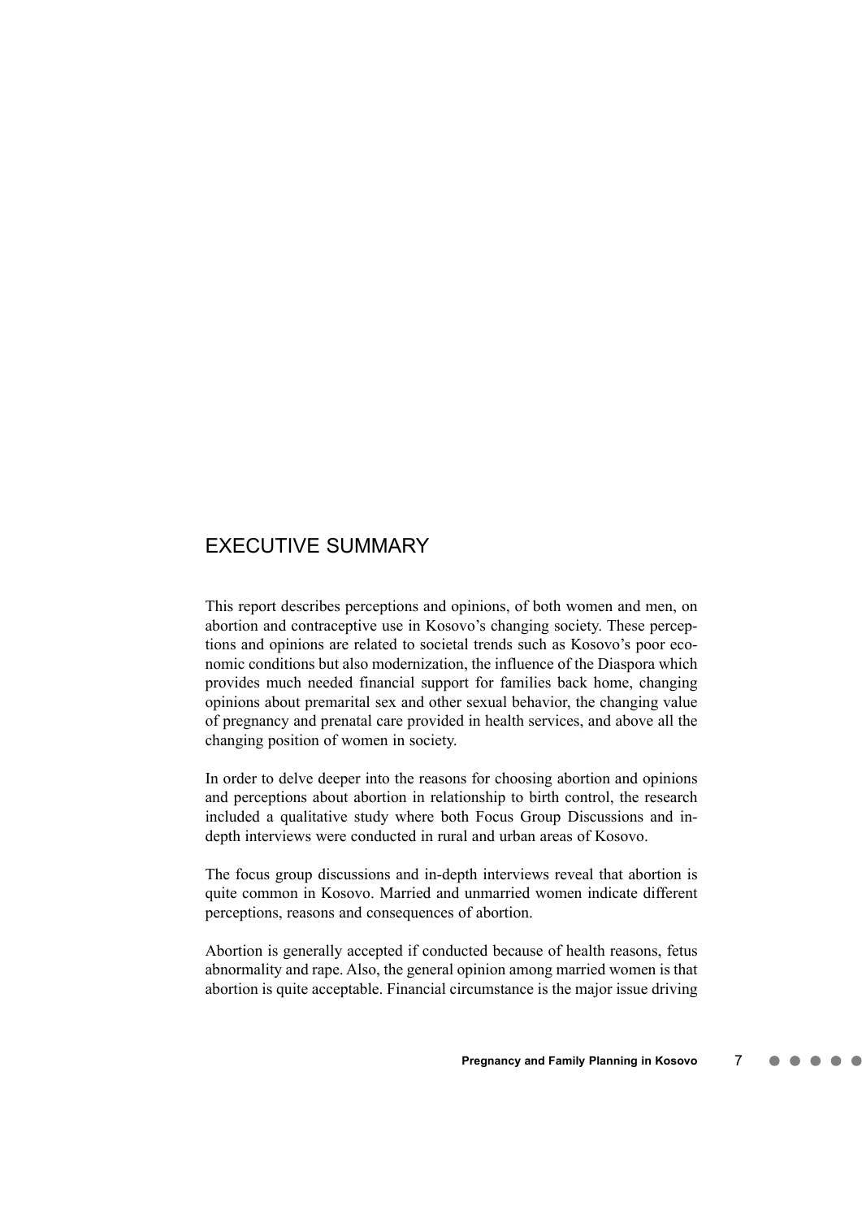## EXECUTIVE SUMMARY

This report describes perceptions and opinions, of both women and men, on abortion and contraceptive use in Kosovo's changing society. These perceptions and opinions are related to societal trends such as Kosovo's poor economic conditions but also modernization, the influence of the Diaspora which provides much needed financial support for families back home, changing opinions about premarital sex and other sexual behavior, the changing value of pregnancy and prenatal care provided in health services, and above all the changing position of women in society.

In order to delve deeper into the reasons for choosing abortion and opinions and perceptions about abortion in relationship to birth control, the research included a qualitative study where both Focus Group Discussions and in-depth interviews were conducted in rural and urban areas of Kosovo.

The focus group discussions and in-depth interviews reveal that abortion is quite common in Kosovo. Married and unmarried women indicate different perceptions, reasons and consequences of abortion.

Abortion is generally accepted if conducted because of health reasons, fetus abnormality and rape. Also, the general opinion among married women is that abortion is quite acceptable. Financial circumstance is the major issue driving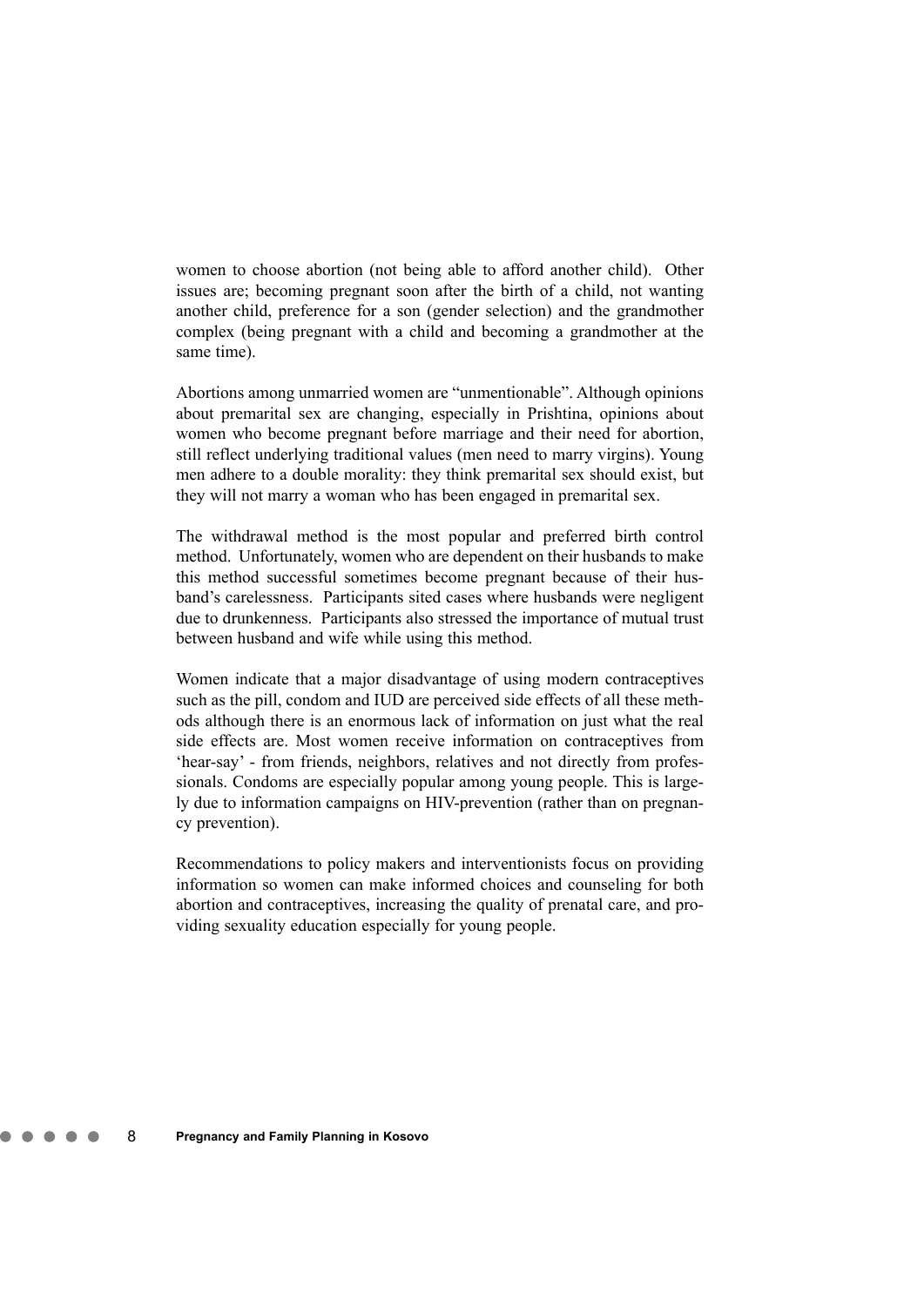women to choose abortion (not being able to afford another child). Other issues are; becoming pregnant soon after the birth of a child, not wanting another child, preference for a son (gender selection) and the grandmother complex (being pregnant with a child and becoming a grandmother at the same time).

Abortions among unmarried women are "unmentionable". Although opinions about premarital sex are changing, especially in Prishtina, opinions about women who become pregnant before marriage and their need for abortion, still reflect underlying traditional values (men need to marry virgins). Young men adhere to a double morality: they think premarital sex should exist, but they will not marry a woman who has been engaged in premarital sex.

The withdrawal method is the most popular and preferred birth control method. Unfortunately, women who are dependent on their husbands to make this method successful sometimes become pregnant because of their husband's carelessness. Participants sited cases where husbands were negligent due to drunkenness. Participants also stressed the importance of mutual trust between husband and wife while using this method.

Women indicate that a major disadvantage of using modern contraceptives such as the pill, condom and IUD are perceived side effects of all these methods although there is an enormous lack of information on just what the real side effects are. Most women receive information on contraceptives from 'hear-say' - from friends, neighbors, relatives and not directly from professionals. Condoms are especially popular among young people. This is largely due to information campaigns on HIV-prevention (rather than on pregnancy prevention).

Recommendations to policy makers and interventionists focus on providing information so women can make informed choices and counseling for both abortion and contraceptives, increasing the quality of prenatal care, and providing sexuality education especially for young people.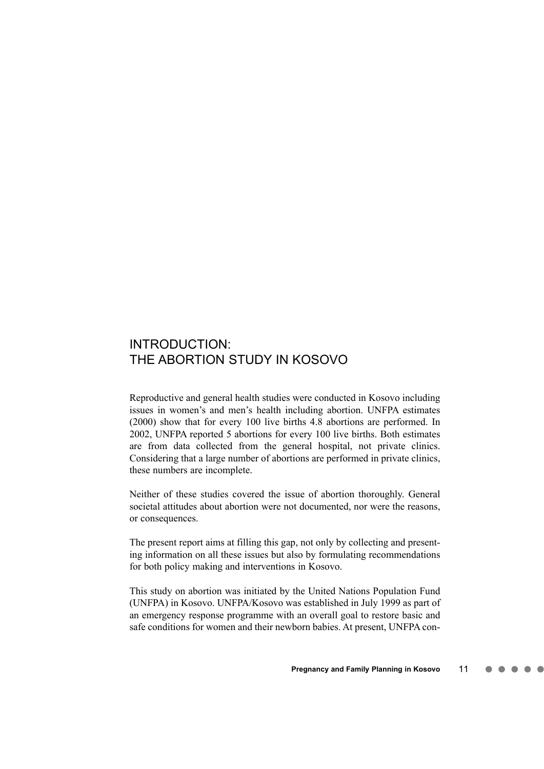# INTRODUCTION: THE ABORTION STUDY IN KOSOVO

Reproductive and general health studies were conducted in Kosovo including issues in women's and men's health including abortion. UNFPA estimates (2000) show that for every 100 live births 4.8 abortions are performed. In 2002, UNFPA reported 5 abortions for every 100 live births. Both estimates are from data collected from the general hospital, not private clinics. Considering that a large number of abortions are performed in private clinics, these numbers are incomplete.

Neither of these studies covered the issue of abortion thoroughly. General societal attitudes about abortion were not documented, nor were the reasons, or consequences.

The present report aims at filling this gap, not only by collecting and presenting information on all these issues but also by formulating recommendations for both policy making and interventions in Kosovo.

This study on abortion was initiated by the United Nations Population Fund (UNFPA) in Kosovo. UNFPA/Kosovo was established in July 1999 as part of an emergency response programme with an overall goal to restore basic and safe conditions for women and their newborn babies. At present, UNFPA con-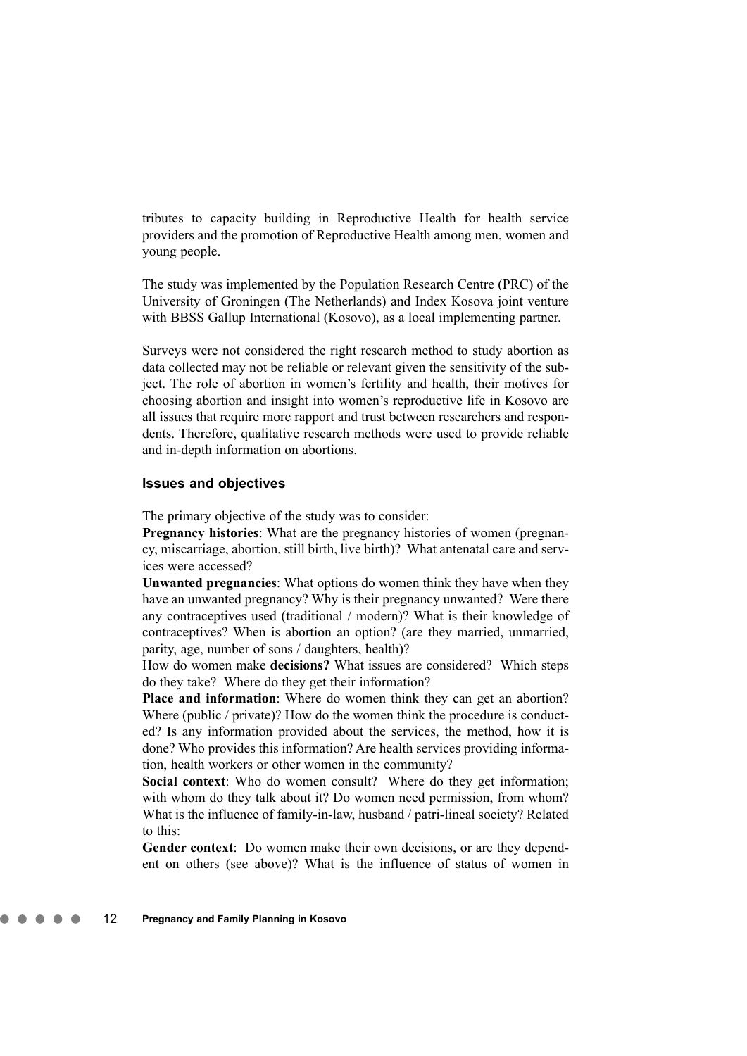tributes to capacity building in Reproductive Health for health service providers and the promotion of Reproductive Health among men, women and young people.

The study was implemented by the Population Research Centre (PRC) of the University of Groningen (The Netherlands) and Index Kosova joint venture with BBSS Gallup International (Kosovo), as a local implementing partner.

Surveys were not considered the right research method to study abortion as data collected may not be reliable or relevant given the sensitivity of the subject. The role of abortion in women's fertility and health, their motives for choosing abortion and insight into women's reproductive life in Kosovo are all issues that require more rapport and trust between researchers and respondents. Therefore, qualitative research methods were used to provide reliable and in-depth information on abortions.

### Issues and objectives

The primary objective of the study was to consider:

**Pregnancy histories**: What are the pregnancy histories of women (pregnancy, miscarriage, abortion, still birth, live birth)? What antenatal care and services were accessed?

**Unwanted pregnancies**: What options do women think they have when they have an unwanted pregnancy? Why is their pregnancy unwanted? Were there any contraceptives used (traditional / modern)? What is their knowledge of contraceptives? When is abortion an option? (are they married, unmarried, parity, age, number of sons / daughters, health)?

How do women make **decisions?** What issues are considered? Which steps do they take? Where do they get their information?

**Place and information**: Where do women think they can get an abortion? Where (public / private)? How do the women think the procedure is conducted? Is any information provided about the services, the method, how it is done? Who provides this information? Are health services providing information, health workers or other women in the community?

**Social context**: Who do women consult? Where do they get information; with whom do they talk about it? Do women need permission, from whom? What is the influence of family-in-law, husband / patri-lineal society? Related to this:

**Gender context**: Do women make their own decisions, or are they dependent on others (see above)? What is the influence of status of women in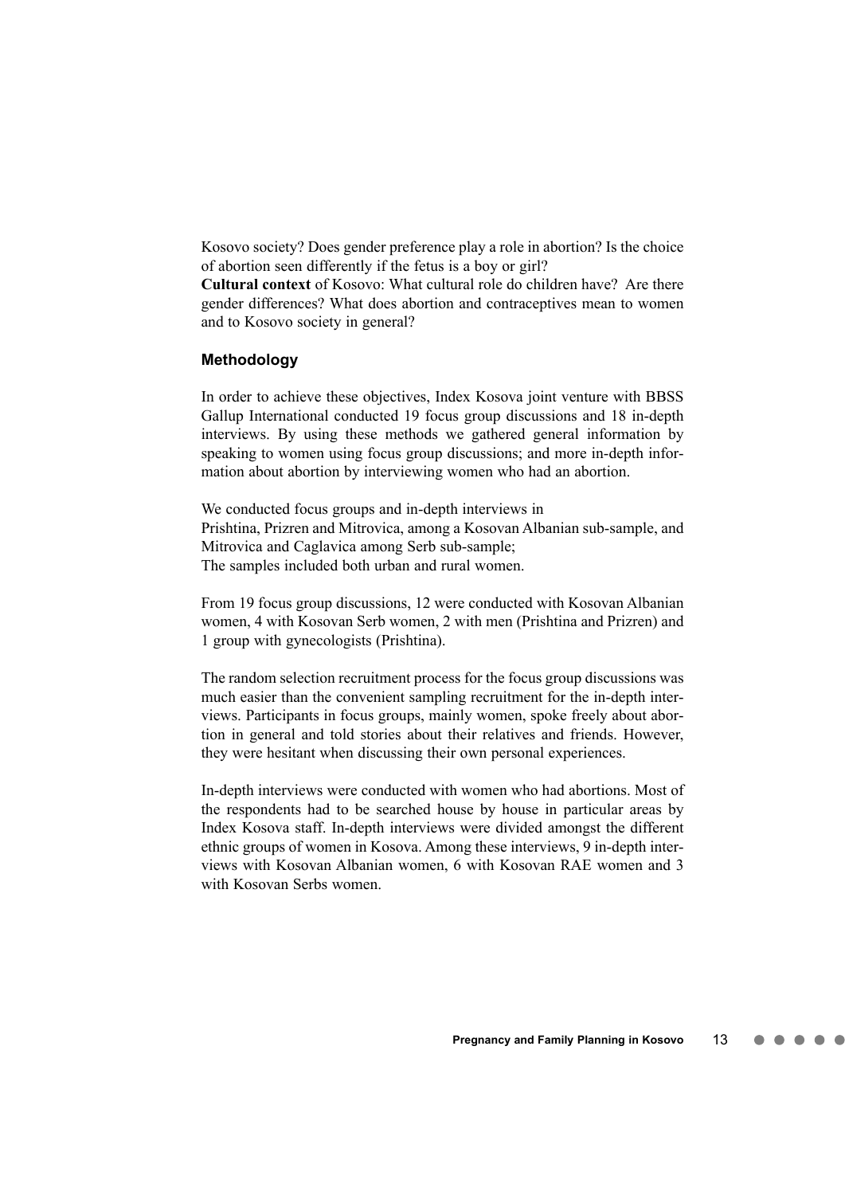Kosovo society? Does gender preference play a role in abortion? Is the choice of abortion seen differently if the fetus is a boy or girl?

**Cultural context** of Kosovo: What cultural role do children have? Are there gender differences? What does abortion and contraceptives mean to women and to Kosovo society in general?

### Methodology

In order to achieve these objectives, Index Kosova joint venture with BBSS Gallup International conducted 19 focus group discussions and 18 in-depth interviews. By using these methods we gathered general information by speaking to women using focus group discussions; and more in-depth information about abortion by interviewing women who had an abortion.

We conducted focus groups and in-depth interviews in
Prishtina, Prizren and Mitrovica, among a Kosovan Albanian sub-sample, and Mitrovica and Caglavica among Serb sub-sample;
The samples included both urban and rural women.

From 19 focus group discussions, 12 were conducted with Kosovan Albanian women, 4 with Kosovan Serb women, 2 with men (Prishtina and Prizren) and 1 group with gynecologists (Prishtina).

The random selection recruitment process for the focus group discussions was much easier than the convenient sampling recruitment for the in-depth interviews. Participants in focus groups, mainly women, spoke freely about abortion in general and told stories about their relatives and friends. However, they were hesitant when discussing their own personal experiences.

In-depth interviews were conducted with women who had abortions. Most of the respondents had to be searched house by house in particular areas by Index Kosova staff. In-depth interviews were divided amongst the different ethnic groups of women in Kosova. Among these interviews, 9 in-depth interviews with Kosovan Albanian women, 6 with Kosovan RAE women and 3 with Kosovan Serbs women.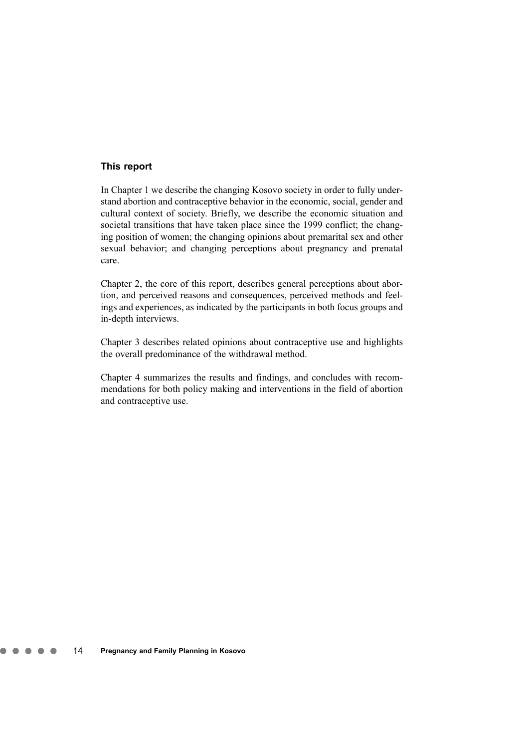### This report

In Chapter 1 we describe the changing Kosovo society in order to fully understand abortion and contraceptive behavior in the economic, social, gender and cultural context of society. Briefly, we describe the economic situation and societal transitions that have taken place since the 1999 conflict; the changing position of women; the changing opinions about premarital sex and other sexual behavior; and changing perceptions about pregnancy and prenatal care.

Chapter 2, the core of this report, describes general perceptions about abortion, and perceived reasons and consequences, perceived methods and feelings and experiences, as indicated by the participants in both focus groups and in-depth interviews.

Chapter 3 describes related opinions about contraceptive use and highlights the overall predominance of the withdrawal method.

Chapter 4 summarizes the results and findings, and concludes with recommendations for both policy making and interventions in the field of abortion and contraceptive use.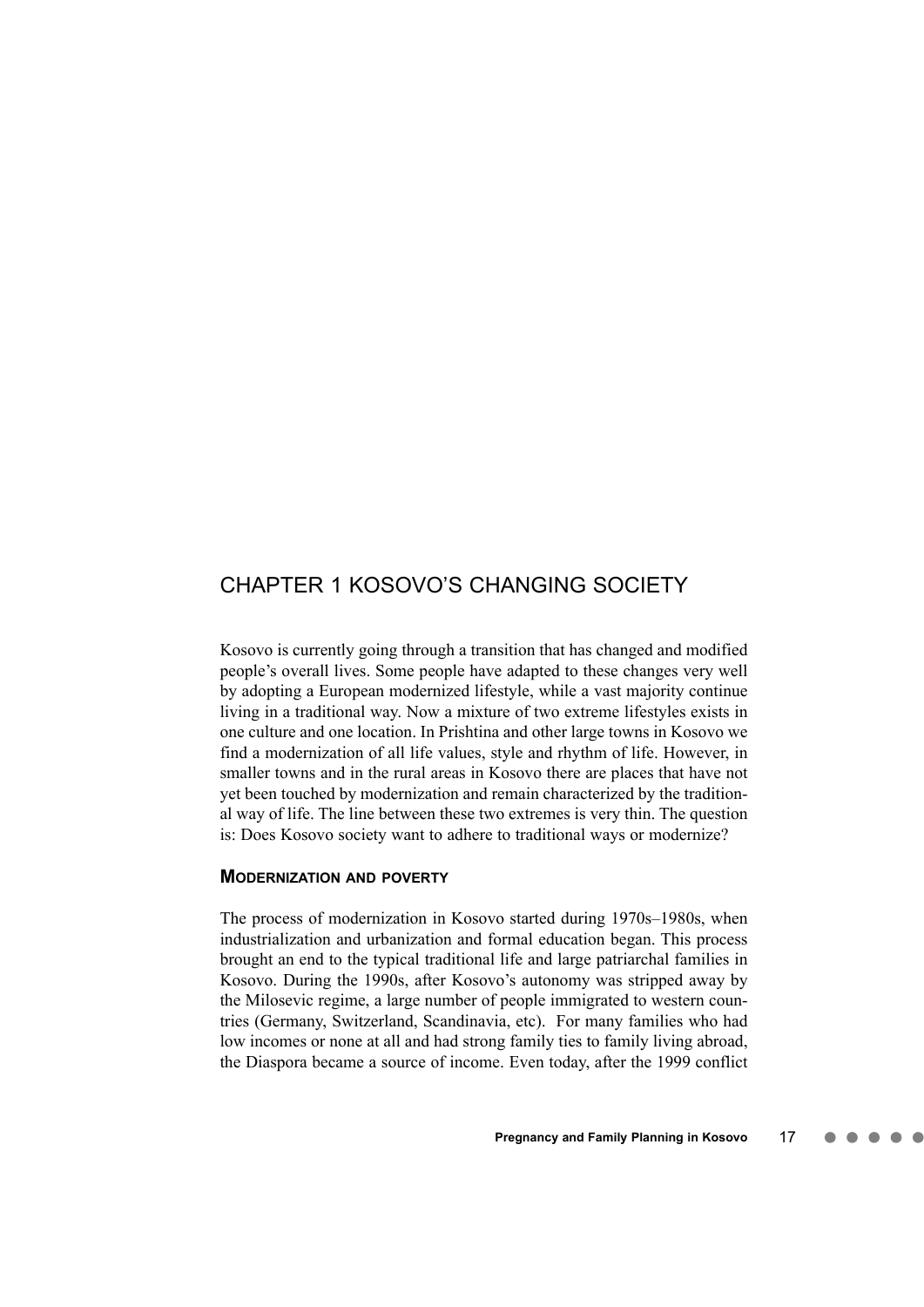# CHAPTER 1 KOSOVO'S CHANGING SOCIETY

Kosovo is currently going through a transition that has changed and modified people's overall lives. Some people have adapted to these changes very well by adopting a European modernized lifestyle, while a vast majority continue living in a traditional way. Now a mixture of two extreme lifestyles exists in one culture and one location. In Prishtina and other large towns in Kosovo we find a modernization of all life values, style and rhythm of life. However, in smaller towns and in the rural areas in Kosovo there are places that have not yet been touched by modernization and remain characterized by the traditional way of life. The line between these two extremes is very thin. The question is: Does Kosovo society want to adhere to traditional ways or modernize?

## MODERNIZATION AND POVERTY

The process of modernization in Kosovo started during 1970s–1980s, when industrialization and urbanization and formal education began. This process brought an end to the typical traditional life and large patriarchal families in Kosovo. During the 1990s, after Kosovo's autonomy was stripped away by the Milosevic regime, a large number of people immigrated to western countries (Germany, Switzerland, Scandinavia, etc). For many families who had low incomes or none at all and had strong family ties to family living abroad, the Diaspora became a source of income. Even today, after the 1999 conflict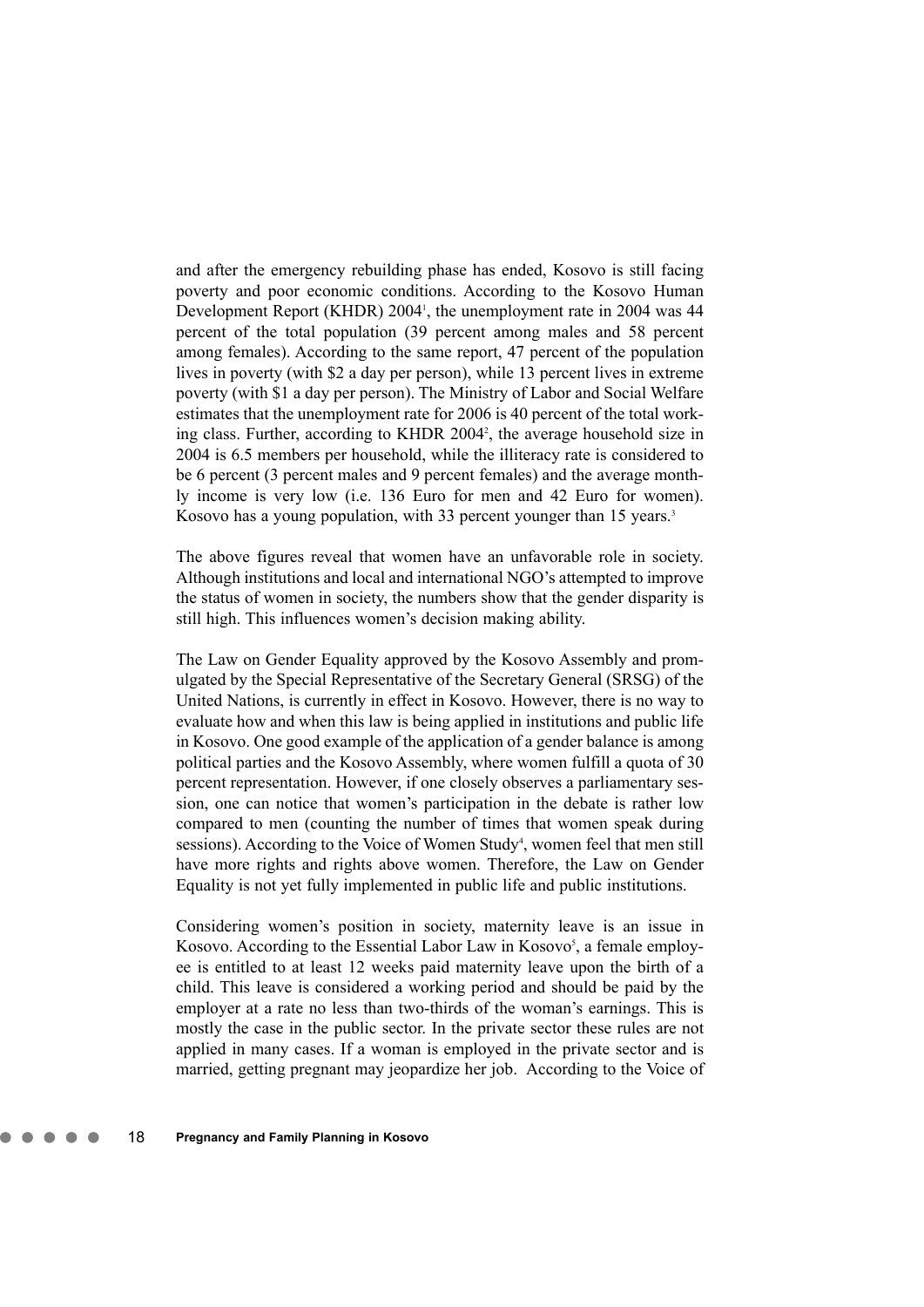and after the emergency rebuilding phase has ended, Kosovo is still facing poverty and poor economic conditions. According to the Kosovo Human Development Report (KHDR) 2004[1], the unemployment rate in 2004 was 44 percent of the total population (39 percent among males and 58 percent among females). According to the same report, 47 percent of the population lives in poverty (with $2 a day per person), while 13 percent lives in extreme poverty (with $1 a day per person). The Ministry of Labor and Social Welfare estimates that the unemployment rate for 2006 is 40 percent of the total working class. Further, according to KHDR 2004[2], the average household size in 2004 is 6.5 members per household, while the illiteracy rate is considered to be 6 percent (3 percent males and 9 percent females) and the average monthly income is very low (i.e. 136 Euro for men and 42 Euro for women). Kosovo has a young population, with 33 percent younger than 15 years.[3]

The above figures reveal that women have an unfavorable role in society. Although institutions and local and international NGO's attempted to improve the status of women in society, the numbers show that the gender disparity is still high. This influences women's decision making ability.

The Law on Gender Equality approved by the Kosovo Assembly and promulgated by the Special Representative of the Secretary General (SRSG) of the United Nations, is currently in effect in Kosovo. However, there is no way to evaluate how and when this law is being applied in institutions and public life in Kosovo. One good example of the application of a gender balance is among political parties and the Kosovo Assembly, where women fulfill a quota of 30 percent representation. However, if one closely observes a parliamentary session, one can notice that women's participation in the debate is rather low compared to men (counting the number of times that women speak during sessions). According to the Voice of Women Study[4], women feel that men still have more rights and rights above women. Therefore, the Law on Gender Equality is not yet fully implemented in public life and public institutions.

Considering women's position in society, maternity leave is an issue in Kosovo. According to the Essential Labor Law in Kosovo[5], a female employee is entitled to at least 12 weeks paid maternity leave upon the birth of a child. This leave is considered a working period and should be paid by the employer at a rate no less than two-thirds of the woman's earnings. This is mostly the case in the public sector. In the private sector these rules are not applied in many cases. If a woman is employed in the private sector and is married, getting pregnant may jeopardize her job. According to the Voice of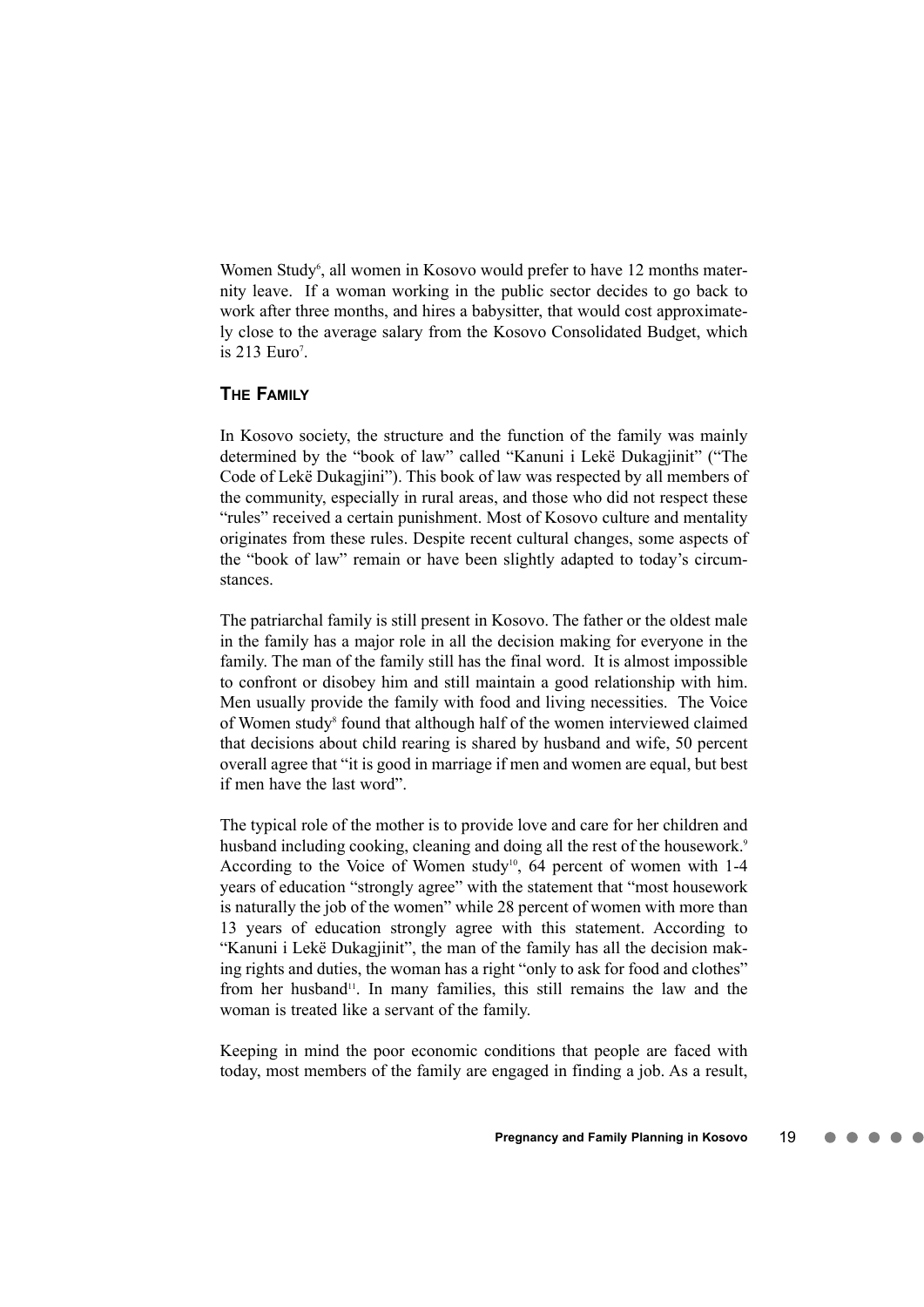Women Study[6], all women in Kosovo would prefer to have 12 months maternity leave. If a woman working in the public sector decides to go back to work after three months, and hires a babysitter, that would cost approximately close to the average salary from the Kosovo Consolidated Budget, which is 213 Euro[7].

## THE FAMILY

In Kosovo society, the structure and the function of the family was mainly determined by the "book of law" called "Kanuni i Lekë Dukagjinit" ("The Code of Lekë Dukagjini"). This book of law was respected by all members of the community, especially in rural areas, and those who did not respect these "rules" received a certain punishment. Most of Kosovo culture and mentality originates from these rules. Despite recent cultural changes, some aspects of the "book of law" remain or have been slightly adapted to today's circumstances.

The patriarchal family is still present in Kosovo. The father or the oldest male in the family has a major role in all the decision making for everyone in the family. The man of the family still has the final word. It is almost impossible to confront or disobey him and still maintain a good relationship with him. Men usually provide the family with food and living necessities. The Voice of Women study[8] found that although half of the women interviewed claimed that decisions about child rearing is shared by husband and wife, 50 percent overall agree that "it is good in marriage if men and women are equal, but best if men have the last word".

The typical role of the mother is to provide love and care for her children and husband including cooking, cleaning and doing all the rest of the housework.[9] According to the Voice of Women study[10], 64 percent of women with 1-4 years of education "strongly agree" with the statement that "most housework is naturally the job of the women" while 28 percent of women with more than 13 years of education strongly agree with this statement. According to "Kanuni i Lekë Dukagjinit", the man of the family has all the decision making rights and duties, the woman has a right "only to ask for food and clothes" from her husband[11]. In many families, this still remains the law and the woman is treated like a servant of the family.

Keeping in mind the poor economic conditions that people are faced with today, most members of the family are engaged in finding a job. As a result,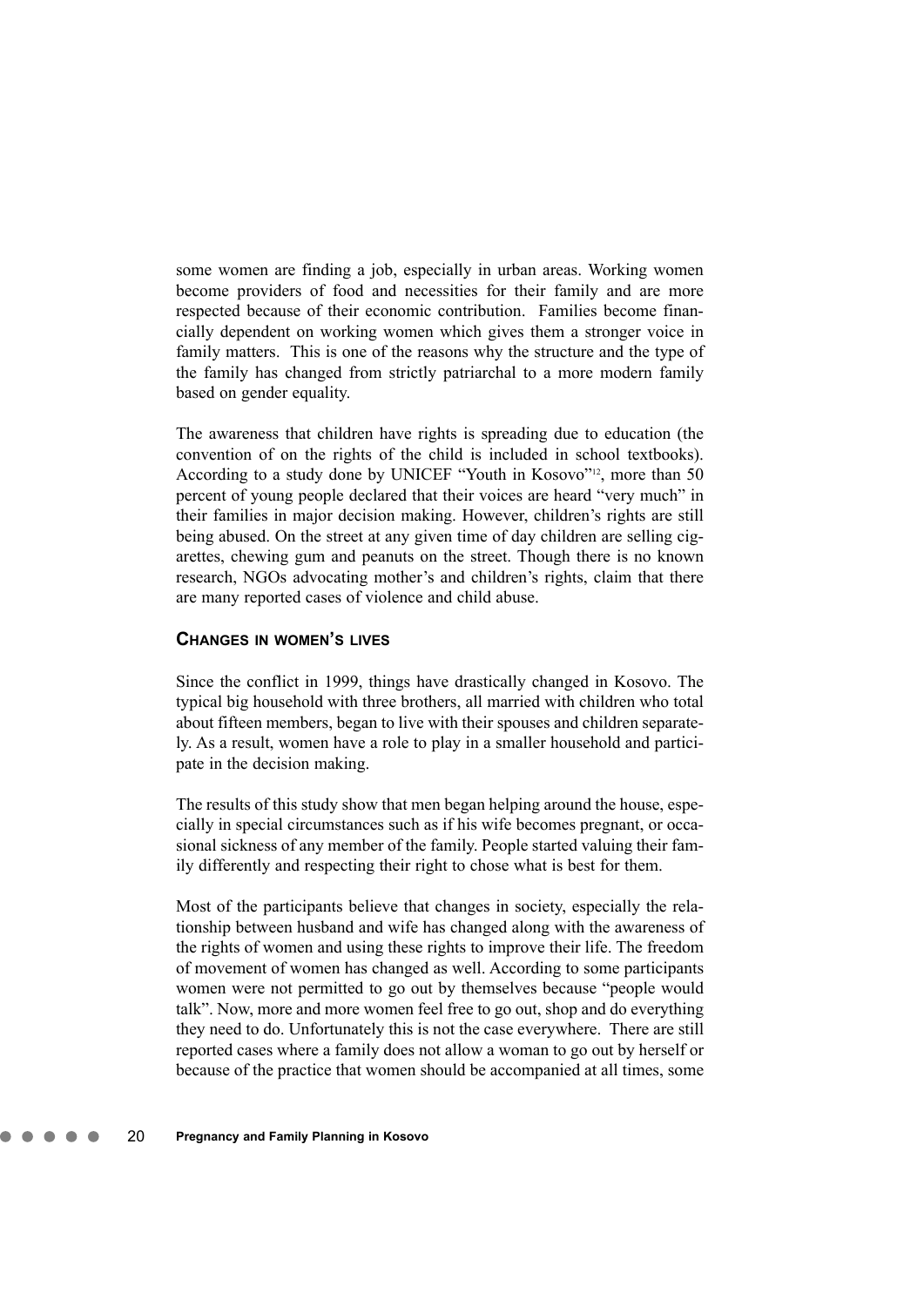some women are finding a job, especially in urban areas. Working women become providers of food and necessities for their family and are more respected because of their economic contribution. Families become financially dependent on working women which gives them a stronger voice in family matters. This is one of the reasons why the structure and the type of the family has changed from strictly patriarchal to a more modern family based on gender equality.

The awareness that children have rights is spreading due to education (the convention of on the rights of the child is included in school textbooks). According to a study done by UNICEF "Youth in Kosovo"[12], more than 50 percent of young people declared that their voices are heard "very much" in their families in major decision making. However, children's rights are still being abused. On the street at any given time of day children are selling cigarettes, chewing gum and peanuts on the street. Though there is no known research, NGOs advocating mother's and children's rights, claim that there are many reported cases of violence and child abuse.

### Changes in women's lives

Since the conflict in 1999, things have drastically changed in Kosovo. The typical big household with three brothers, all married with children who total about fifteen members, began to live with their spouses and children separately. As a result, women have a role to play in a smaller household and participate in the decision making.

The results of this study show that men began helping around the house, especially in special circumstances such as if his wife becomes pregnant, or occasional sickness of any member of the family. People started valuing their family differently and respecting their right to chose what is best for them.

Most of the participants believe that changes in society, especially the relationship between husband and wife has changed along with the awareness of the rights of women and using these rights to improve their life. The freedom of movement of women has changed as well. According to some participants women were not permitted to go out by themselves because "people would talk". Now, more and more women feel free to go out, shop and do everything they need to do. Unfortunately this is not the case everywhere. There are still reported cases where a family does not allow a woman to go out by herself or because of the practice that women should be accompanied at all times, some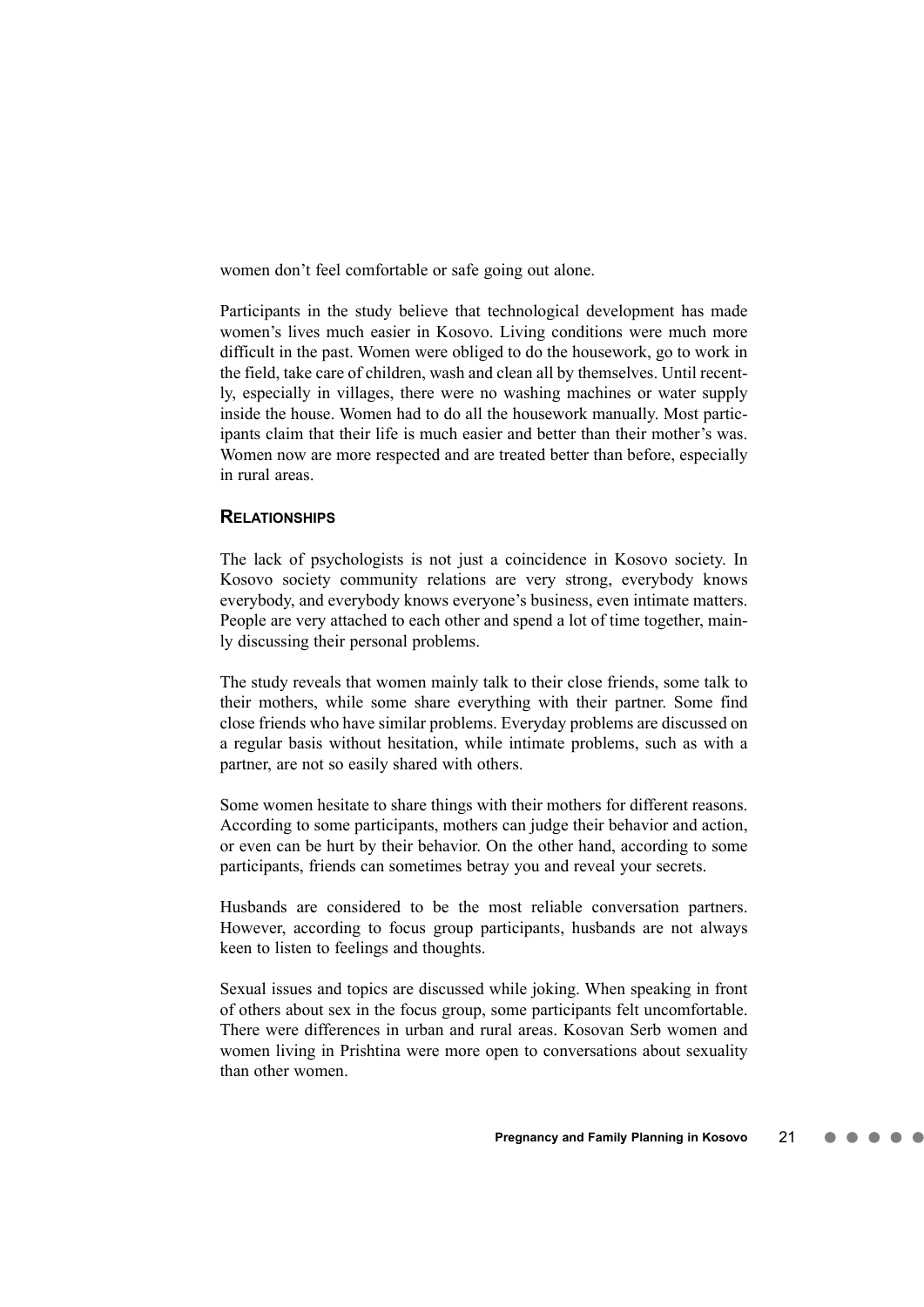women don't feel comfortable or safe going out alone.

Participants in the study believe that technological development has made women's lives much easier in Kosovo. Living conditions were much more difficult in the past. Women were obliged to do the housework, go to work in the field, take care of children, wash and clean all by themselves. Until recently, especially in villages, there were no washing machines or water supply inside the house. Women had to do all the housework manually. Most participants claim that their life is much easier and better than their mother's was. Women now are more respected and are treated better than before, especially in rural areas.

### Relationships

The lack of psychologists is not just a coincidence in Kosovo society. In Kosovo society community relations are very strong, everybody knows everybody, and everybody knows everyone's business, even intimate matters. People are very attached to each other and spend a lot of time together, mainly discussing their personal problems.

The study reveals that women mainly talk to their close friends, some talk to their mothers, while some share everything with their partner. Some find close friends who have similar problems. Everyday problems are discussed on a regular basis without hesitation, while intimate problems, such as with a partner, are not so easily shared with others.

Some women hesitate to share things with their mothers for different reasons. According to some participants, mothers can judge their behavior and action, or even can be hurt by their behavior. On the other hand, according to some participants, friends can sometimes betray you and reveal your secrets.

Husbands are considered to be the most reliable conversation partners. However, according to focus group participants, husbands are not always keen to listen to feelings and thoughts.

Sexual issues and topics are discussed while joking. When speaking in front of others about sex in the focus group, some participants felt uncomfortable. There were differences in urban and rural areas. Kosovan Serb women and women living in Prishtina were more open to conversations about sexuality than other women.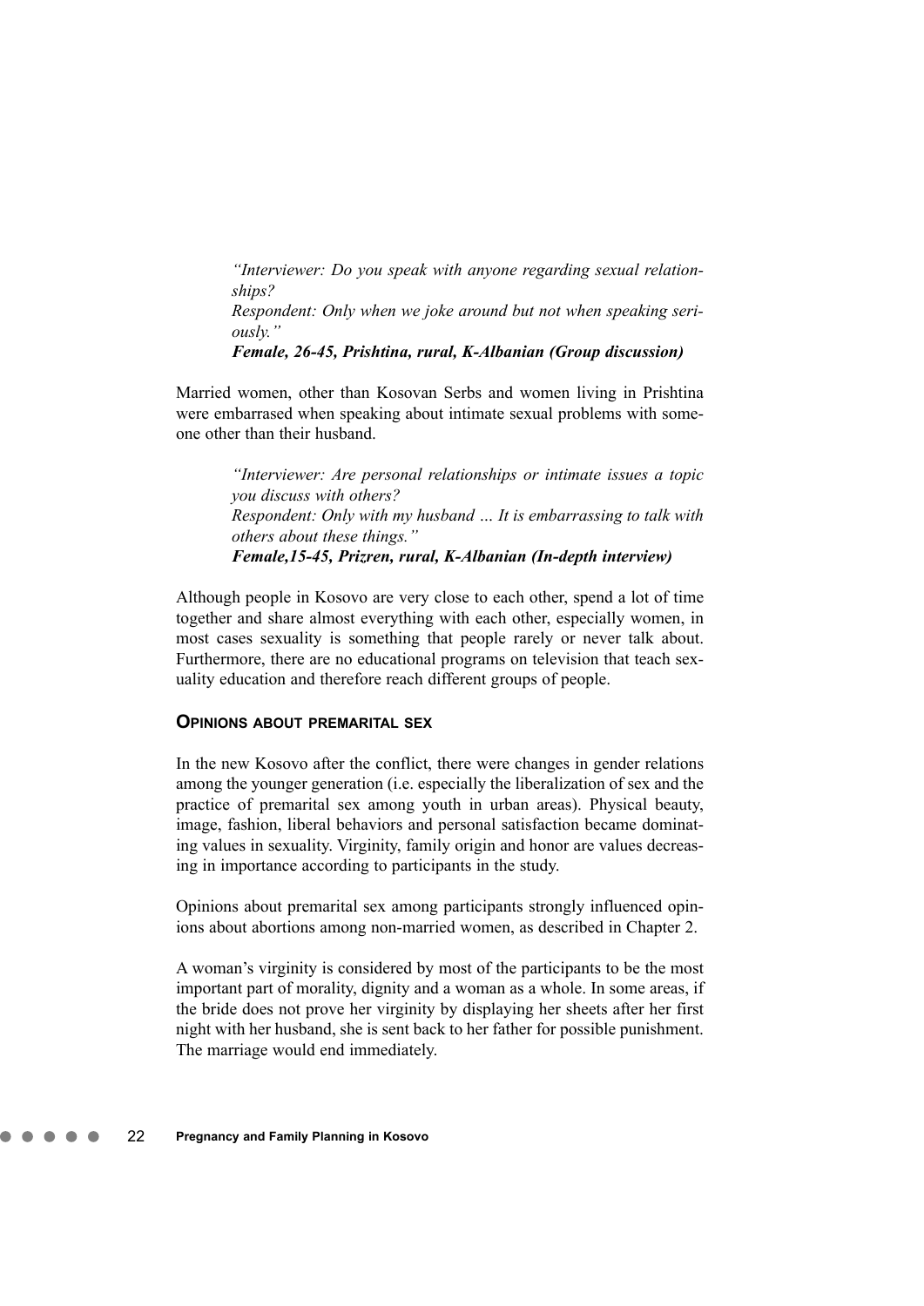*"Interviewer: Do you speak with anyone regarding sexual relationships?*
*Respondent: Only when we joke around but not when speaking seriously."*
***Female, 26-45, Prishtina, rural, K-Albanian (Group discussion)***

Married women, other than Kosovan Serbs and women living in Prishtina were embarrased when speaking about intimate sexual problems with someone other than their husband.

*"Interviewer: Are personal relationships or intimate issues a topic you discuss with others?*
*Respondent: Only with my husband … It is embarrassing to talk with others about these things."*
***Female,15-45, Prizren, rural, K-Albanian (In-depth interview)***

Although people in Kosovo are very close to each other, spend a lot of time together and share almost everything with each other, especially women, in most cases sexuality is something that people rarely or never talk about. Furthermore, there are no educational programs on television that teach sexuality education and therefore reach different groups of people.

### OPINIONS ABOUT PREMARITAL SEX

In the new Kosovo after the conflict, there were changes in gender relations among the younger generation (i.e. especially the liberalization of sex and the practice of premarital sex among youth in urban areas). Physical beauty, image, fashion, liberal behaviors and personal satisfaction became dominating values in sexuality. Virginity, family origin and honor are values decreasing in importance according to participants in the study.

Opinions about premarital sex among participants strongly influenced opinions about abortions among non-married women, as described in Chapter 2.

A woman's virginity is considered by most of the participants to be the most important part of morality, dignity and a woman as a whole. In some areas, if the bride does not prove her virginity by displaying her sheets after her first night with her husband, she is sent back to her father for possible punishment. The marriage would end immediately.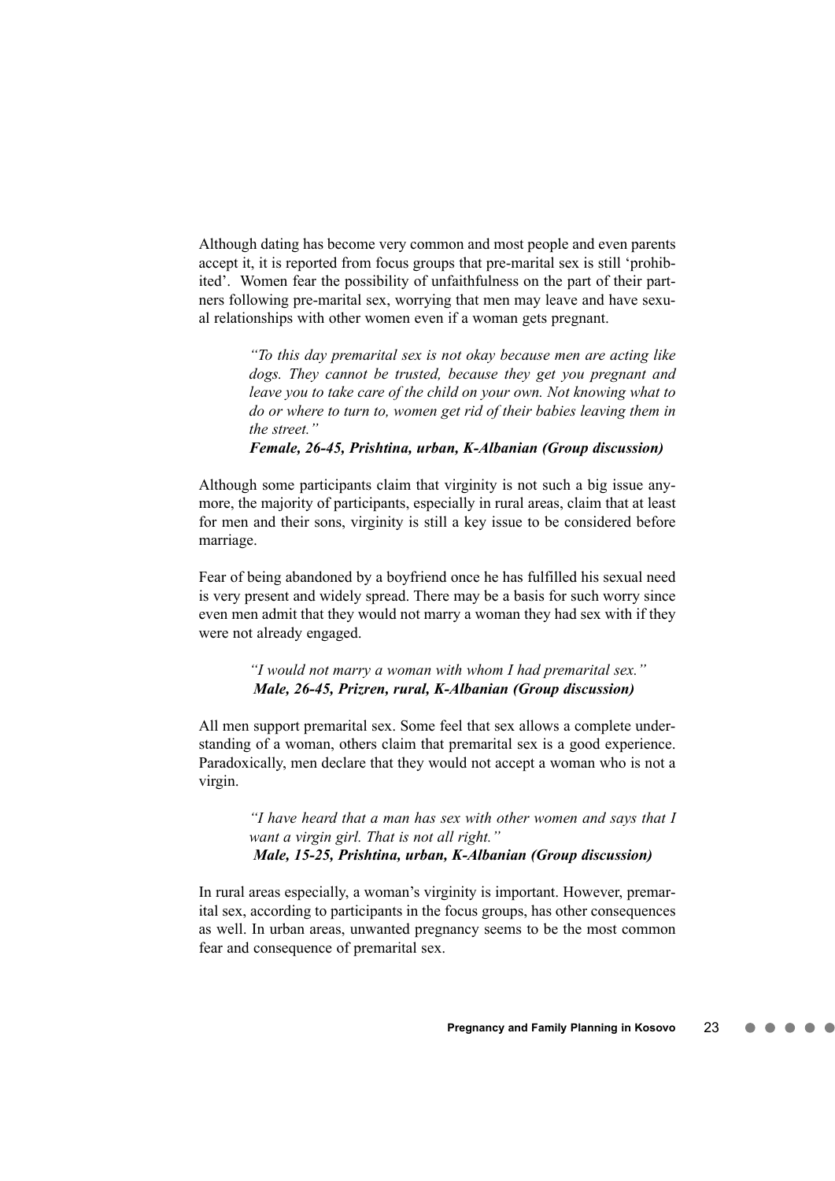Although dating has become very common and most people and even parents accept it, it is reported from focus groups that pre-marital sex is still 'prohibited'. Women fear the possibility of unfaithfulness on the part of their partners following pre-marital sex, worrying that men may leave and have sexual relationships with other women even if a woman gets pregnant.

> *"To this day premarital sex is not okay because men are acting like dogs. They cannot be trusted, because they get you pregnant and leave you to take care of the child on your own. Not knowing what to do or where to turn to, women get rid of their babies leaving them in the street."*
> ***Female, 26-45, Prishtina, urban, K-Albanian (Group discussion)***

Although some participants claim that virginity is not such a big issue anymore, the majority of participants, especially in rural areas, claim that at least for men and their sons, virginity is still a key issue to be considered before marriage.

Fear of being abandoned by a boyfriend once he has fulfilled his sexual need is very present and widely spread. There may be a basis for such worry since even men admit that they would not marry a woman they had sex with if they were not already engaged.

> *"I would not marry a woman with whom I had premarital sex."*
> ***Male, 26-45, Prizren, rural, K-Albanian (Group discussion)***

All men support premarital sex. Some feel that sex allows a complete understanding of a woman, others claim that premarital sex is a good experience. Paradoxically, men declare that they would not accept a woman who is not a virgin.

> *"I have heard that a man has sex with other women and says that I want a virgin girl. That is not all right."*
> ***Male, 15-25, Prishtina, urban, K-Albanian (Group discussion)***

In rural areas especially, a woman's virginity is important. However, premarital sex, according to participants in the focus groups, has other consequences as well. In urban areas, unwanted pregnancy seems to be the most common fear and consequence of premarital sex.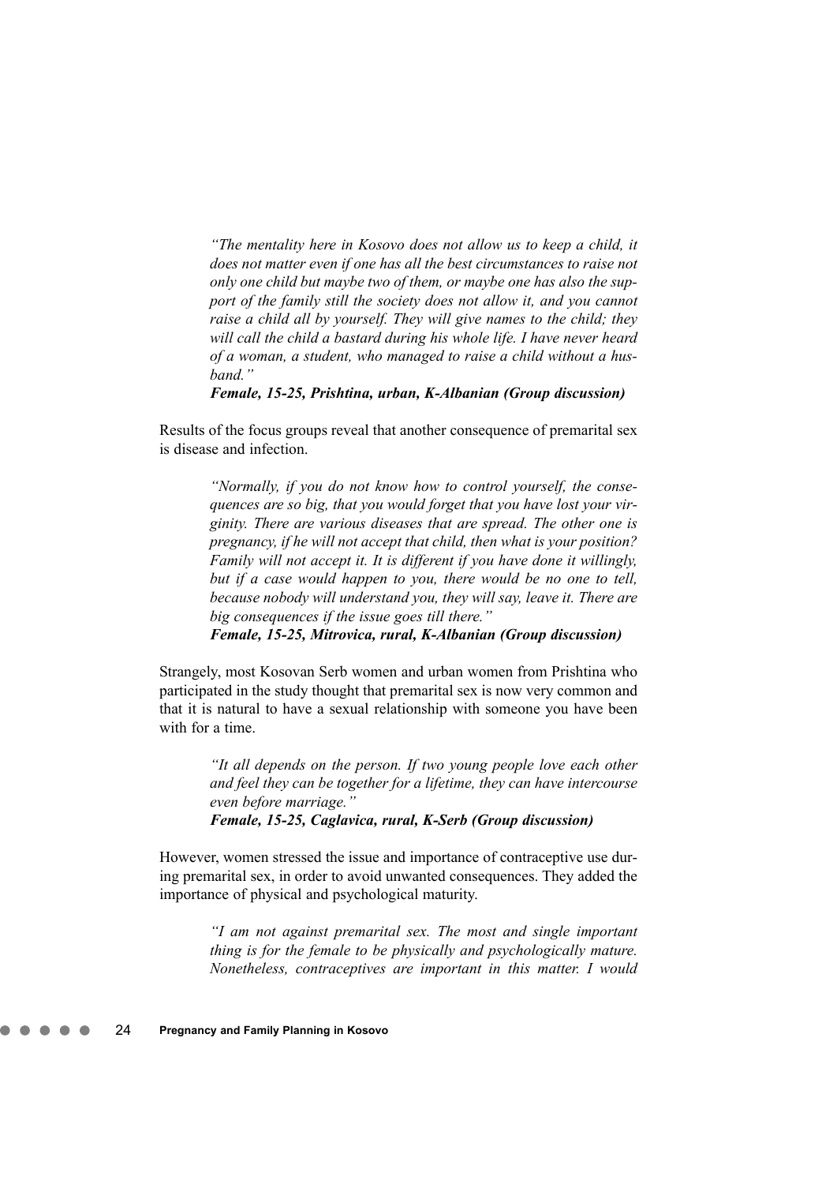*"The mentality here in Kosovo does not allow us to keep a child, it does not matter even if one has all the best circumstances to raise not only one child but maybe two of them, or maybe one has also the support of the family still the society does not allow it, and you cannot raise a child all by yourself. They will give names to the child; they will call the child a bastard during his whole life. I have never heard of a woman, a student, who managed to raise a child without a husband."*
***Female, 15-25, Prishtina, urban, K-Albanian (Group discussion)***

Results of the focus groups reveal that another consequence of premarital sex is disease and infection.

> *"Normally, if you do not know how to control yourself, the consequences are so big, that you would forget that you have lost your virginity. There are various diseases that are spread. The other one is pregnancy, if he will not accept that child, then what is your position? Family will not accept it. It is different if you have done it willingly, but if a case would happen to you, there would be no one to tell, because nobody will understand you, they will say, leave it. There are big consequences if the issue goes till there."*
> ***Female, 15-25, Mitrovica, rural, K-Albanian (Group discussion)***

Strangely, most Kosovan Serb women and urban women from Prishtina who participated in the study thought that premarital sex is now very common and that it is natural to have a sexual relationship with someone you have been with for a time.

> *"It all depends on the person. If two young people love each other and feel they can be together for a lifetime, they can have intercourse even before marriage."*
> ***Female, 15-25, Caglavica, rural, K-Serb (Group discussion)***

However, women stressed the issue and importance of contraceptive use during premarital sex, in order to avoid unwanted consequences. They added the importance of physical and psychological maturity.

> *"I am not against premarital sex. The most and single important thing is for the female to be physically and psychologically mature. Nonetheless, contraceptives are important in this matter. I would*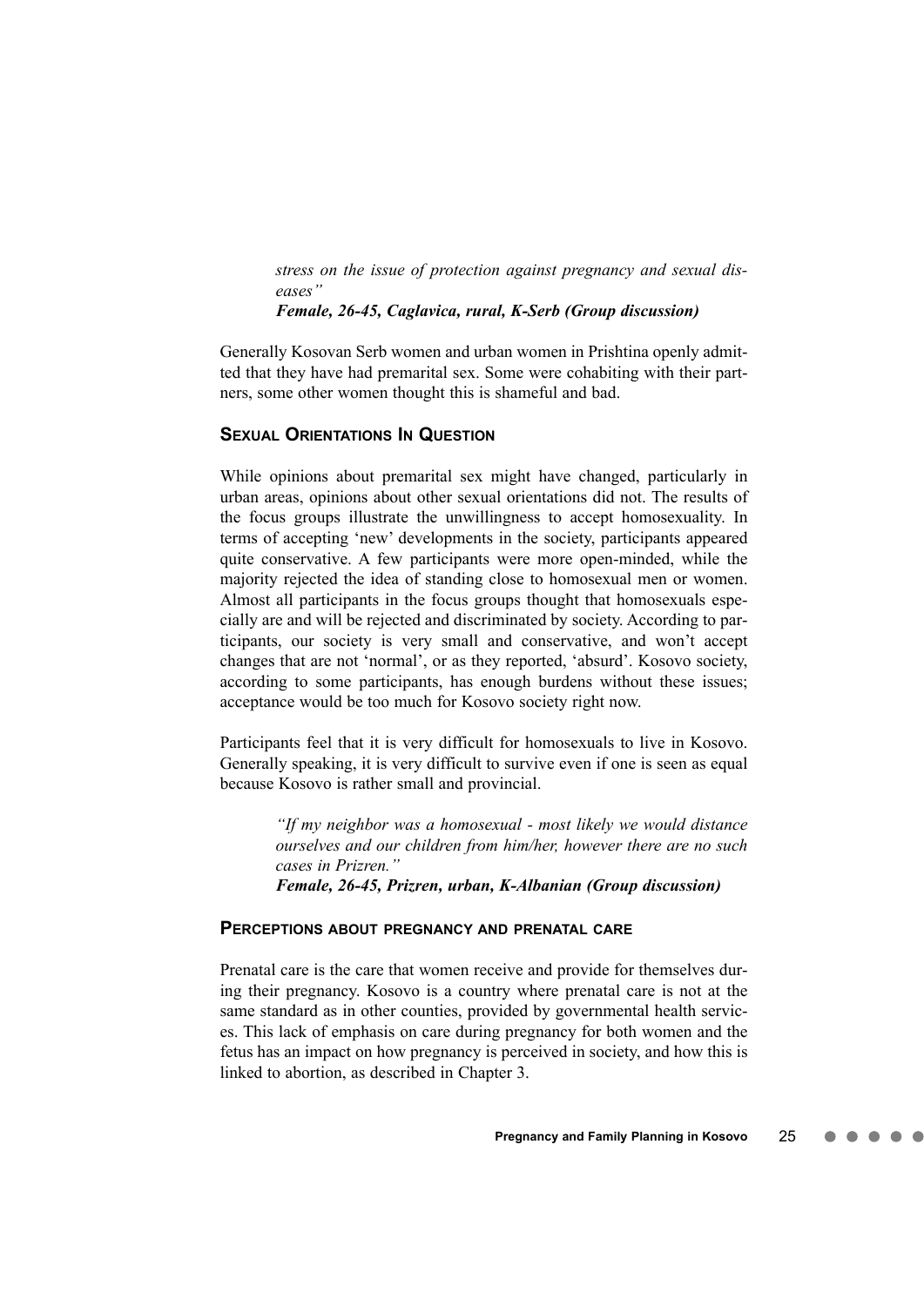> *stress on the issue of protection against pregnancy and sexual diseases"*
> ***Female, 26-45, Caglavica, rural, K-Serb (Group discussion)***

Generally Kosovan Serb women and urban women in Prishtina openly admitted that they have had premarital sex. Some were cohabiting with their partners, some other women thought this is shameful and bad.

### SEXUAL ORIENTATIONS IN QUESTION

While opinions about premarital sex might have changed, particularly in urban areas, opinions about other sexual orientations did not. The results of the focus groups illustrate the unwillingness to accept homosexuality. In terms of accepting 'new' developments in the society, participants appeared quite conservative. A few participants were more open-minded, while the majority rejected the idea of standing close to homosexual men or women. Almost all participants in the focus groups thought that homosexuals especially are and will be rejected and discriminated by society. According to participants, our society is very small and conservative, and won't accept changes that are not 'normal', or as they reported, 'absurd'. Kosovo society, according to some participants, has enough burdens without these issues; acceptance would be too much for Kosovo society right now.

Participants feel that it is very difficult for homosexuals to live in Kosovo. Generally speaking, it is very difficult to survive even if one is seen as equal because Kosovo is rather small and provincial.

> *"If my neighbor was a homosexual - most likely we would distance ourselves and our children from him/her, however there are no such cases in Prizren."*
> ***Female, 26-45, Prizren, urban, K-Albanian (Group discussion)***

### PERCEPTIONS ABOUT PREGNANCY AND PRENATAL CARE

Prenatal care is the care that women receive and provide for themselves during their pregnancy. Kosovo is a country where prenatal care is not at the same standard as in other counties, provided by governmental health services. This lack of emphasis on care during pregnancy for both women and the fetus has an impact on how pregnancy is perceived in society, and how this is linked to abortion, as described in Chapter 3.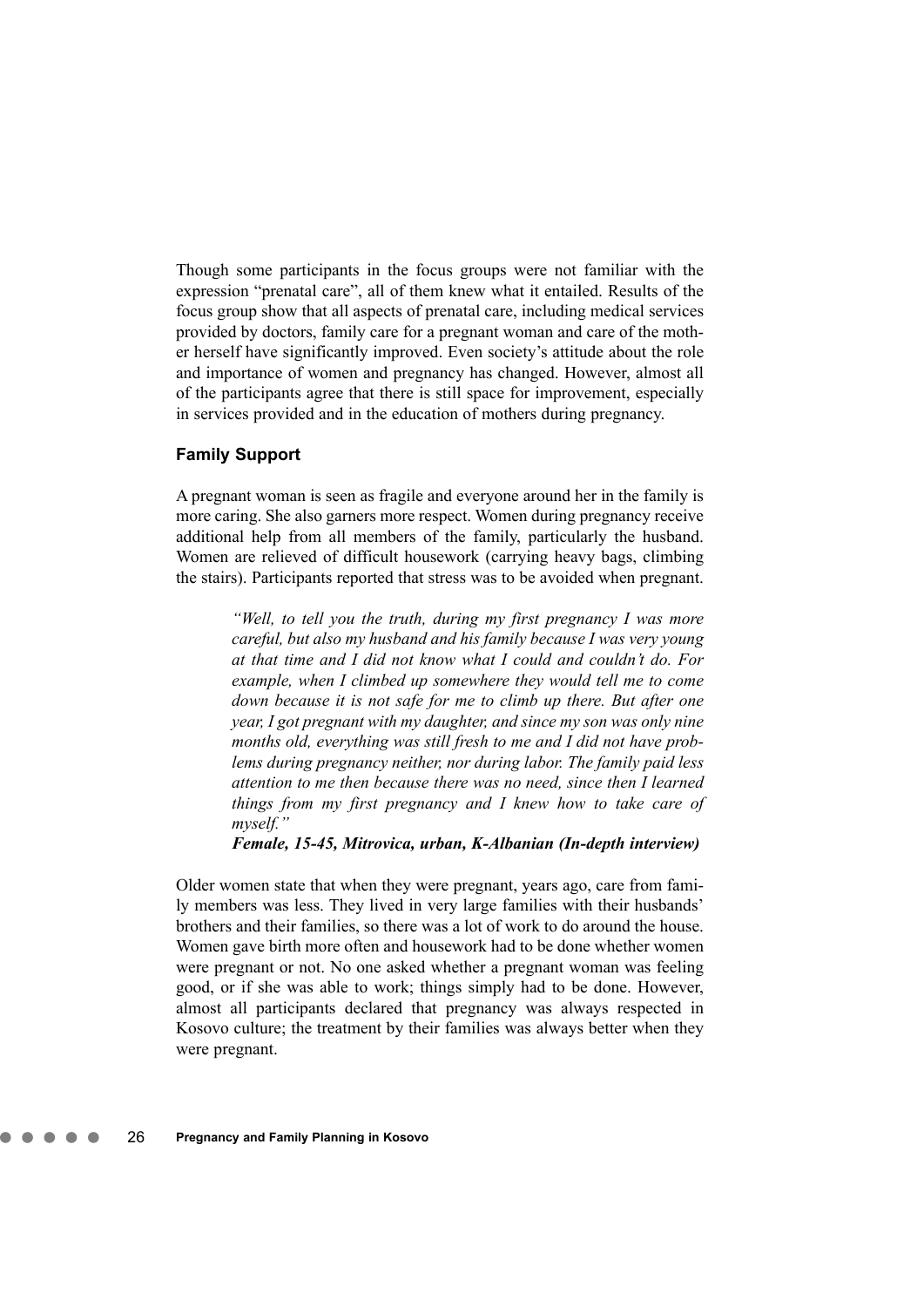Though some participants in the focus groups were not familiar with the expression "prenatal care", all of them knew what it entailed. Results of the focus group show that all aspects of prenatal care, including medical services provided by doctors, family care for a pregnant woman and care of the mother herself have significantly improved. Even society's attitude about the role and importance of women and pregnancy has changed. However, almost all of the participants agree that there is still space for improvement, especially in services provided and in the education of mothers during pregnancy.

### Family Support

A pregnant woman is seen as fragile and everyone around her in the family is more caring. She also garners more respect. Women during pregnancy receive additional help from all members of the family, particularly the husband. Women are relieved of difficult housework (carrying heavy bags, climbing the stairs). Participants reported that stress was to be avoided when pregnant.

> *"Well, to tell you the truth, during my first pregnancy I was more careful, but also my husband and his family because I was very young at that time and I did not know what I could and couldn't do. For example, when I climbed up somewhere they would tell me to come down because it is not safe for me to climb up there. But after one year, I got pregnant with my daughter, and since my son was only nine months old, everything was still fresh to me and I did not have problems during pregnancy neither, nor during labor. The family paid less attention to me then because there was no need, since then I learned things from my first pregnancy and I knew how to take care of myself."*
>
> ***Female, 15-45, Mitrovica, urban, K-Albanian (In-depth interview)***

Older women state that when they were pregnant, years ago, care from family members was less. They lived in very large families with their husbands' brothers and their families, so there was a lot of work to do around the house. Women gave birth more often and housework had to be done whether women were pregnant or not. No one asked whether a pregnant woman was feeling good, or if she was able to work; things simply had to be done. However, almost all participants declared that pregnancy was always respected in Kosovo culture; the treatment by their families was always better when they were pregnant.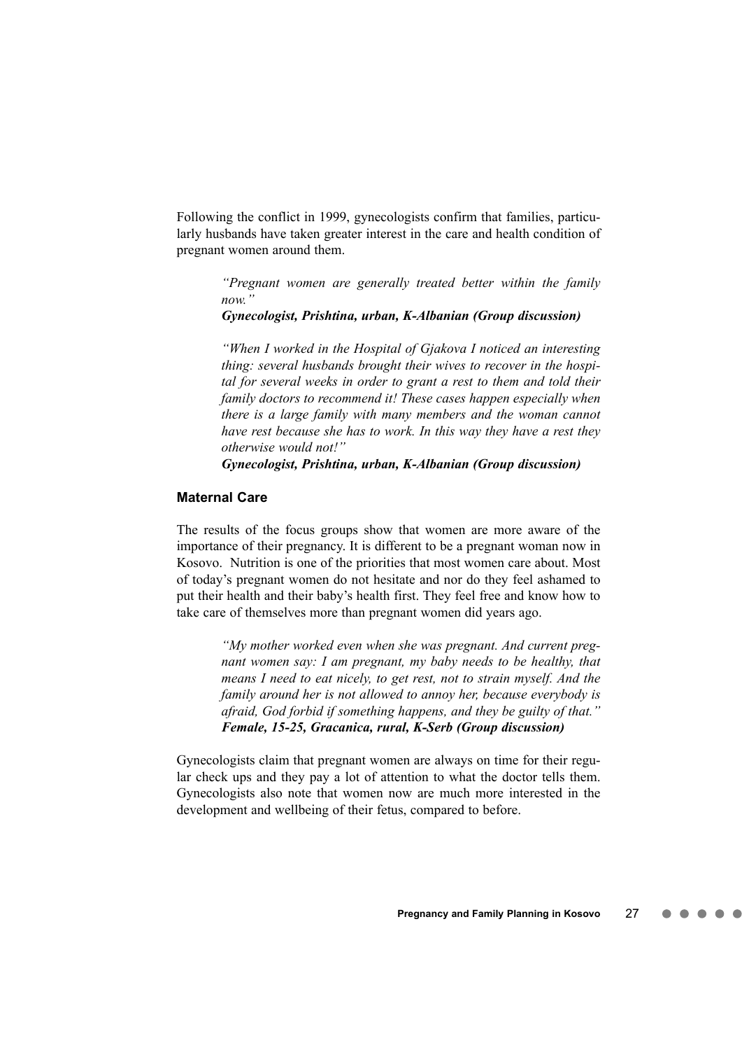Following the conflict in 1999, gynecologists confirm that families, particularly husbands have taken greater interest in the care and health condition of pregnant women around them.

> *"Pregnant women are generally treated better within the family now."*
> ***Gynecologist, Prishtina, urban, K-Albanian (Group discussion)***

> *"When I worked in the Hospital of Gjakova I noticed an interesting thing: several husbands brought their wives to recover in the hospital for several weeks in order to grant a rest to them and told their family doctors to recommend it! These cases happen especially when there is a large family with many members and the woman cannot have rest because she has to work. In this way they have a rest they otherwise would not!"*
> ***Gynecologist, Prishtina, urban, K-Albanian (Group discussion)***

### Maternal Care

The results of the focus groups show that women are more aware of the importance of their pregnancy. It is different to be a pregnant woman now in Kosovo. Nutrition is one of the priorities that most women care about. Most of today's pregnant women do not hesitate and nor do they feel ashamed to put their health and their baby's health first. They feel free and know how to take care of themselves more than pregnant women did years ago.

> *"My mother worked even when she was pregnant. And current pregnant women say: I am pregnant, my baby needs to be healthy, that means I need to eat nicely, to get rest, not to strain myself. And the family around her is not allowed to annoy her, because everybody is afraid, God forbid if something happens, and they be guilty of that."*
> ***Female, 15-25, Gracanica, rural, K-Serb (Group discussion)***

Gynecologists claim that pregnant women are always on time for their regular check ups and they pay a lot of attention to what the doctor tells them. Gynecologists also note that women now are much more interested in the development and wellbeing of their fetus, compared to before.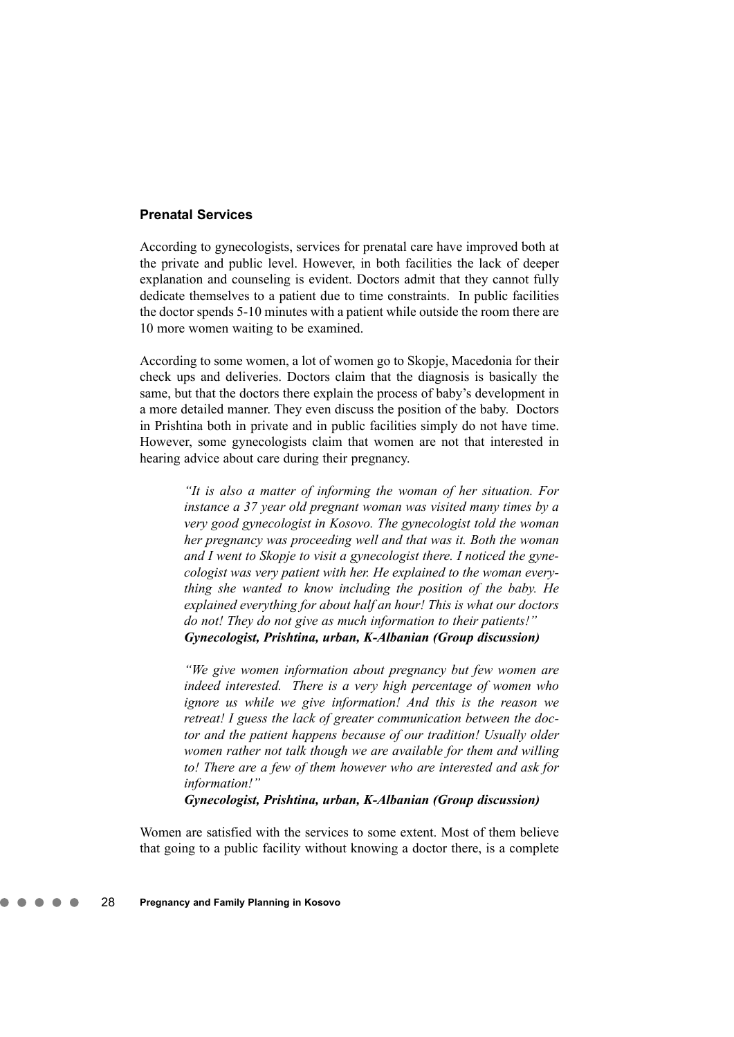## Prenatal Services

According to gynecologists, services for prenatal care have improved both at the private and public level. However, in both facilities the lack of deeper explanation and counseling is evident. Doctors admit that they cannot fully dedicate themselves to a patient due to time constraints. In public facilities the doctor spends 5-10 minutes with a patient while outside the room there are 10 more women waiting to be examined.

According to some women, a lot of women go to Skopje, Macedonia for their check ups and deliveries. Doctors claim that the diagnosis is basically the same, but that the doctors there explain the process of baby's development in a more detailed manner. They even discuss the position of the baby. Doctors in Prishtina both in private and in public facilities simply do not have time. However, some gynecologists claim that women are not that interested in hearing advice about care during their pregnancy.

> *"It is also a matter of informing the woman of her situation. For instance a 37 year old pregnant woman was visited many times by a very good gynecologist in Kosovo. The gynecologist told the woman her pregnancy was proceeding well and that was it. Both the woman and I went to Skopje to visit a gynecologist there. I noticed the gynecologist was very patient with her. He explained to the woman everything she wanted to know including the position of the baby. He explained everything for about half an hour! This is what our doctors do not! They do not give as much information to their patients!"*
> ***Gynecologist, Prishtina, urban, K-Albanian (Group discussion)***

> *"We give women information about pregnancy but few women are indeed interested. There is a very high percentage of women who ignore us while we give information! And this is the reason we retreat! I guess the lack of greater communication between the doctor and the patient happens because of our tradition! Usually older women rather not talk though we are available for them and willing to! There are a few of them however who are interested and ask for information!"*
> ***Gynecologist, Prishtina, urban, K-Albanian (Group discussion)***

Women are satisfied with the services to some extent. Most of them believe that going to a public facility without knowing a doctor there, is a complete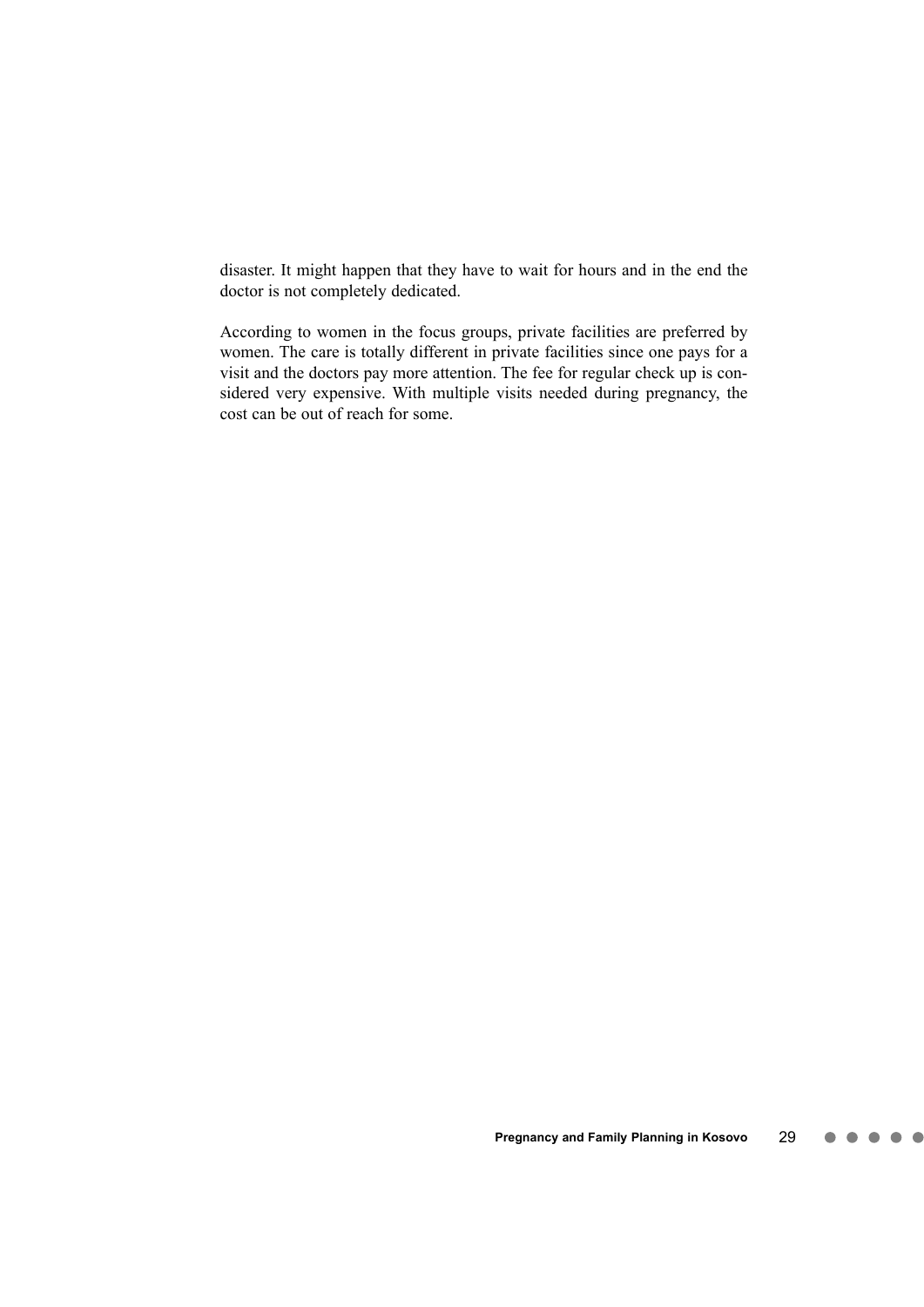disaster. It might happen that they have to wait for hours and in the end the doctor is not completely dedicated.

According to women in the focus groups, private facilities are preferred by women. The care is totally different in private facilities since one pays for a visit and the doctors pay more attention. The fee for regular check up is considered very expensive. With multiple visits needed during pregnancy, the cost can be out of reach for some.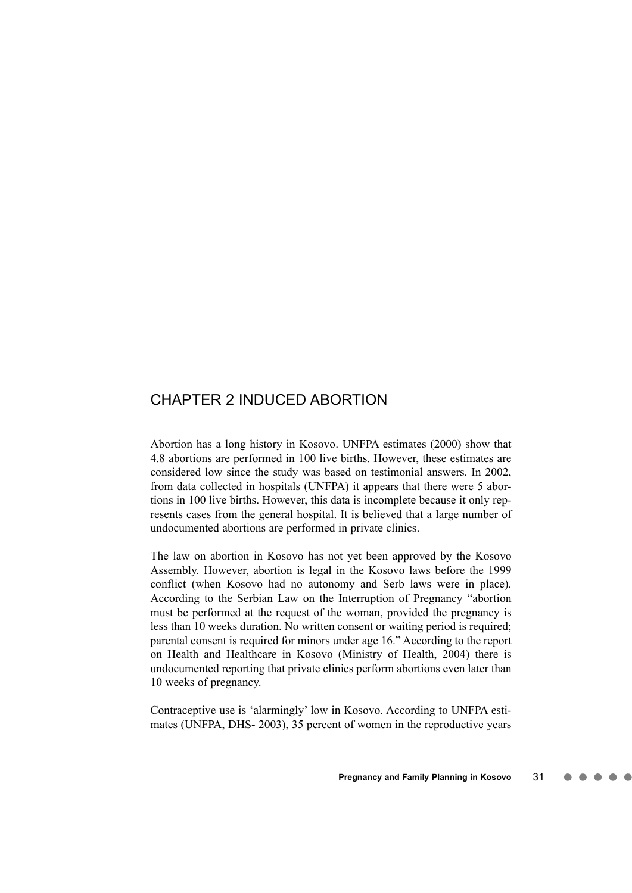# CHAPTER 2 INDUCED ABORTION

Abortion has a long history in Kosovo. UNFPA estimates (2000) show that 4.8 abortions are performed in 100 live births. However, these estimates are considered low since the study was based on testimonial answers. In 2002, from data collected in hospitals (UNFPA) it appears that there were 5 abortions in 100 live births. However, this data is incomplete because it only represents cases from the general hospital. It is believed that a large number of undocumented abortions are performed in private clinics.

The law on abortion in Kosovo has not yet been approved by the Kosovo Assembly. However, abortion is legal in the Kosovo laws before the 1999 conflict (when Kosovo had no autonomy and Serb laws were in place). According to the Serbian Law on the Interruption of Pregnancy "abortion must be performed at the request of the woman, provided the pregnancy is less than 10 weeks duration. No written consent or waiting period is required; parental consent is required for minors under age 16." According to the report on Health and Healthcare in Kosovo (Ministry of Health, 2004) there is undocumented reporting that private clinics perform abortions even later than 10 weeks of pregnancy.

Contraceptive use is 'alarmingly' low in Kosovo. According to UNFPA estimates (UNFPA, DHS- 2003), 35 percent of women in the reproductive years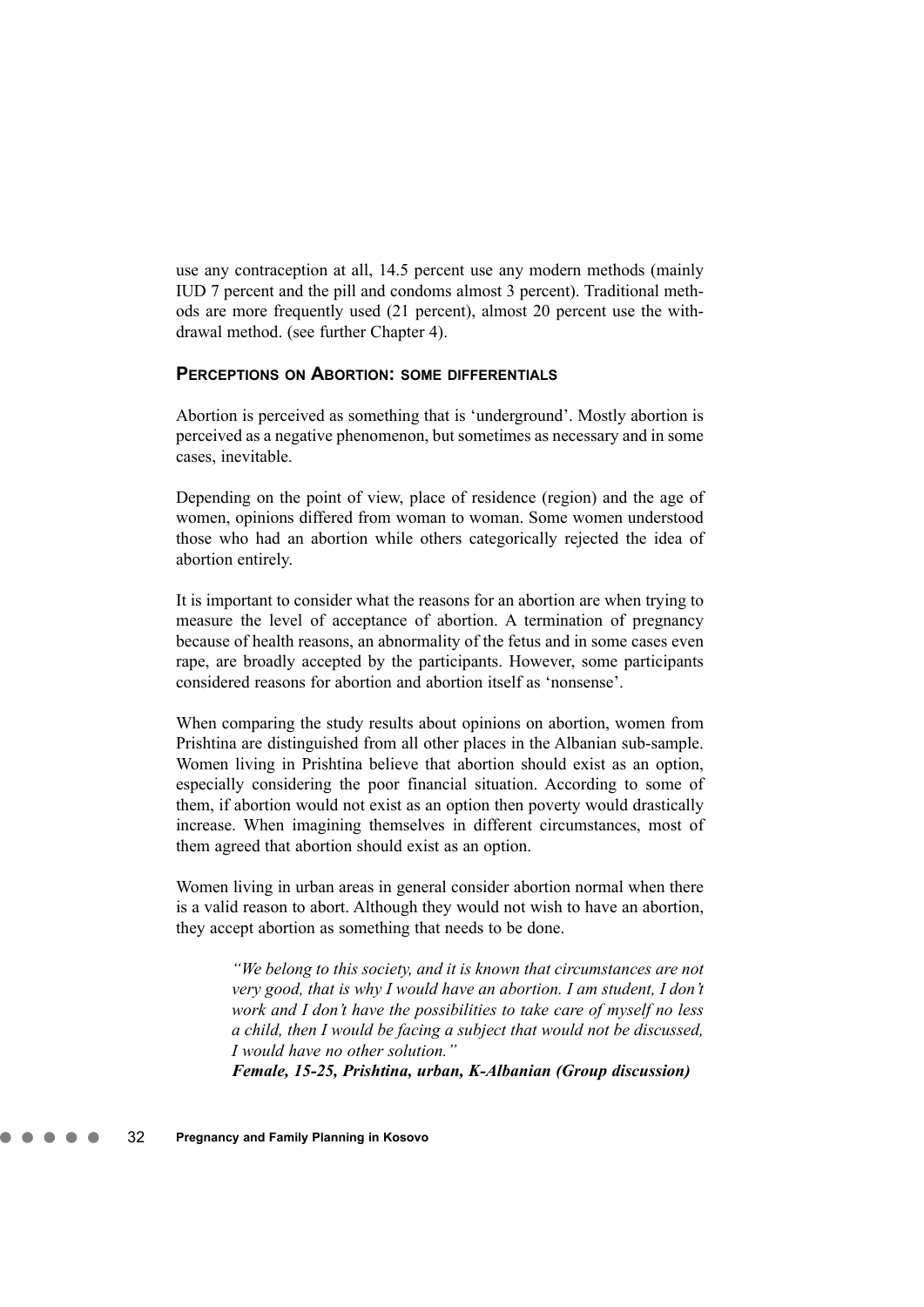use any contraception at all, 14.5 percent use any modern methods (mainly IUD 7 percent and the pill and condoms almost 3 percent). Traditional methods are more frequently used (21 percent), almost 20 percent use the withdrawal method. (see further Chapter 4).

### Perceptions on Abortion: some differentials

Abortion is perceived as something that is 'underground'. Mostly abortion is perceived as a negative phenomenon, but sometimes as necessary and in some cases, inevitable.

Depending on the point of view, place of residence (region) and the age of women, opinions differed from woman to woman. Some women understood those who had an abortion while others categorically rejected the idea of abortion entirely.

It is important to consider what the reasons for an abortion are when trying to measure the level of acceptance of abortion. A termination of pregnancy because of health reasons, an abnormality of the fetus and in some cases even rape, are broadly accepted by the participants. However, some participants considered reasons for abortion and abortion itself as 'nonsense'.

When comparing the study results about opinions on abortion, women from Prishtina are distinguished from all other places in the Albanian sub-sample. Women living in Prishtina believe that abortion should exist as an option, especially considering the poor financial situation. According to some of them, if abortion would not exist as an option then poverty would drastically increase. When imagining themselves in different circumstances, most of them agreed that abortion should exist as an option.

Women living in urban areas in general consider abortion normal when there is a valid reason to abort. Although they would not wish to have an abortion, they accept abortion as something that needs to be done.

> *"We belong to this society, and it is known that circumstances are not very good, that is why I would have an abortion. I am student, I don't work and I don't have the possibilities to take care of myself no less a child, then I would be facing a subject that would not be discussed, I would have no other solution."*
> ***Female, 15-25, Prishtina, urban, K-Albanian (Group discussion)***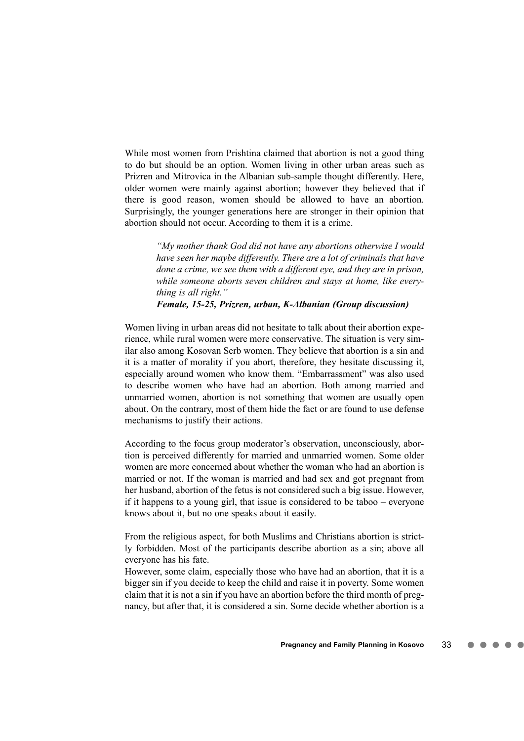While most women from Prishtina claimed that abortion is not a good thing to do but should be an option. Women living in other urban areas such as Prizren and Mitrovica in the Albanian sub-sample thought differently. Here, older women were mainly against abortion; however they believed that if there is good reason, women should be allowed to have an abortion. Surprisingly, the younger generations here are stronger in their opinion that abortion should not occur. According to them it is a crime.

> *"My mother thank God did not have any abortions otherwise I would have seen her maybe differently. There are a lot of criminals that have done a crime, we see them with a different eye, and they are in prison, while someone aborts seven children and stays at home, like everything is all right."*
>
> ***Female, 15-25, Prizren, urban, K-Albanian (Group discussion)***

Women living in urban areas did not hesitate to talk about their abortion experience, while rural women were more conservative. The situation is very similar also among Kosovan Serb women. They believe that abortion is a sin and it is a matter of morality if you abort, therefore, they hesitate discussing it, especially around women who know them. "Embarrassment" was also used to describe women who have had an abortion. Both among married and unmarried women, abortion is not something that women are usually open about. On the contrary, most of them hide the fact or are found to use defense mechanisms to justify their actions.

According to the focus group moderator's observation, unconsciously, abortion is perceived differently for married and unmarried women. Some older women are more concerned about whether the woman who had an abortion is married or not. If the woman is married and had sex and got pregnant from her husband, abortion of the fetus is not considered such a big issue. However, if it happens to a young girl, that issue is considered to be taboo – everyone knows about it, but no one speaks about it easily.

From the religious aspect, for both Muslims and Christians abortion is strictly forbidden. Most of the participants describe abortion as a sin; above all everyone has his fate.

However, some claim, especially those who have had an abortion, that it is a bigger sin if you decide to keep the child and raise it in poverty. Some women claim that it is not a sin if you have an abortion before the third month of pregnancy, but after that, it is considered a sin. Some decide whether abortion is a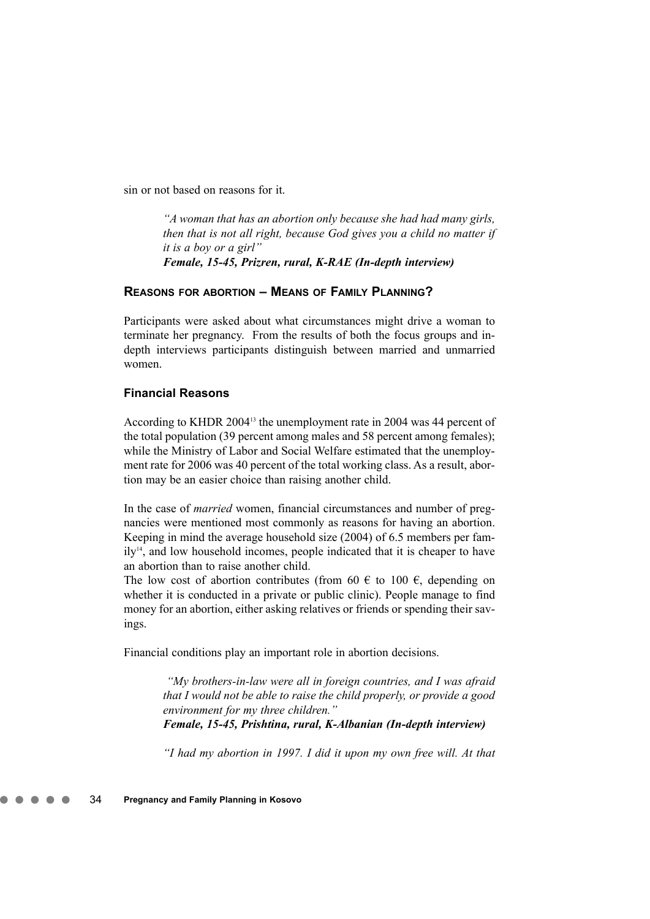sin or not based on reasons for it.

> *"A woman that has an abortion only because she had had many girls, then that is not all right, because God gives you a child no matter if it is a boy or a girl"*
> ***Female, 15-45, Prizren, rural, K-RAE (In-depth interview)***

## Reasons for abortion – Means of Family Planning?

Participants were asked about what circumstances might drive a woman to terminate her pregnancy. From the results of both the focus groups and in-depth interviews participants distinguish between married and unmarried women.

### Financial Reasons

According to KHDR 2004[13] the unemployment rate in 2004 was 44 percent of the total population (39 percent among males and 58 percent among females); while the Ministry of Labor and Social Welfare estimated that the unemployment rate for 2006 was 40 percent of the total working class. As a result, abortion may be an easier choice than raising another child.

In the case of *married* women, financial circumstances and number of pregnancies were mentioned most commonly as reasons for having an abortion. Keeping in mind the average household size (2004) of 6.5 members per family[14], and low household incomes, people indicated that it is cheaper to have an abortion than to raise another child.

The low cost of abortion contributes (from 60 € to 100 €, depending on whether it is conducted in a private or public clinic). People manage to find money for an abortion, either asking relatives or friends or spending their savings.

Financial conditions play an important role in abortion decisions.

> *"My brothers-in-law were all in foreign countries, and I was afraid that I would not be able to raise the child properly, or provide a good environment for my three children."*
> ***Female, 15-45, Prishtina, rural, K-Albanian (In-depth interview)***

> *"I had my abortion in 1997. I did it upon my own free will. At that*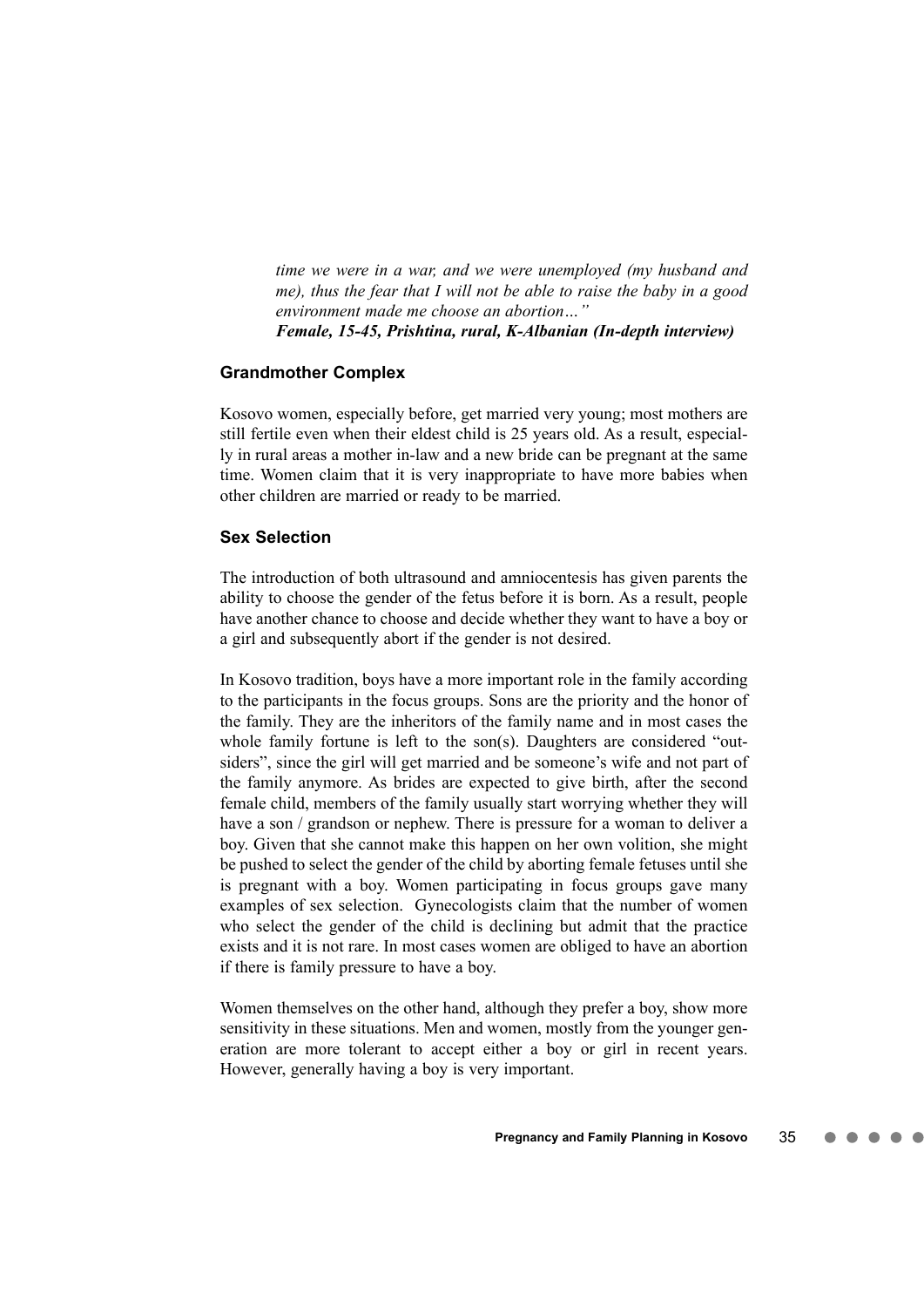*time we were in a war, and we were unemployed (my husband and me), thus the fear that I will not be able to raise the baby in a good environment made me choose an abortion…"*
***Female, 15-45, Prishtina, rural, K-Albanian (In-depth interview)***

### Grandmother Complex

Kosovo women, especially before, get married very young; most mothers are still fertile even when their eldest child is 25 years old. As a result, especially in rural areas a mother in-law and a new bride can be pregnant at the same time. Women claim that it is very inappropriate to have more babies when other children are married or ready to be married.

### Sex Selection

The introduction of both ultrasound and amniocentesis has given parents the ability to choose the gender of the fetus before it is born. As a result, people have another chance to choose and decide whether they want to have a boy or a girl and subsequently abort if the gender is not desired.

In Kosovo tradition, boys have a more important role in the family according to the participants in the focus groups. Sons are the priority and the honor of the family. They are the inheritors of the family name and in most cases the whole family fortune is left to the son(s). Daughters are considered "outsiders", since the girl will get married and be someone's wife and not part of the family anymore. As brides are expected to give birth, after the second female child, members of the family usually start worrying whether they will have a son / grandson or nephew. There is pressure for a woman to deliver a boy. Given that she cannot make this happen on her own volition, she might be pushed to select the gender of the child by aborting female fetuses until she is pregnant with a boy. Women participating in focus groups gave many examples of sex selection. Gynecologists claim that the number of women who select the gender of the child is declining but admit that the practice exists and it is not rare. In most cases women are obliged to have an abortion if there is family pressure to have a boy.

Women themselves on the other hand, although they prefer a boy, show more sensitivity in these situations. Men and women, mostly from the younger generation are more tolerant to accept either a boy or girl in recent years. However, generally having a boy is very important.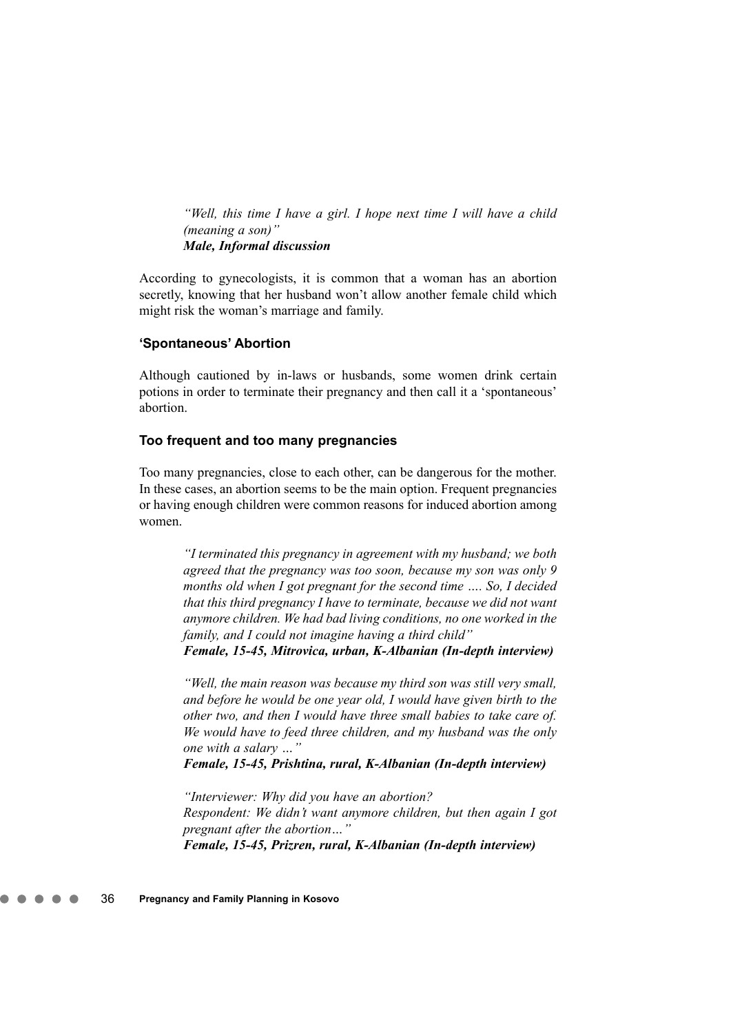> *"Well, this time I have a girl. I hope next time I will have a child (meaning a son)"*
> ***Male, Informal discussion***

According to gynecologists, it is common that a woman has an abortion secretly, knowing that her husband won't allow another female child which might risk the woman's marriage and family.

### 'Spontaneous' Abortion

Although cautioned by in-laws or husbands, some women drink certain potions in order to terminate their pregnancy and then call it a 'spontaneous' abortion.

### Too frequent and too many pregnancies

Too many pregnancies, close to each other, can be dangerous for the mother. In these cases, an abortion seems to be the main option. Frequent pregnancies or having enough children were common reasons for induced abortion among women.

> *"I terminated this pregnancy in agreement with my husband; we both agreed that the pregnancy was too soon, because my son was only 9 months old when I got pregnant for the second time …. So, I decided that this third pregnancy I have to terminate, because we did not want anymore children. We had bad living conditions, no one worked in the family, and I could not imagine having a third child"*
> ***Female, 15-45, Mitrovica, urban, K-Albanian (In-depth interview)***

> *"Well, the main reason was because my third son was still very small, and before he would be one year old, I would have given birth to the other two, and then I would have three small babies to take care of. We would have to feed three children, and my husband was the only one with a salary …"*
> ***Female, 15-45, Prishtina, rural, K-Albanian (In-depth interview)***

> *"Interviewer: Why did you have an abortion?*
> *Respondent: We didn't want anymore children, but then again I got pregnant after the abortion…"*
> ***Female, 15-45, Prizren, rural, K-Albanian (In-depth interview)***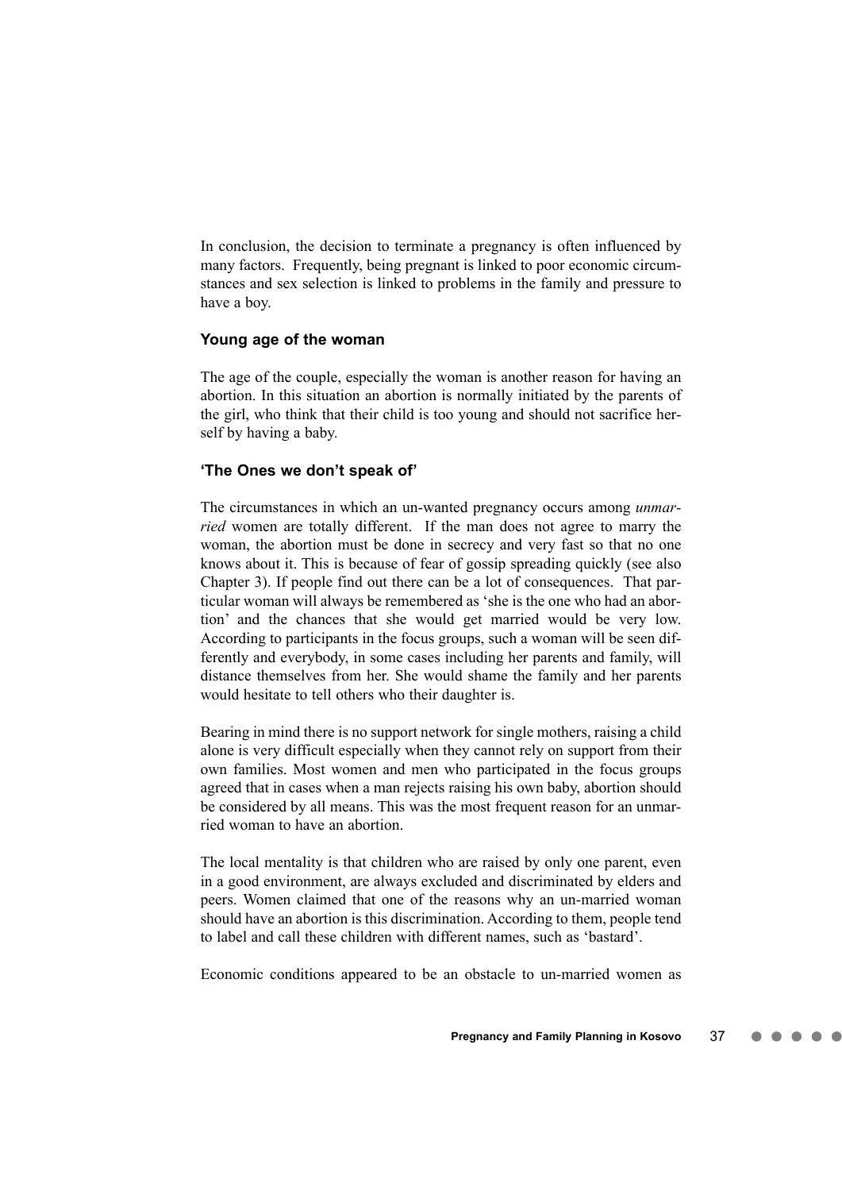In conclusion, the decision to terminate a pregnancy is often influenced by many factors. Frequently, being pregnant is linked to poor economic circumstances and sex selection is linked to problems in the family and pressure to have a boy.

### Young age of the woman

The age of the couple, especially the woman is another reason for having an abortion. In this situation an abortion is normally initiated by the parents of the girl, who think that their child is too young and should not sacrifice herself by having a baby.

### 'The Ones we don't speak of'

The circumstances in which an un-wanted pregnancy occurs among *unmarried* women are totally different. If the man does not agree to marry the woman, the abortion must be done in secrecy and very fast so that no one knows about it. This is because of fear of gossip spreading quickly (see also Chapter 3). If people find out there can be a lot of consequences. That particular woman will always be remembered as 'she is the one who had an abortion' and the chances that she would get married would be very low. According to participants in the focus groups, such a woman will be seen differently and everybody, in some cases including her parents and family, will distance themselves from her. She would shame the family and her parents would hesitate to tell others who their daughter is.

Bearing in mind there is no support network for single mothers, raising a child alone is very difficult especially when they cannot rely on support from their own families. Most women and men who participated in the focus groups agreed that in cases when a man rejects raising his own baby, abortion should be considered by all means. This was the most frequent reason for an unmarried woman to have an abortion.

The local mentality is that children who are raised by only one parent, even in a good environment, are always excluded and discriminated by elders and peers. Women claimed that one of the reasons why an un-married woman should have an abortion is this discrimination. According to them, people tend to label and call these children with different names, such as 'bastard'.

Economic conditions appeared to be an obstacle to un-married women as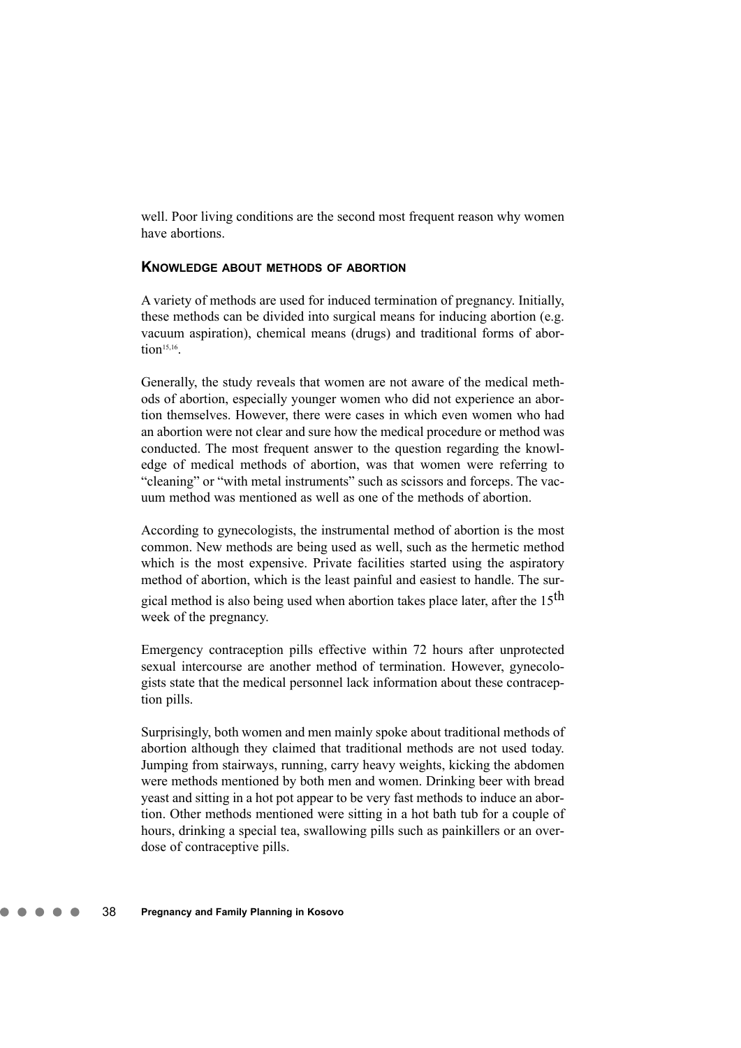well. Poor living conditions are the second most frequent reason why women have abortions.

### Knowledge about methods of abortion

A variety of methods are used for induced termination of pregnancy. Initially, these methods can be divided into surgical means for inducing abortion (e.g. vacuum aspiration), chemical means (drugs) and traditional forms of abortion[15,16].

Generally, the study reveals that women are not aware of the medical methods of abortion, especially younger women who did not experience an abortion themselves. However, there were cases in which even women who had an abortion were not clear and sure how the medical procedure or method was conducted. The most frequent answer to the question regarding the knowledge of medical methods of abortion, was that women were referring to "cleaning" or "with metal instruments" such as scissors and forceps. The vacuum method was mentioned as well as one of the methods of abortion.

According to gynecologists, the instrumental method of abortion is the most common. New methods are being used as well, such as the hermetic method which is the most expensive. Private facilities started using the aspiratory method of abortion, which is the least painful and easiest to handle. The surgical method is also being used when abortion takes place later, after the 15th week of the pregnancy.

Emergency contraception pills effective within 72 hours after unprotected sexual intercourse are another method of termination. However, gynecologists state that the medical personnel lack information about these contraception pills.

Surprisingly, both women and men mainly spoke about traditional methods of abortion although they claimed that traditional methods are not used today. Jumping from stairways, running, carry heavy weights, kicking the abdomen were methods mentioned by both men and women. Drinking beer with bread yeast and sitting in a hot pot appear to be very fast methods to induce an abortion. Other methods mentioned were sitting in a hot bath tub for a couple of hours, drinking a special tea, swallowing pills such as painkillers or an overdose of contraceptive pills.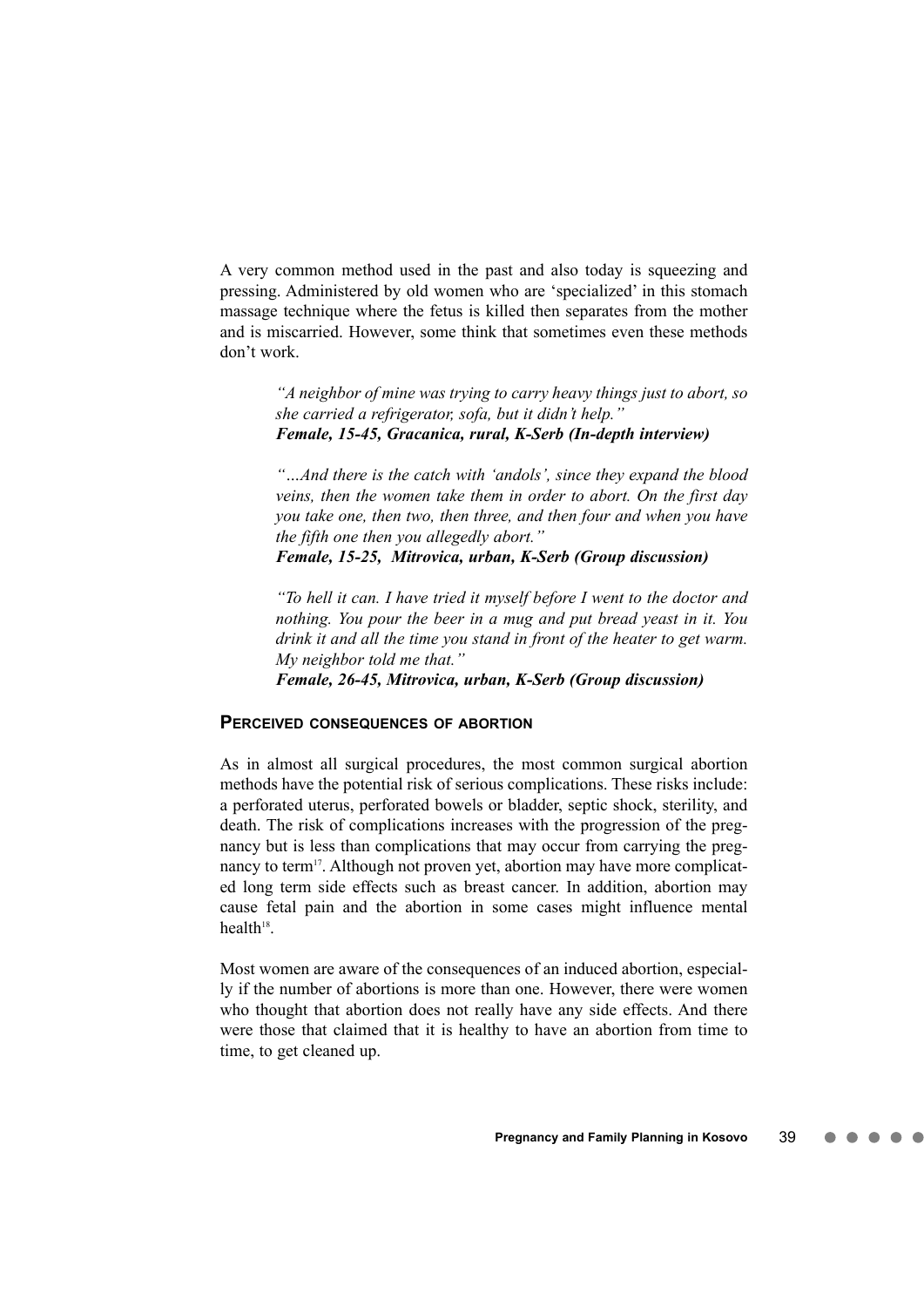A very common method used in the past and also today is squeezing and pressing. Administered by old women who are 'specialized' in this stomach massage technique where the fetus is killed then separates from the mother and is miscarried. However, some think that sometimes even these methods don't work.

> *"A neighbor of mine was trying to carry heavy things just to abort, so she carried a refrigerator, sofa, but it didn't help."*
> ***Female, 15-45, Gracanica, rural, K-Serb (In-depth interview)***
>
> *"…And there is the catch with 'andols', since they expand the blood veins, then the women take them in order to abort. On the first day you take one, then two, then three, and then four and when you have the fifth one then you allegedly abort."*
> ***Female, 15-25, Mitrovica, urban, K-Serb (Group discussion)***
>
> *"To hell it can. I have tried it myself before I went to the doctor and nothing. You pour the beer in a mug and put bread yeast in it. You drink it and all the time you stand in front of the heater to get warm. My neighbor told me that."*
> ***Female, 26-45, Mitrovica, urban, K-Serb (Group discussion)***

### Perceived consequences of abortion

As in almost all surgical procedures, the most common surgical abortion methods have the potential risk of serious complications. These risks include: a perforated uterus, perforated bowels or bladder, septic shock, sterility, and death. The risk of complications increases with the progression of the pregnancy but is less than complications that may occur from carrying the pregnancy to term[17]. Although not proven yet, abortion may have more complicated long term side effects such as breast cancer. In addition, abortion may cause fetal pain and the abortion in some cases might influence mental health[18].

Most women are aware of the consequences of an induced abortion, especially if the number of abortions is more than one. However, there were women who thought that abortion does not really have any side effects. And there were those that claimed that it is healthy to have an abortion from time to time, to get cleaned up.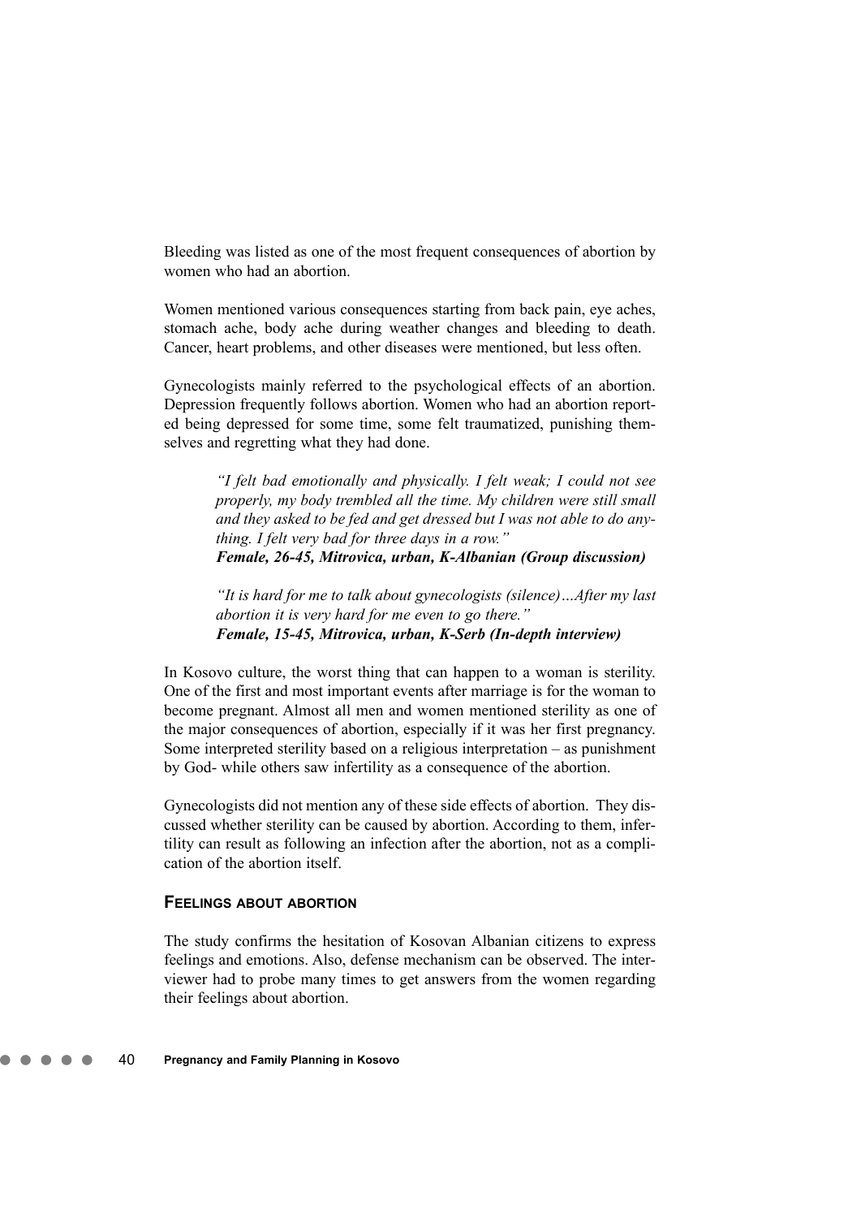Bleeding was listed as one of the most frequent consequences of abortion by women who had an abortion.

Women mentioned various consequences starting from back pain, eye aches, stomach ache, body ache during weather changes and bleeding to death. Cancer, heart problems, and other diseases were mentioned, but less often.

Gynecologists mainly referred to the psychological effects of an abortion. Depression frequently follows abortion. Women who had an abortion reported being depressed for some time, some felt traumatized, punishing themselves and regretting what they had done.

> *"I felt bad emotionally and physically. I felt weak; I could not see properly, my body trembled all the time. My children were still small and they asked to be fed and get dressed but I was not able to do anything. I felt very bad for three days in a row."*
> ***Female, 26-45, Mitrovica, urban, K-Albanian (Group discussion)***

> *"It is hard for me to talk about gynecologists (silence)…After my last abortion it is very hard for me even to go there."*
> ***Female, 15-45, Mitrovica, urban, K-Serb (In-depth interview)***

In Kosovo culture, the worst thing that can happen to a woman is sterility. One of the first and most important events after marriage is for the woman to become pregnant. Almost all men and women mentioned sterility as one of the major consequences of abortion, especially if it was her first pregnancy. Some interpreted sterility based on a religious interpretation – as punishment by God- while others saw infertility as a consequence of the abortion.

Gynecologists did not mention any of these side effects of abortion. They discussed whether sterility can be caused by abortion. According to them, infertility can result as following an infection after the abortion, not as a complication of the abortion itself.

### Feelings about abortion

The study confirms the hesitation of Kosovan Albanian citizens to express feelings and emotions. Also, defense mechanism can be observed. The interviewer had to probe many times to get answers from the women regarding their feelings about abortion.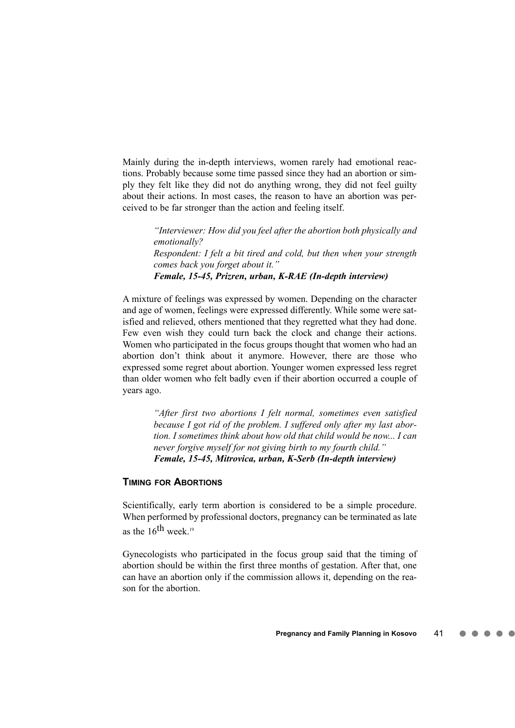Mainly during the in-depth interviews, women rarely had emotional reactions. Probably because some time passed since they had an abortion or simply they felt like they did not do anything wrong, they did not feel guilty about their actions. In most cases, the reason to have an abortion was perceived to be far stronger than the action and feeling itself.

> *"Interviewer: How did you feel after the abortion both physically and emotionally?*
> *Respondent: I felt a bit tired and cold, but then when your strength comes back you forget about it."*
> ***Female, 15-45, Prizren, urban, K-RAE (In-depth interview)***

A mixture of feelings was expressed by women. Depending on the character and age of women, feelings were expressed differently. While some were satisfied and relieved, others mentioned that they regretted what they had done. Few even wish they could turn back the clock and change their actions. Women who participated in the focus groups thought that women who had an abortion don't think about it anymore. However, there are those who expressed some regret about abortion. Younger women expressed less regret than older women who felt badly even if their abortion occurred a couple of years ago.

> *"After first two abortions I felt normal, sometimes even satisfied because I got rid of the problem. I suffered only after my last abortion. I sometimes think about how old that child would be now... I can never forgive myself for not giving birth to my fourth child."*
> ***Female, 15-45, Mitrovica, urban, K-Serb (In-depth interview)***

### Timing for Abortions

Scientifically, early term abortion is considered to be a simple procedure. When performed by professional doctors, pregnancy can be terminated as late as the 16th week.[19]

Gynecologists who participated in the focus group said that the timing of abortion should be within the first three months of gestation. After that, one can have an abortion only if the commission allows it, depending on the reason for the abortion.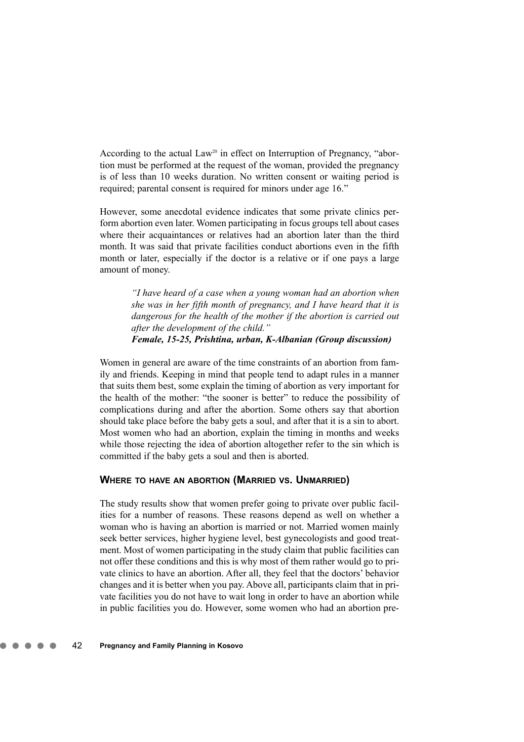According to the actual Law[20] in effect on Interruption of Pregnancy, "abortion must be performed at the request of the woman, provided the pregnancy is of less than 10 weeks duration. No written consent or waiting period is required; parental consent is required for minors under age 16."

However, some anecdotal evidence indicates that some private clinics perform abortion even later. Women participating in focus groups tell about cases where their acquaintances or relatives had an abortion later than the third month. It was said that private facilities conduct abortions even in the fifth month or later, especially if the doctor is a relative or if one pays a large amount of money.

> *"I have heard of a case when a young woman had an abortion when she was in her fifth month of pregnancy, and I have heard that it is dangerous for the health of the mother if the abortion is carried out after the development of the child."*
> ***Female, 15-25, Prishtina, urban, K-Albanian (Group discussion)***

Women in general are aware of the time constraints of an abortion from family and friends. Keeping in mind that people tend to adapt rules in a manner that suits them best, some explain the timing of abortion as very important for the health of the mother: "the sooner is better" to reduce the possibility of complications during and after the abortion. Some others say that abortion should take place before the baby gets a soul, and after that it is a sin to abort. Most women who had an abortion, explain the timing in months and weeks while those rejecting the idea of abortion altogether refer to the sin which is committed if the baby gets a soul and then is aborted.

### WHERE TO HAVE AN ABORTION (MARRIED VS. UNMARRIED)

The study results show that women prefer going to private over public facilities for a number of reasons. These reasons depend as well on whether a woman who is having an abortion is married or not. Married women mainly seek better services, higher hygiene level, best gynecologists and good treatment. Most of women participating in the study claim that public facilities can not offer these conditions and this is why most of them rather would go to private clinics to have an abortion. After all, they feel that the doctors' behavior changes and it is better when you pay. Above all, participants claim that in private facilities you do not have to wait long in order to have an abortion while in public facilities you do. However, some women who had an abortion pre-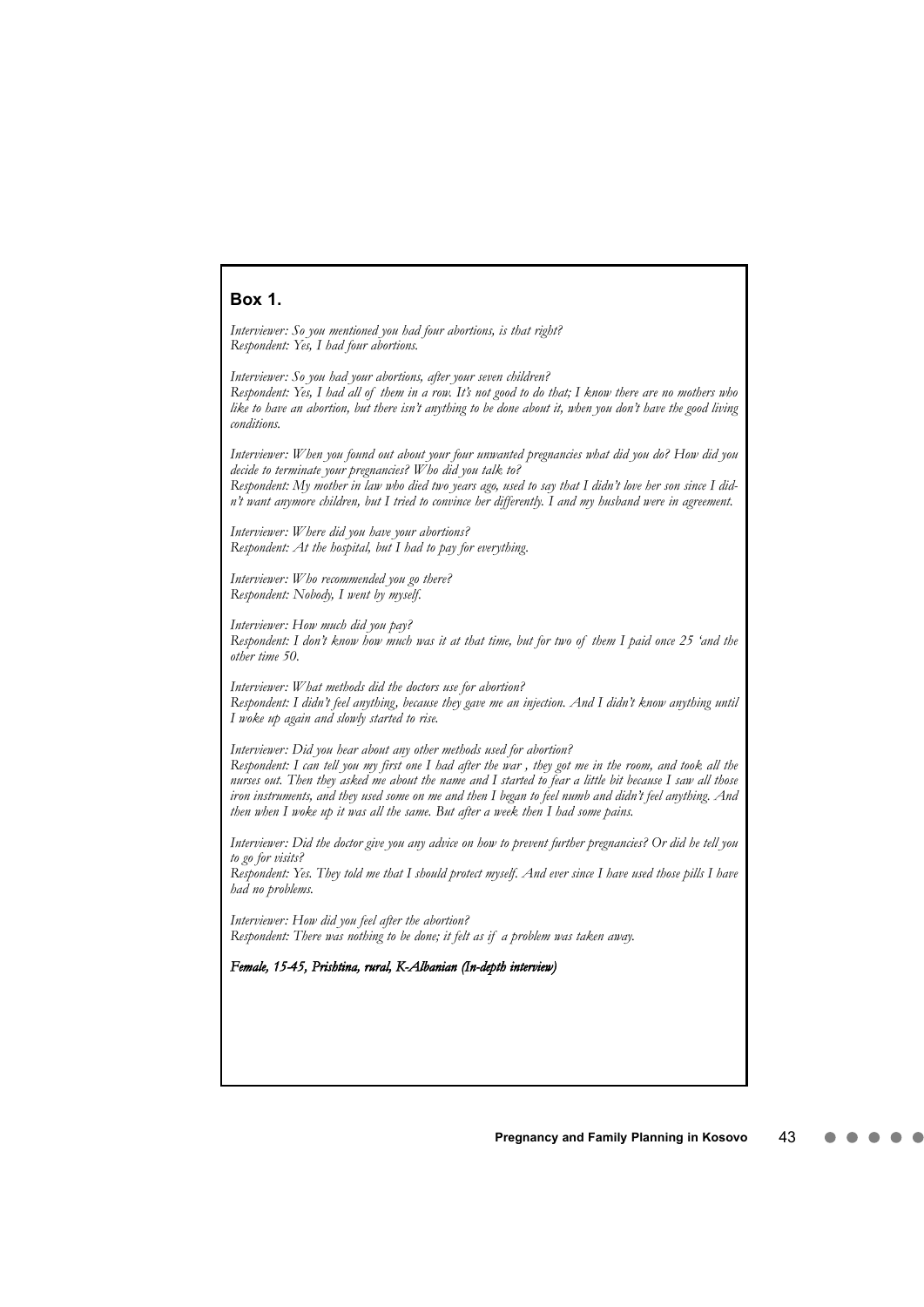## Box 1.

*Interviewer: So you mentioned you had four abortions, is that right?*
*Respondent: Yes, I had four abortions.*

*Interviewer: So you had your abortions, after your seven children?*
*Respondent: Yes, I had all of them in a row. It's not good to do that; I know there are no mothers who like to have an abortion, but there isn't anything to be done about it, when you don't have the good living conditions.*

*Interviewer: When you found out about your four unwanted pregnancies what did you do? How did you decide to terminate your pregnancies? Who did you talk to?*
*Respondent: My mother in law who died two years ago, used to say that I didn't love her son since I didn't want anymore children, but I tried to convince her differently. I and my husband were in agreement.*

*Interviewer: Where did you have your abortions?*
*Respondent: At the hospital, but I had to pay for everything.*

*Interviewer: Who recommended you go there?*
*Respondent: Nobody, I went by myself.*

*Interviewer: How much did you pay?*
*Respondent: I don't know how much was it at that time, but for two of them I paid once 25 'and the other time 50.*

*Interviewer: What methods did the doctors use for abortion?*
*Respondent: I didn't feel anything, because they gave me an injection. And I didn't know anything until I woke up again and slowly started to rise.*

*Interviewer: Did you hear about any other methods used for abortion?*
*Respondent: I can tell you my first one I had after the war , they got me in the room, and took all the nurses out. Then they asked me about the name and I started to fear a little bit because I saw all those iron instruments, and they used some on me and then I began to feel numb and didn't feel anything. And then when I woke up it was all the same. But after a week then I had some pains.*

*Interviewer: Did the doctor give you any advice on how to prevent further pregnancies? Or did he tell you to go for visits?*
*Respondent: Yes. They told me that I should protect myself. And ever since I have used those pills I have had no problems.*

*Interviewer: How did you feel after the abortion?*
*Respondent: There was nothing to be done; it felt as if a problem was taken away.*

***Female, 15-45, Prishtina, rural, K-Albanian (In-depth interview)***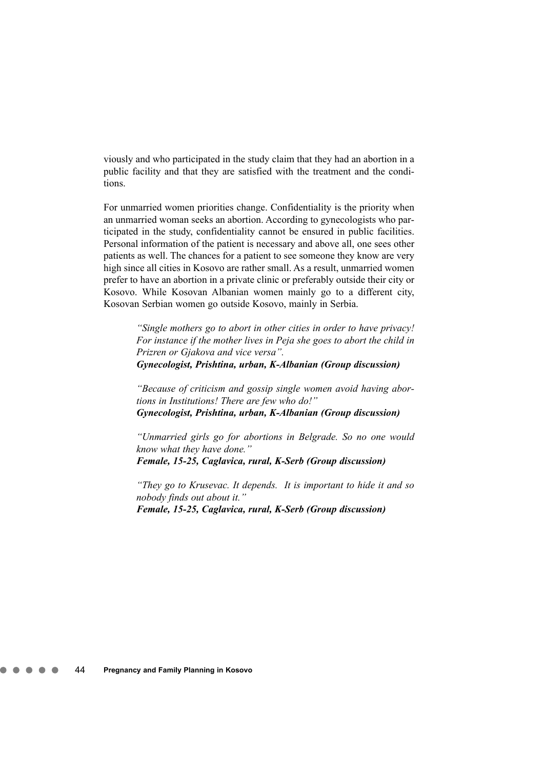viously and who participated in the study claim that they had an abortion in a public facility and that they are satisfied with the treatment and the conditions.

For unmarried women priorities change. Confidentiality is the priority when an unmarried woman seeks an abortion. According to gynecologists who participated in the study, confidentiality cannot be ensured in public facilities. Personal information of the patient is necessary and above all, one sees other patients as well. The chances for a patient to see someone they know are very high since all cities in Kosovo are rather small. As a result, unmarried women prefer to have an abortion in a private clinic or preferably outside their city or Kosovo. While Kosovan Albanian women mainly go to a different city, Kosovan Serbian women go outside Kosovo, mainly in Serbia.

> *"Single mothers go to abort in other cities in order to have privacy! For instance if the mother lives in Peja she goes to abort the child in Prizren or Gjakova and vice versa".*
> ***Gynecologist, Prishtina, urban, K-Albanian (Group discussion)***

> *"Because of criticism and gossip single women avoid having abortions in Institutions! There are few who do!"*
> ***Gynecologist, Prishtina, urban, K-Albanian (Group discussion)***

> *"Unmarried girls go for abortions in Belgrade. So no one would know what they have done."*
> ***Female, 15-25, Caglavica, rural, K-Serb (Group discussion)***

> *"They go to Krusevac. It depends. It is important to hide it and so nobody finds out about it."*
> ***Female, 15-25, Caglavica, rural, K-Serb (Group discussion)***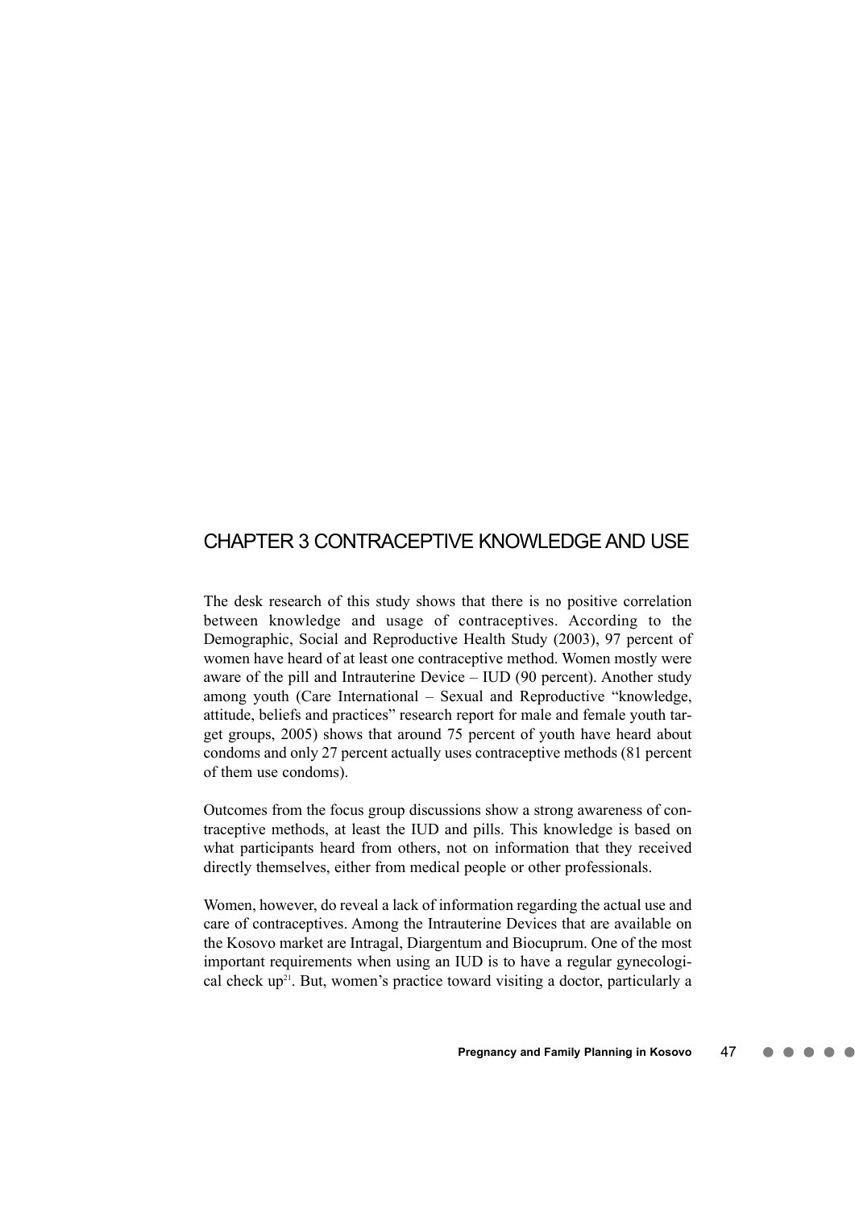# CHAPTER 3 CONTRACEPTIVE KNOWLEDGE AND USE

The desk research of this study shows that there is no positive correlation between knowledge and usage of contraceptives. According to the Demographic, Social and Reproductive Health Study (2003), 97 percent of women have heard of at least one contraceptive method. Women mostly were aware of the pill and Intrauterine Device – IUD (90 percent). Another study among youth (Care International – Sexual and Reproductive "knowledge, attitude, beliefs and practices" research report for male and female youth target groups, 2005) shows that around 75 percent of youth have heard about condoms and only 27 percent actually uses contraceptive methods (81 percent of them use condoms).

Outcomes from the focus group discussions show a strong awareness of contraceptive methods, at least the IUD and pills. This knowledge is based on what participants heard from others, not on information that they received directly themselves, either from medical people or other professionals.

Women, however, do reveal a lack of information regarding the actual use and care of contraceptives. Among the Intrauterine Devices that are available on the Kosovo market are Intragal, Diargentum and Biocuprum. One of the most important requirements when using an IUD is to have a regular gynecological check up[21]. But, women's practice toward visiting a doctor, particularly a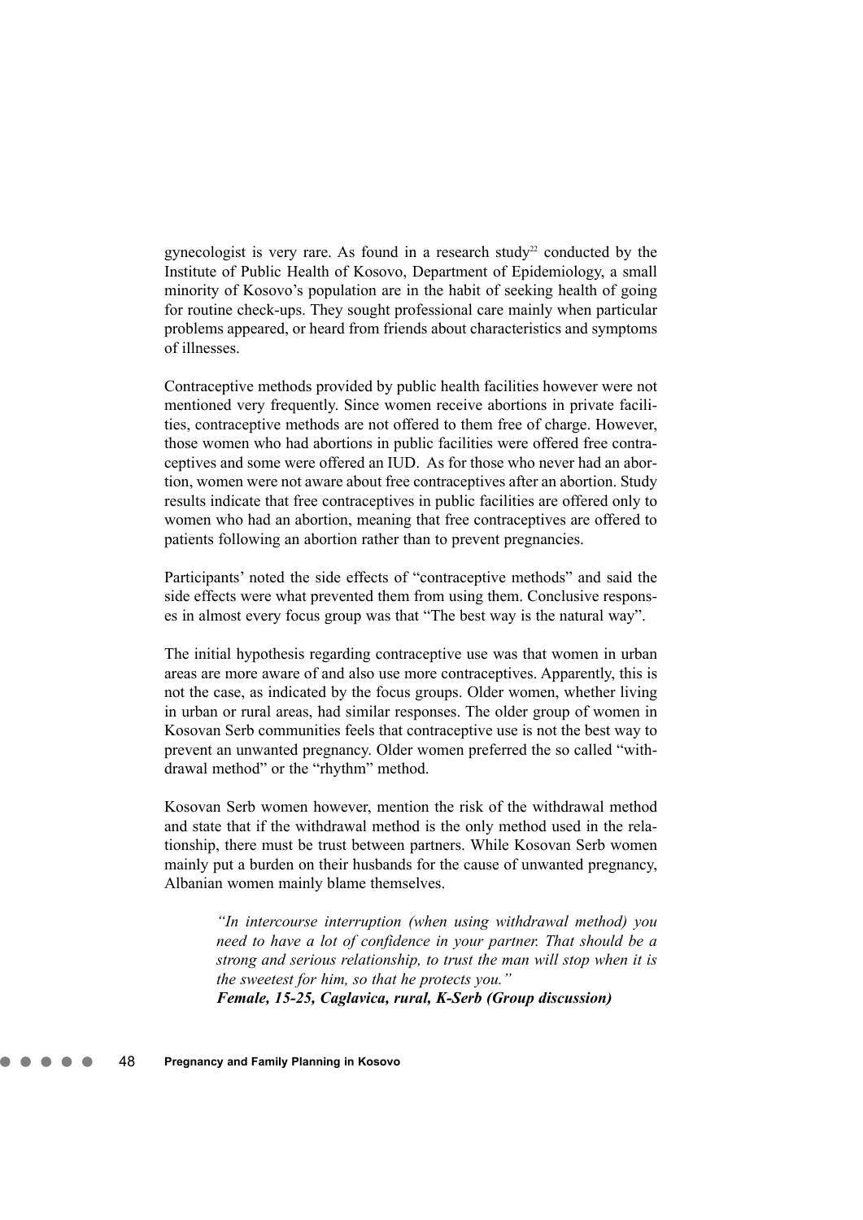gynecologist is very rare. As found in a research study[22] conducted by the Institute of Public Health of Kosovo, Department of Epidemiology, a small minority of Kosovo's population are in the habit of seeking health of going for routine check-ups. They sought professional care mainly when particular problems appeared, or heard from friends about characteristics and symptoms of illnesses.

Contraceptive methods provided by public health facilities however were not mentioned very frequently. Since women receive abortions in private facilities, contraceptive methods are not offered to them free of charge. However, those women who had abortions in public facilities were offered free contraceptives and some were offered an IUD. As for those who never had an abortion, women were not aware about free contraceptives after an abortion. Study results indicate that free contraceptives in public facilities are offered only to women who had an abortion, meaning that free contraceptives are offered to patients following an abortion rather than to prevent pregnancies.

Participants' noted the side effects of "contraceptive methods" and said the side effects were what prevented them from using them. Conclusive responses in almost every focus group was that "The best way is the natural way".

The initial hypothesis regarding contraceptive use was that women in urban areas are more aware of and also use more contraceptives. Apparently, this is not the case, as indicated by the focus groups. Older women, whether living in urban or rural areas, had similar responses. The older group of women in Kosovan Serb communities feels that contraceptive use is not the best way to prevent an unwanted pregnancy. Older women preferred the so called "withdrawal method" or the "rhythm" method.

Kosovan Serb women however, mention the risk of the withdrawal method and state that if the withdrawal method is the only method used in the relationship, there must be trust between partners. While Kosovan Serb women mainly put a burden on their husbands for the cause of unwanted pregnancy, Albanian women mainly blame themselves.

> *"In intercourse interruption (when using withdrawal method) you need to have a lot of confidence in your partner. That should be a strong and serious relationship, to trust the man will stop when it is the sweetest for him, so that he protects you."*
> ***Female, 15-25, Caglavica, rural, K-Serb (Group discussion)***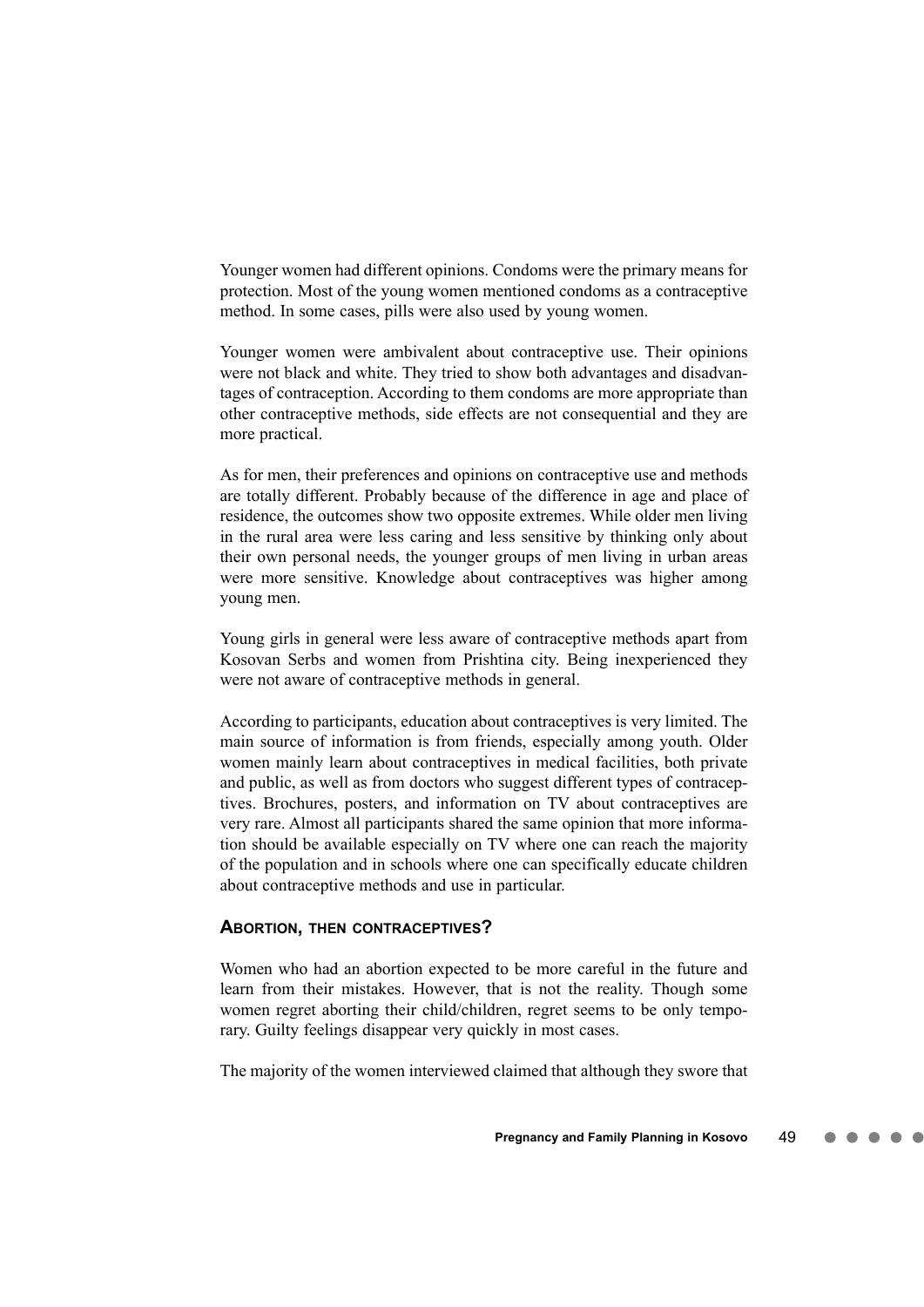Younger women had different opinions. Condoms were the primary means for protection. Most of the young women mentioned condoms as a contraceptive method. In some cases, pills were also used by young women.

Younger women were ambivalent about contraceptive use. Their opinions were not black and white. They tried to show both advantages and disadvantages of contraception. According to them condoms are more appropriate than other contraceptive methods, side effects are not consequential and they are more practical.

As for men, their preferences and opinions on contraceptive use and methods are totally different. Probably because of the difference in age and place of residence, the outcomes show two opposite extremes. While older men living in the rural area were less caring and less sensitive by thinking only about their own personal needs, the younger groups of men living in urban areas were more sensitive. Knowledge about contraceptives was higher among young men.

Young girls in general were less aware of contraceptive methods apart from Kosovan Serbs and women from Prishtina city. Being inexperienced they were not aware of contraceptive methods in general.

According to participants, education about contraceptives is very limited. The main source of information is from friends, especially among youth. Older women mainly learn about contraceptives in medical facilities, both private and public, as well as from doctors who suggest different types of contraceptives. Brochures, posters, and information on TV about contraceptives are very rare. Almost all participants shared the same opinion that more information should be available especially on TV where one can reach the majority of the population and in schools where one can specifically educate children about contraceptive methods and use in particular.

### Abortion, then contraceptives?

Women who had an abortion expected to be more careful in the future and learn from their mistakes. However, that is not the reality. Though some women regret aborting their child/children, regret seems to be only temporary. Guilty feelings disappear very quickly in most cases.

The majority of the women interviewed claimed that although they swore that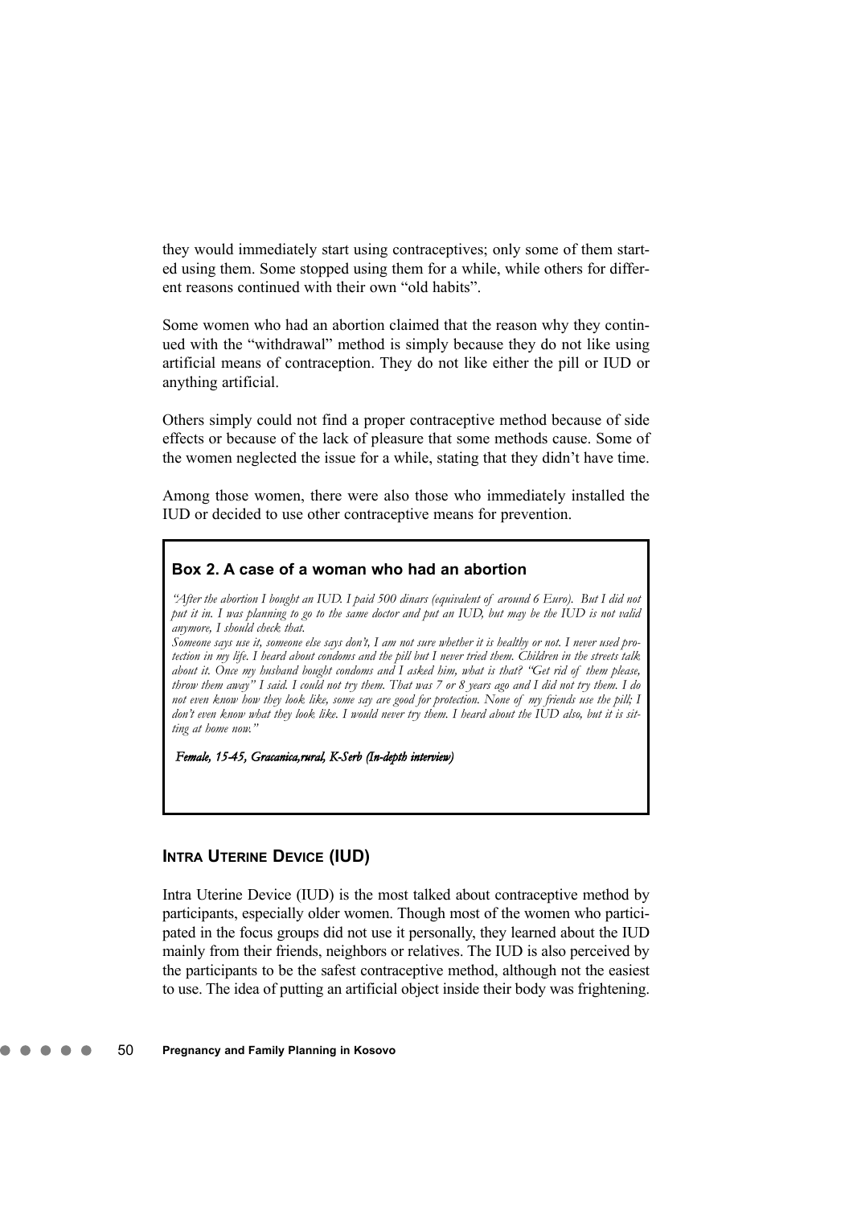they would immediately start using contraceptives; only some of them started using them. Some stopped using them for a while, while others for different reasons continued with their own "old habits".

Some women who had an abortion claimed that the reason why they continued with the "withdrawal" method is simply because they do not like using artificial means of contraception. They do not like either the pill or IUD or anything artificial.

Others simply could not find a proper contraceptive method because of side effects or because of the lack of pleasure that some methods cause. Some of the women neglected the issue for a while, stating that they didn't have time.

Among those women, there were also those who immediately installed the IUD or decided to use other contraceptive means for prevention.

> **Box 2. A case of a woman who had an abortion**
>
> *"After the abortion I bought an IUD. I paid 500 dinars (equivalent of around 6 Euro). But I did not put it in. I was planning to go to the same doctor and put an IUD, but may be the IUD is not valid anymore, I should check that.*
> *Someone says use it, someone else says don't, I am not sure whether it is healthy or not. I never used protection in my life. I heard about condoms and the pill but I never tried them. Children in the streets talk about it. Once my husband bought condoms and I asked him, what is that? "Get rid of them please, throw them away" I said. I could not try them. That was 7 or 8 years ago and I did not try them. I do not even know how they look like, some say are good for protection. None of my friends use the pill; I don't even know what they look like. I would never try them. I heard about the IUD also, but it is sitting at home now."*
>
> ***Female, 15-45, Gracanica,rural, K-Serb (In-depth interview)***

### INTRA UTERINE DEVICE (IUD)

Intra Uterine Device (IUD) is the most talked about contraceptive method by participants, especially older women. Though most of the women who participated in the focus groups did not use it personally, they learned about the IUD mainly from their friends, neighbors or relatives. The IUD is also perceived by the participants to be the safest contraceptive method, although not the easiest to use. The idea of putting an artificial object inside their body was frightening.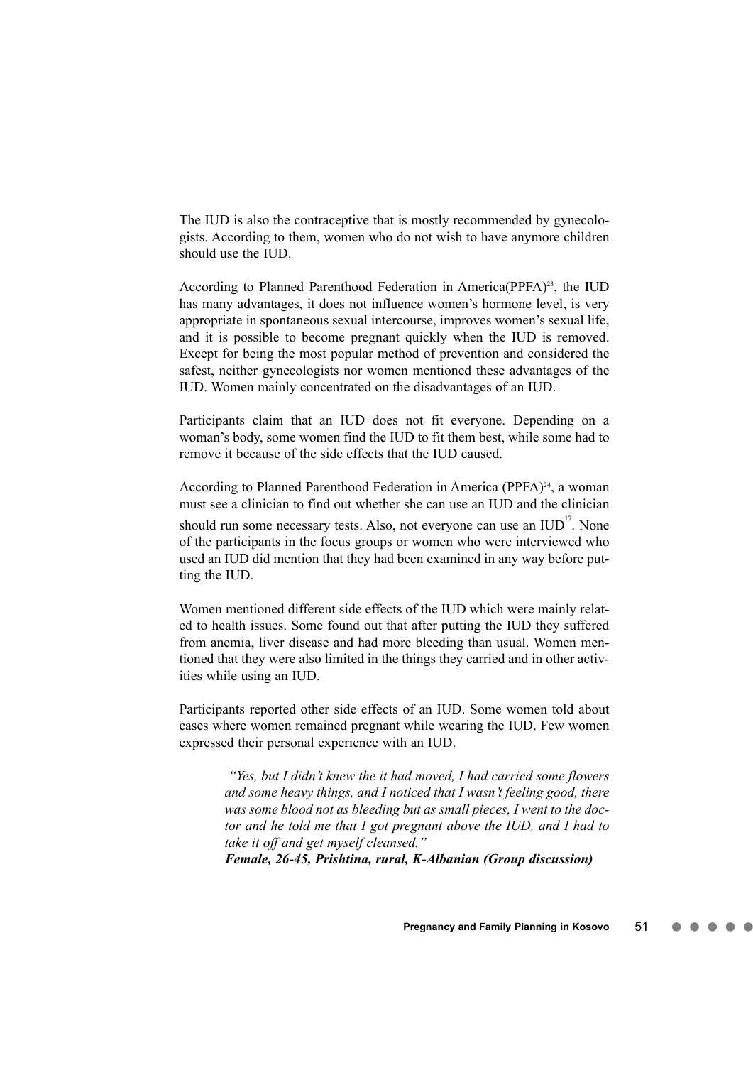The IUD is also the contraceptive that is mostly recommended by gynecologists. According to them, women who do not wish to have anymore children should use the IUD.

According to Planned Parenthood Federation in America(PPFA)[23], the IUD has many advantages, it does not influence women's hormone level, is very appropriate in spontaneous sexual intercourse, improves women's sexual life, and it is possible to become pregnant quickly when the IUD is removed. Except for being the most popular method of prevention and considered the safest, neither gynecologists nor women mentioned these advantages of the IUD. Women mainly concentrated on the disadvantages of an IUD.

Participants claim that an IUD does not fit everyone. Depending on a woman's body, some women find the IUD to fit them best, while some had to remove it because of the side effects that the IUD caused.

According to Planned Parenthood Federation in America (PPFA)[24], a woman must see a clinician to find out whether she can use an IUD and the clinician should run some necessary tests. Also, not everyone can use an IUD[17]. None of the participants in the focus groups or women who were interviewed who used an IUD did mention that they had been examined in any way before putting the IUD.

Women mentioned different side effects of the IUD which were mainly related to health issues. Some found out that after putting the IUD they suffered from anemia, liver disease and had more bleeding than usual. Women mentioned that they were also limited in the things they carried and in other activities while using an IUD.

Participants reported other side effects of an IUD. Some women told about cases where women remained pregnant while wearing the IUD. Few women expressed their personal experience with an IUD.

> *"Yes, but I didn't knew the it had moved, I had carried some flowers and some heavy things, and I noticed that I wasn't feeling good, there was some blood not as bleeding but as small pieces, I went to the doctor and he told me that I got pregnant above the IUD, and I had to take it off and get myself cleansed."*
> ***Female, 26-45, Prishtina, rural, K-Albanian (Group discussion)***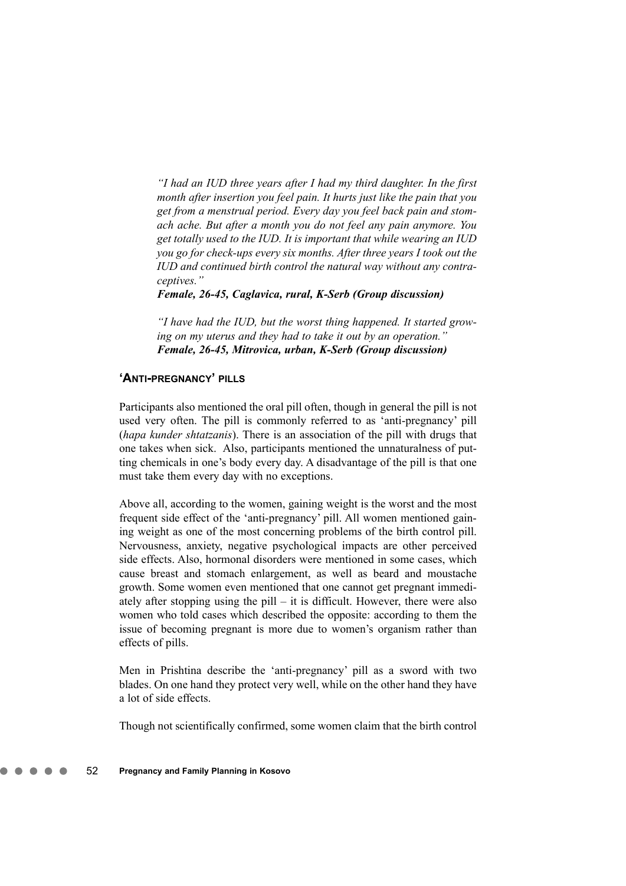*"I had an IUD three years after I had my third daughter. In the first month after insertion you feel pain. It hurts just like the pain that you get from a menstrual period. Every day you feel back pain and stomach ache. But after a month you do not feel any pain anymore. You get totally used to the IUD. It is important that while wearing an IUD you go for check-ups every six months. After three years I took out the IUD and continued birth control the natural way without any contraceptives."*
***Female, 26-45, Caglavica, rural, K-Serb (Group discussion)***

*"I have had the IUD, but the worst thing happened. It started growing on my uterus and they had to take it out by an operation."*
***Female, 26-45, Mitrovica, urban, K-Serb (Group discussion)***

### 'Anti-pregnancy' pills

Participants also mentioned the oral pill often, though in general the pill is not used very often. The pill is commonly referred to as 'anti-pregnancy' pill (*hapa kunder shtatzanis*). There is an association of the pill with drugs that one takes when sick. Also, participants mentioned the unnaturalness of putting chemicals in one's body every day. A disadvantage of the pill is that one must take them every day with no exceptions.

Above all, according to the women, gaining weight is the worst and the most frequent side effect of the 'anti-pregnancy' pill. All women mentioned gaining weight as one of the most concerning problems of the birth control pill. Nervousness, anxiety, negative psychological impacts are other perceived side effects. Also, hormonal disorders were mentioned in some cases, which cause breast and stomach enlargement, as well as beard and moustache growth. Some women even mentioned that one cannot get pregnant immediately after stopping using the pill – it is difficult. However, there were also women who told cases which described the opposite: according to them the issue of becoming pregnant is more due to women's organism rather than effects of pills.

Men in Prishtina describe the 'anti-pregnancy' pill as a sword with two blades. On one hand they protect very well, while on the other hand they have a lot of side effects.

Though not scientifically confirmed, some women claim that the birth control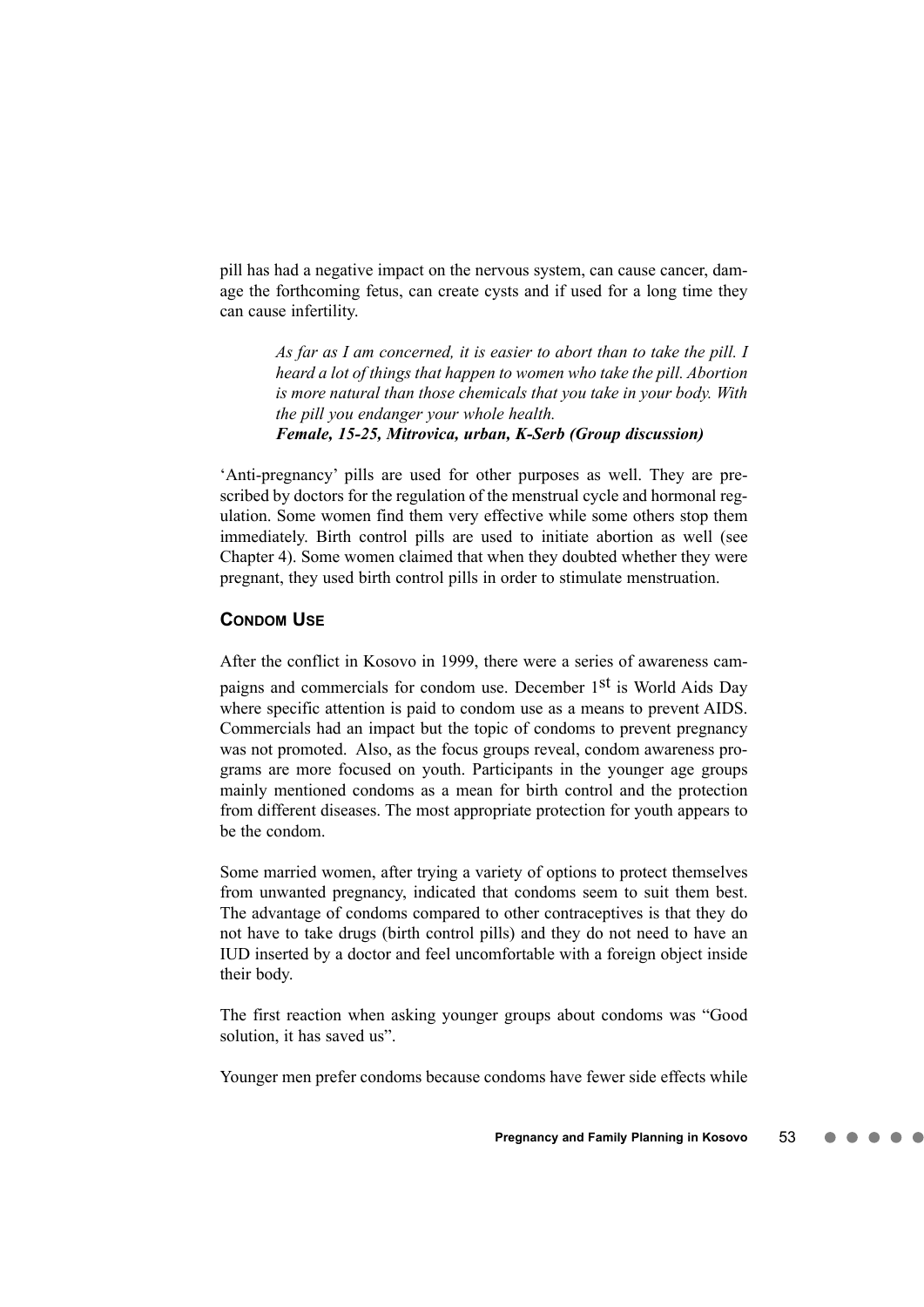pill has had a negative impact on the nervous system, can cause cancer, damage the forthcoming fetus, can create cysts and if used for a long time they can cause infertility.

> *As far as I am concerned, it is easier to abort than to take the pill. I heard a lot of things that happen to women who take the pill. Abortion is more natural than those chemicals that you take in your body. With the pill you endanger your whole health.*
> ***Female, 15-25, Mitrovica, urban, K-Serb (Group discussion)***

'Anti-pregnancy' pills are used for other purposes as well. They are prescribed by doctors for the regulation of the menstrual cycle and hormonal regulation. Some women find them very effective while some others stop them immediately. Birth control pills are used to initiate abortion as well (see Chapter 4). Some women claimed that when they doubted whether they were pregnant, they used birth control pills in order to stimulate menstruation.

### CONDOM USE

After the conflict in Kosovo in 1999, there were a series of awareness campaigns and commercials for condom use. December 1st is World Aids Day where specific attention is paid to condom use as a means to prevent AIDS. Commercials had an impact but the topic of condoms to prevent pregnancy was not promoted. Also, as the focus groups reveal, condom awareness programs are more focused on youth. Participants in the younger age groups mainly mentioned condoms as a mean for birth control and the protection from different diseases. The most appropriate protection for youth appears to be the condom.

Some married women, after trying a variety of options to protect themselves from unwanted pregnancy, indicated that condoms seem to suit them best. The advantage of condoms compared to other contraceptives is that they do not have to take drugs (birth control pills) and they do not need to have an IUD inserted by a doctor and feel uncomfortable with a foreign object inside their body.

The first reaction when asking younger groups about condoms was "Good solution, it has saved us".

Younger men prefer condoms because condoms have fewer side effects while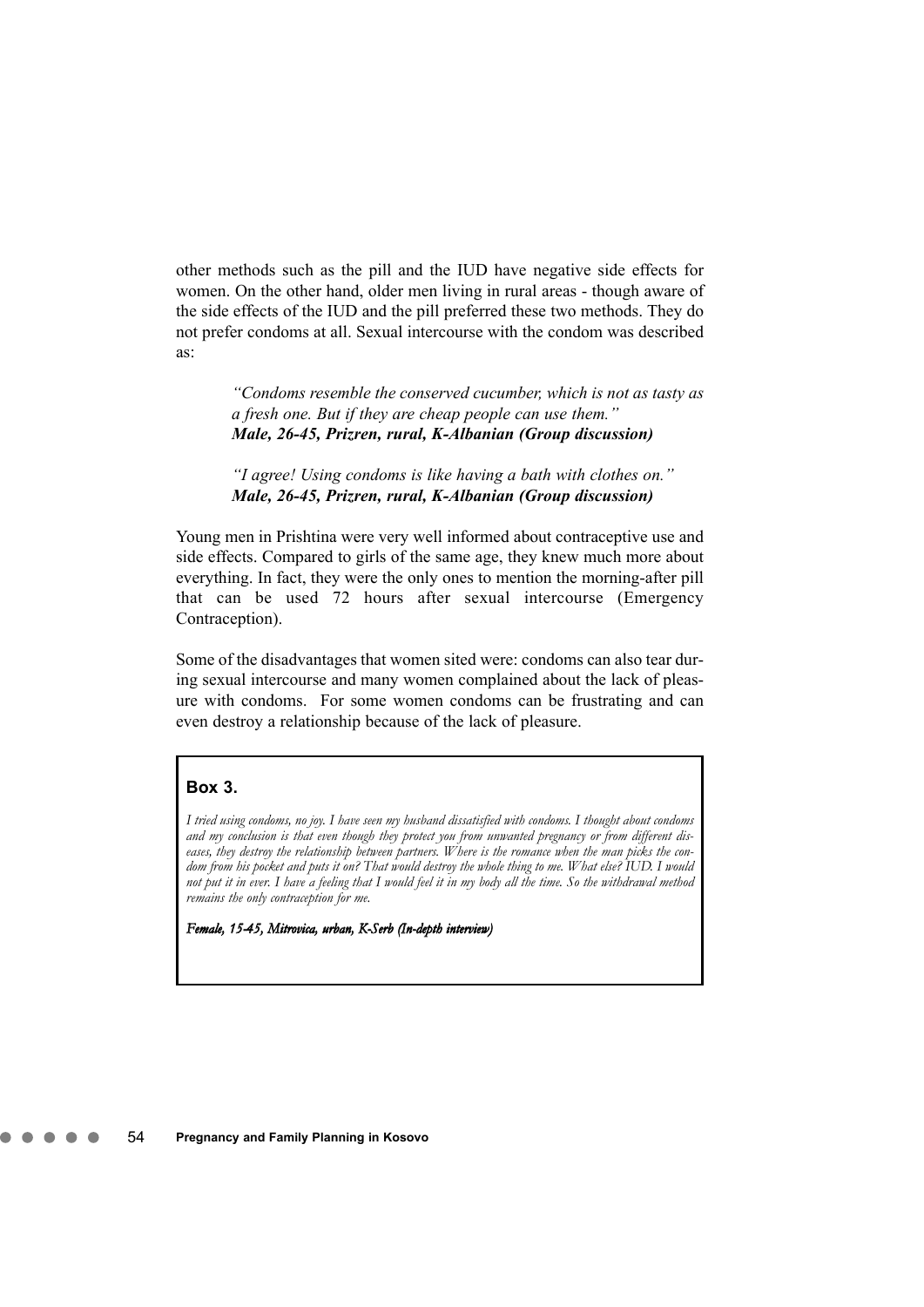other methods such as the pill and the IUD have negative side effects for women. On the other hand, older men living in rural areas - though aware of the side effects of the IUD and the pill preferred these two methods. They do not prefer condoms at all. Sexual intercourse with the condom was described as:

> *"Condoms resemble the conserved cucumber, which is not as tasty as a fresh one. But if they are cheap people can use them."*
> ***Male, 26-45, Prizren, rural, K-Albanian (Group discussion)***

> *"I agree! Using condoms is like having a bath with clothes on."*
> ***Male, 26-45, Prizren, rural, K-Albanian (Group discussion)***

Young men in Prishtina were very well informed about contraceptive use and side effects. Compared to girls of the same age, they knew much more about everything. In fact, they were the only ones to mention the morning-after pill that can be used 72 hours after sexual intercourse (Emergency Contraception).

Some of the disadvantages that women sited were: condoms can also tear during sexual intercourse and many women complained about the lack of pleasure with condoms. For some women condoms can be frustrating and can even destroy a relationship because of the lack of pleasure.

**Box 3.**

*I tried using condoms, no joy. I have seen my husband dissatisfied with condoms. I thought about condoms and my conclusion is that even though they protect you from unwanted pregnancy or from different diseases, they destroy the relationship between partners. Where is the romance when the man picks the condom from his pocket and puts it on? That would destroy the whole thing to me. What else? IUD. I would not put it in ever. I have a feeling that I would feel it in my body all the time. So the withdrawal method remains the only contraception for me.*

***Female, 15-45, Mitrovica, urban, K-Serb (In-depth interview)***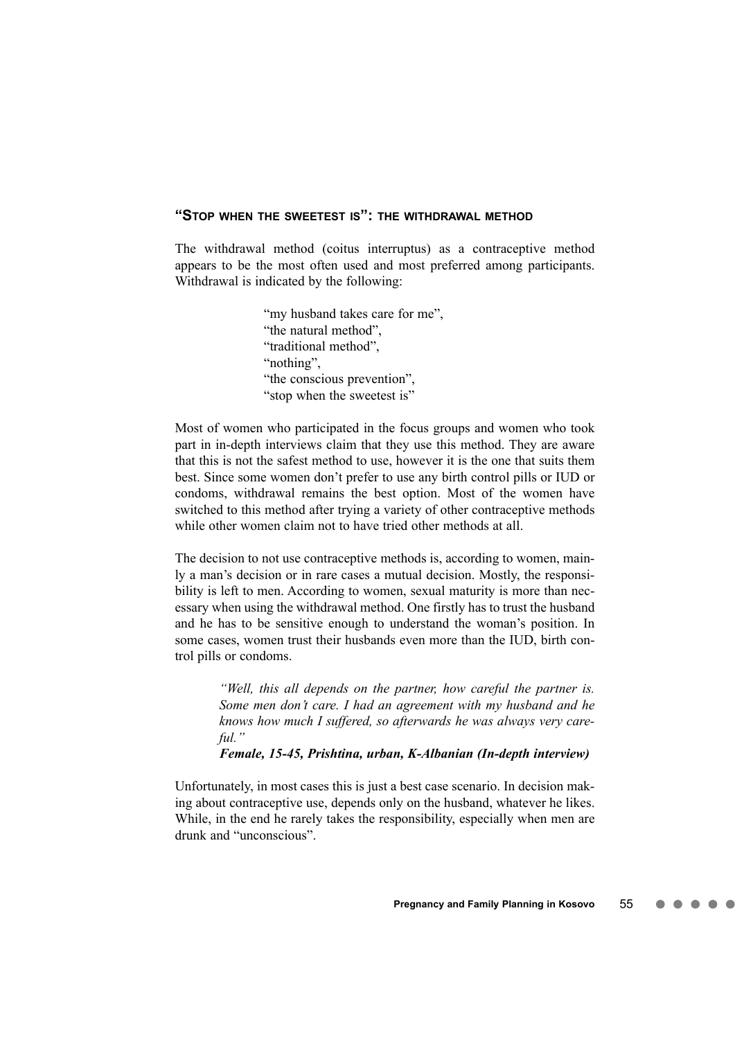### "STOP WHEN THE SWEETEST IS": THE WITHDRAWAL METHOD

The withdrawal method (coitus interruptus) as a contraceptive method appears to be the most often used and most preferred among participants. Withdrawal is indicated by the following:

> "my husband takes care for me",
> "the natural method",
> "traditional method",
> "nothing",
> "the conscious prevention",
> "stop when the sweetest is"

Most of women who participated in the focus groups and women who took part in in-depth interviews claim that they use this method. They are aware that this is not the safest method to use, however it is the one that suits them best. Since some women don't prefer to use any birth control pills or IUD or condoms, withdrawal remains the best option. Most of the women have switched to this method after trying a variety of other contraceptive methods while other women claim not to have tried other methods at all.

The decision to not use contraceptive methods is, according to women, mainly a man's decision or in rare cases a mutual decision. Mostly, the responsibility is left to men. According to women, sexual maturity is more than necessary when using the withdrawal method. One firstly has to trust the husband and he has to be sensitive enough to understand the woman's position. In some cases, women trust their husbands even more than the IUD, birth control pills or condoms.

> *"Well, this all depends on the partner, how careful the partner is. Some men don't care. I had an agreement with my husband and he knows how much I suffered, so afterwards he was always very careful."*
>
> ***Female, 15-45, Prishtina, urban, K-Albanian (In-depth interview)***

Unfortunately, in most cases this is just a best case scenario. In decision making about contraceptive use, depends only on the husband, whatever he likes. While, in the end he rarely takes the responsibility, especially when men are drunk and "unconscious".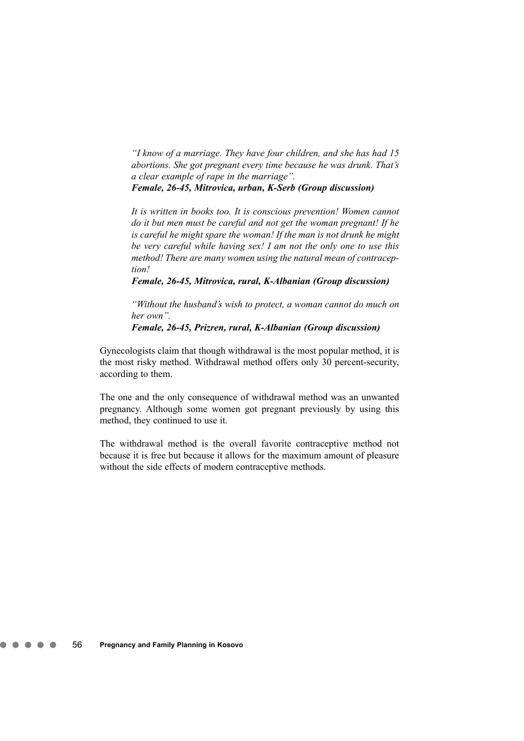*"I know of a marriage. They have four children, and she has had 15 abortions. She got pregnant every time because he was drunk. That's a clear example of rape in the marriage".*
***Female, 26-45, Mitrovica, urban, K-Serb (Group discussion)***

*It is written in books too. It is conscious prevention! Women cannot do it but men must be careful and not get the woman pregnant! If he is careful he might spare the woman! If the man is not drunk he might be very careful while having sex! I am not the only one to use this method! There are many women using the natural mean of contraception!*
***Female, 26-45, Mitrovica, rural, K-Albanian (Group discussion)***

*"Without the husband's wish to protect, a woman cannot do much on her own".*
***Female, 26-45, Prizren, rural, K-Albanian (Group discussion)***

Gynecologists claim that though withdrawal is the most popular method, it is the most risky method. Withdrawal method offers only 30 percent-security, according to them.

The one and the only consequence of withdrawal method was an unwanted pregnancy. Although some women got pregnant previously by using this method, they continued to use it.

The withdrawal method is the overall favorite contraceptive method not because it is free but because it allows for the maximum amount of pleasure without the side effects of modern contraceptive methods.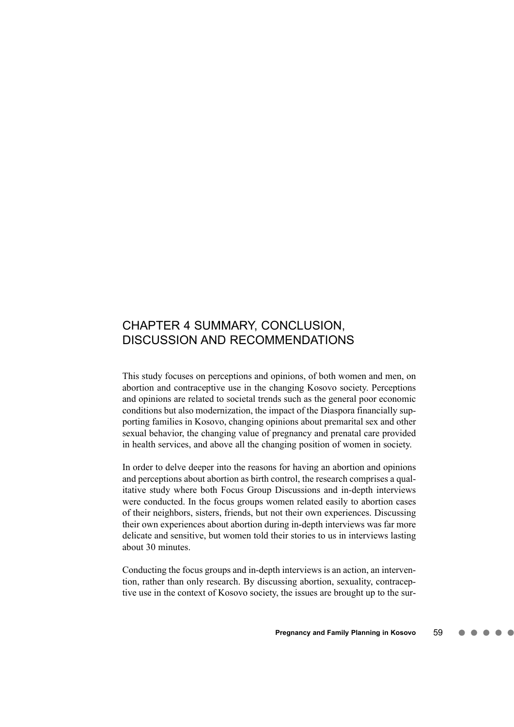# CHAPTER 4 SUMMARY, CONCLUSION, DISCUSSION AND RECOMMENDATIONS

This study focuses on perceptions and opinions, of both women and men, on abortion and contraceptive use in the changing Kosovo society. Perceptions and opinions are related to societal trends such as the general poor economic conditions but also modernization, the impact of the Diaspora financially supporting families in Kosovo, changing opinions about premarital sex and other sexual behavior, the changing value of pregnancy and prenatal care provided in health services, and above all the changing position of women in society.

In order to delve deeper into the reasons for having an abortion and opinions and perceptions about abortion as birth control, the research comprises a qualitative study where both Focus Group Discussions and in-depth interviews were conducted. In the focus groups women related easily to abortion cases of their neighbors, sisters, friends, but not their own experiences. Discussing their own experiences about abortion during in-depth interviews was far more delicate and sensitive, but women told their stories to us in interviews lasting about 30 minutes.

Conducting the focus groups and in-depth interviews is an action, an intervention, rather than only research. By discussing abortion, sexuality, contraceptive use in the context of Kosovo society, the issues are brought up to the sur-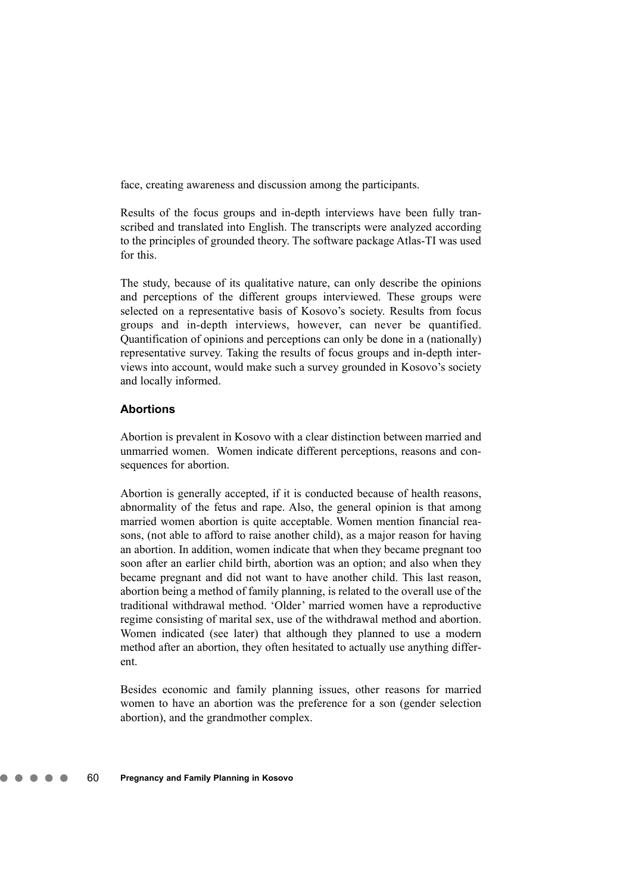face, creating awareness and discussion among the participants.

Results of the focus groups and in-depth interviews have been fully transcribed and translated into English. The transcripts were analyzed according to the principles of grounded theory. The software package Atlas-TI was used for this.

The study, because of its qualitative nature, can only describe the opinions and perceptions of the different groups interviewed. These groups were selected on a representative basis of Kosovo's society. Results from focus groups and in-depth interviews, however, can never be quantified. Quantification of opinions and perceptions can only be done in a (nationally) representative survey. Taking the results of focus groups and in-depth interviews into account, would make such a survey grounded in Kosovo's society and locally informed.

### Abortions

Abortion is prevalent in Kosovo with a clear distinction between married and unmarried women. Women indicate different perceptions, reasons and consequences for abortion.

Abortion is generally accepted, if it is conducted because of health reasons, abnormality of the fetus and rape. Also, the general opinion is that among married women abortion is quite acceptable. Women mention financial reasons, (not able to afford to raise another child), as a major reason for having an abortion. In addition, women indicate that when they became pregnant too soon after an earlier child birth, abortion was an option; and also when they became pregnant and did not want to have another child. This last reason, abortion being a method of family planning, is related to the overall use of the traditional withdrawal method. 'Older' married women have a reproductive regime consisting of marital sex, use of the withdrawal method and abortion. Women indicated (see later) that although they planned to use a modern method after an abortion, they often hesitated to actually use anything different.

Besides economic and family planning issues, other reasons for married women to have an abortion was the preference for a son (gender selection abortion), and the grandmother complex.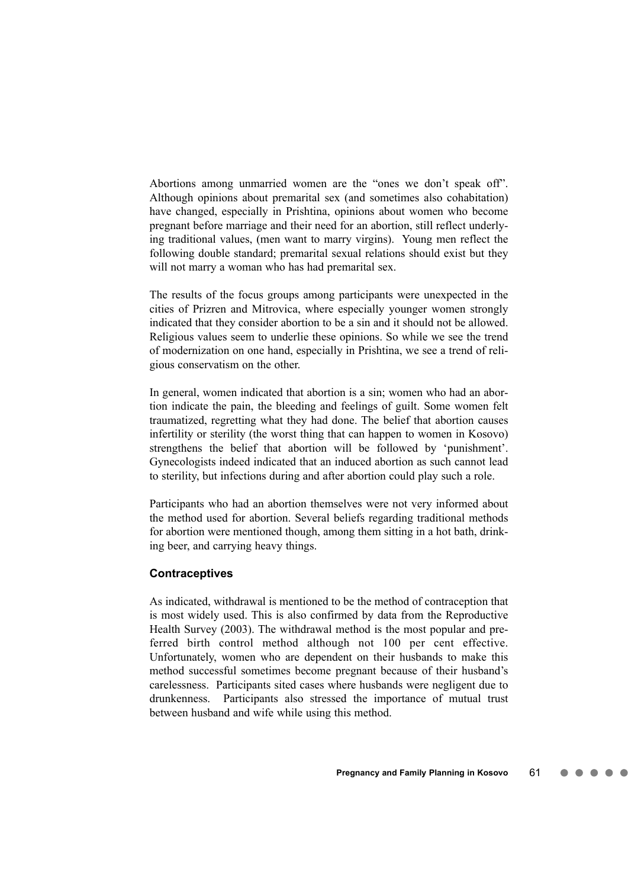Abortions among unmarried women are the "ones we don't speak off". Although opinions about premarital sex (and sometimes also cohabitation) have changed, especially in Prishtina, opinions about women who become pregnant before marriage and their need for an abortion, still reflect underlying traditional values, (men want to marry virgins). Young men reflect the following double standard; premarital sexual relations should exist but they will not marry a woman who has had premarital sex.

The results of the focus groups among participants were unexpected in the cities of Prizren and Mitrovica, where especially younger women strongly indicated that they consider abortion to be a sin and it should not be allowed. Religious values seem to underlie these opinions. So while we see the trend of modernization on one hand, especially in Prishtina, we see a trend of religious conservatism on the other.

In general, women indicated that abortion is a sin; women who had an abortion indicate the pain, the bleeding and feelings of guilt. Some women felt traumatized, regretting what they had done. The belief that abortion causes infertility or sterility (the worst thing that can happen to women in Kosovo) strengthens the belief that abortion will be followed by 'punishment'. Gynecologists indeed indicated that an induced abortion as such cannot lead to sterility, but infections during and after abortion could play such a role.

Participants who had an abortion themselves were not very informed about the method used for abortion. Several beliefs regarding traditional methods for abortion were mentioned though, among them sitting in a hot bath, drinking beer, and carrying heavy things.

### Contraceptives

As indicated, withdrawal is mentioned to be the method of contraception that is most widely used. This is also confirmed by data from the Reproductive Health Survey (2003). The withdrawal method is the most popular and preferred birth control method although not 100 per cent effective. Unfortunately, women who are dependent on their husbands to make this method successful sometimes become pregnant because of their husband's carelessness. Participants sited cases where husbands were negligent due to drunkenness. Participants also stressed the importance of mutual trust between husband and wife while using this method.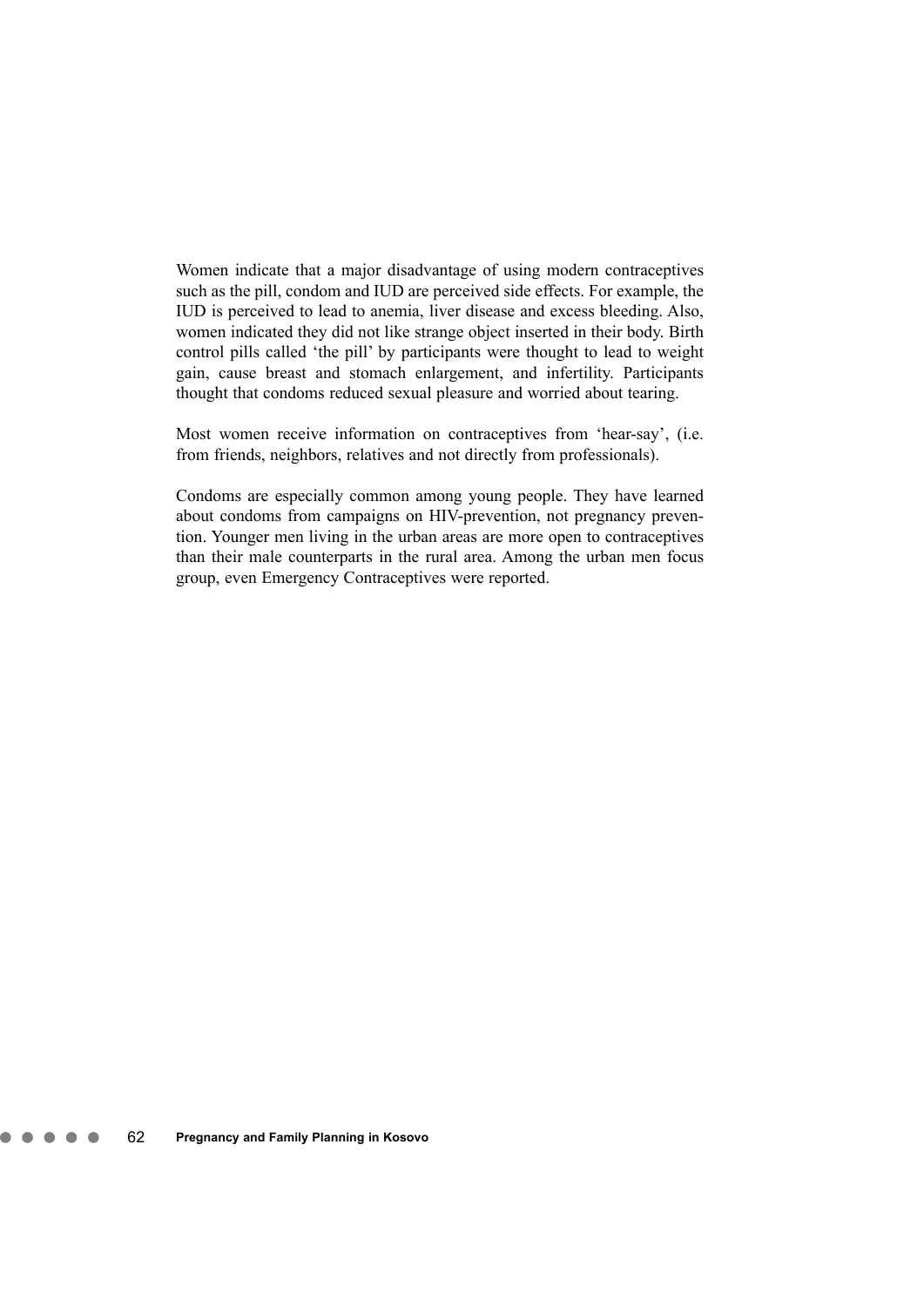Women indicate that a major disadvantage of using modern contraceptives such as the pill, condom and IUD are perceived side effects. For example, the IUD is perceived to lead to anemia, liver disease and excess bleeding. Also, women indicated they did not like strange object inserted in their body. Birth control pills called 'the pill' by participants were thought to lead to weight gain, cause breast and stomach enlargement, and infertility. Participants thought that condoms reduced sexual pleasure and worried about tearing.

Most women receive information on contraceptives from 'hear-say', (i.e. from friends, neighbors, relatives and not directly from professionals).

Condoms are especially common among young people. They have learned about condoms from campaigns on HIV-prevention, not pregnancy prevention. Younger men living in the urban areas are more open to contraceptives than their male counterparts in the rural area. Among the urban men focus group, even Emergency Contraceptives were reported.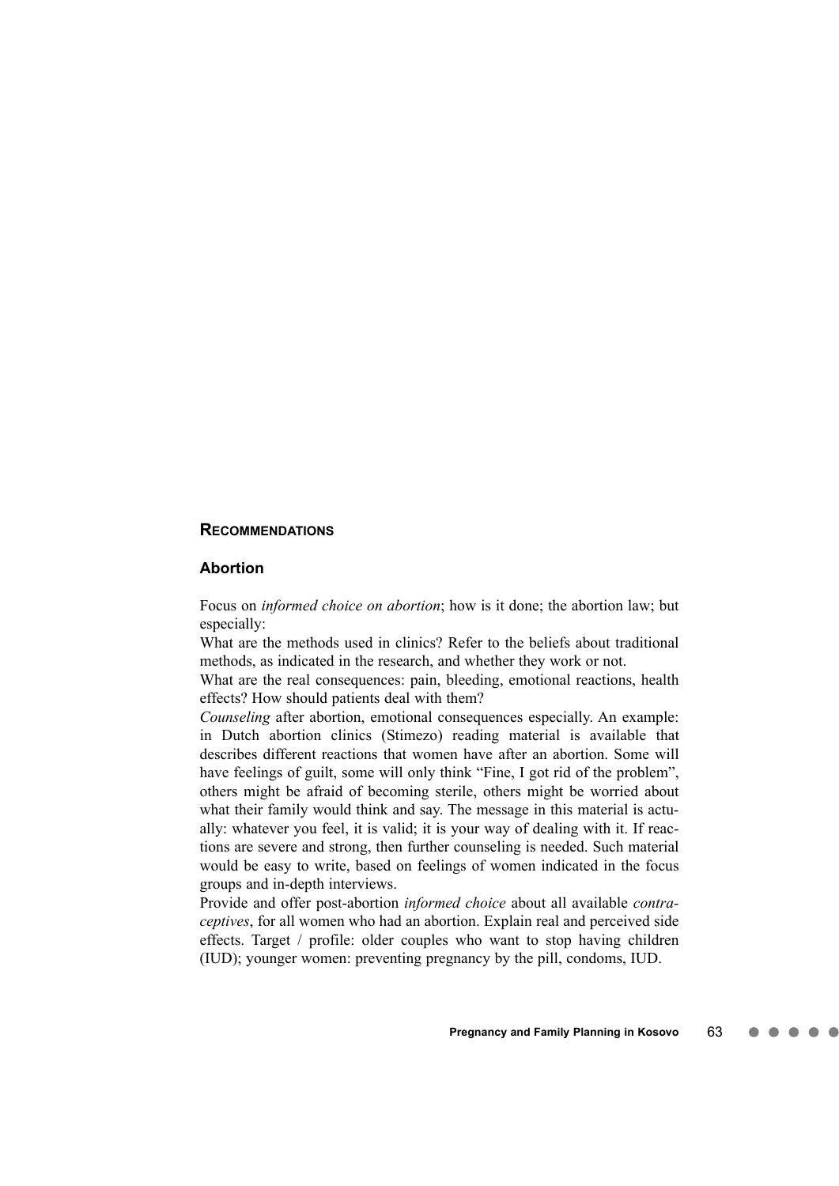## Recommendations

### Abortion

Focus on *informed choice on abortion*; how is it done; the abortion law; but especially:

What are the methods used in clinics? Refer to the beliefs about traditional methods, as indicated in the research, and whether they work or not.

What are the real consequences: pain, bleeding, emotional reactions, health effects? How should patients deal with them?

*Counseling* after abortion, emotional consequences especially. An example: in Dutch abortion clinics (Stimezo) reading material is available that describes different reactions that women have after an abortion. Some will have feelings of guilt, some will only think "Fine, I got rid of the problem", others might be afraid of becoming sterile, others might be worried about what their family would think and say. The message in this material is actually: whatever you feel, it is valid; it is your way of dealing with it. If reactions are severe and strong, then further counseling is needed. Such material would be easy to write, based on feelings of women indicated in the focus groups and in-depth interviews.

Provide and offer post-abortion *informed choice* about all available *contraceptives*, for all women who had an abortion. Explain real and perceived side effects. Target / profile: older couples who want to stop having children (IUD); younger women: preventing pregnancy by the pill, condoms, IUD.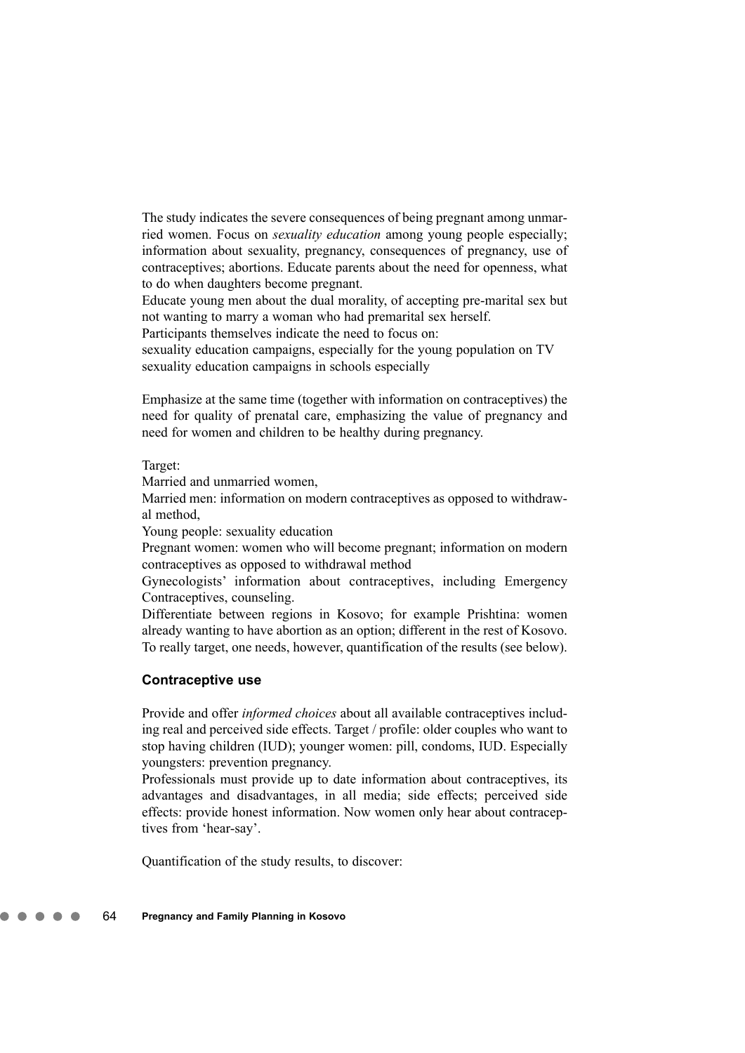The study indicates the severe consequences of being pregnant among unmarried women. Focus on *sexuality education* among young people especially; information about sexuality, pregnancy, consequences of pregnancy, use of contraceptives; abortions. Educate parents about the need for openness, what to do when daughters become pregnant.

Educate young men about the dual morality, of accepting pre-marital sex but not wanting to marry a woman who had premarital sex herself.

Participants themselves indicate the need to focus on:

sexuality education campaigns, especially for the young population on TV

sexuality education campaigns in schools especially

Emphasize at the same time (together with information on contraceptives) the need for quality of prenatal care, emphasizing the value of pregnancy and need for women and children to be healthy during pregnancy.

Target:

Married and unmarried women,

Married men: information on modern contraceptives as opposed to withdrawal method,

Young people: sexuality education

Pregnant women: women who will become pregnant; information on modern contraceptives as opposed to withdrawal method

Gynecologists' information about contraceptives, including Emergency Contraceptives, counseling.

Differentiate between regions in Kosovo; for example Prishtina: women already wanting to have abortion as an option; different in the rest of Kosovo. To really target, one needs, however, quantification of the results (see below).

### Contraceptive use

Provide and offer *informed choices* about all available contraceptives including real and perceived side effects. Target / profile: older couples who want to stop having children (IUD); younger women: pill, condoms, IUD. Especially youngsters: prevention pregnancy.

Professionals must provide up to date information about contraceptives, its advantages and disadvantages, in all media; side effects; perceived side effects: provide honest information. Now women only hear about contraceptives from 'hear-say'.

Quantification of the study results, to discover: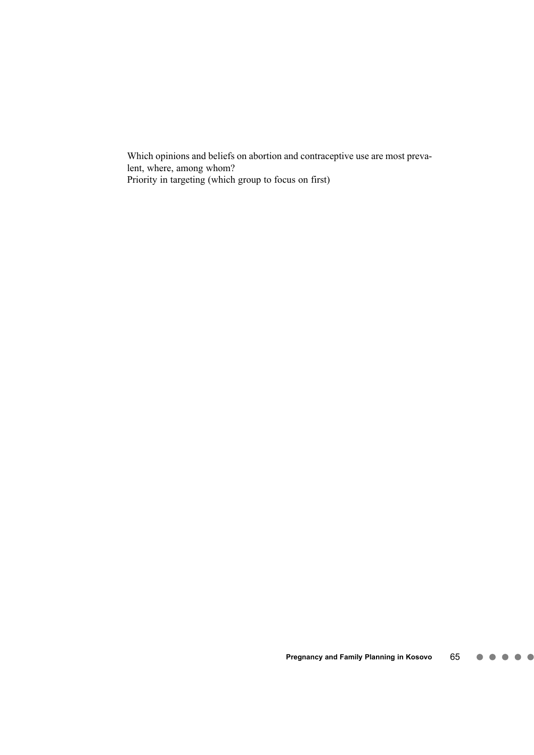Which opinions and beliefs on abortion and contraceptive use are most prevalent, where, among whom?
Priority in targeting (which group to focus on first)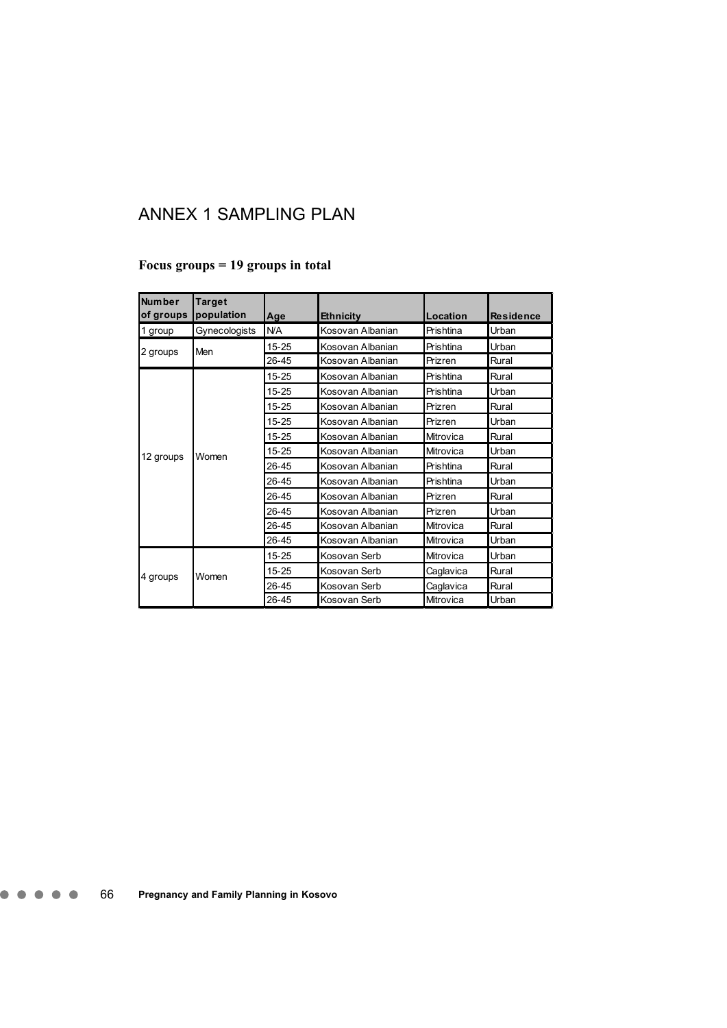# ANNEX 1 SAMPLING PLAN

**Focus groups = 19 groups in total**

| Number of groups | Target population | Age | Ethnicity | Location | Residence |
|---|---|---|---|---|---|
| 1 group | Gynecologists | N/A | Kosovan Albanian | Prishtina | Urban |
| 2 groups | Men | 15-25 | Kosovan Albanian | Prishtina | Urban |
| | | 26-45 | Kosovan Albanian | Prizren | Rural |
| 12 groups | Women | 15-25 | Kosovan Albanian | Prishtina | Rural |
| | | 15-25 | Kosovan Albanian | Prishtina | Urban |
| | | 15-25 | Kosovan Albanian | Prizren | Rural |
| | | 15-25 | Kosovan Albanian | Prizren | Urban |
| | | 15-25 | Kosovan Albanian | Mitrovica | Rural |
| | | 15-25 | Kosovan Albanian | Mitrovica | Urban |
| | | 26-45 | Kosovan Albanian | Prishtina | Rural |
| | | 26-45 | Kosovan Albanian | Prishtina | Urban |
| | | 26-45 | Kosovan Albanian | Prizren | Rural |
| | | 26-45 | Kosovan Albanian | Prizren | Urban |
| | | 26-45 | Kosovan Albanian | Mitrovica | Rural |
| | | 26-45 | Kosovan Albanian | Mitrovica | Urban |
| 4 groups | Women | 15-25 | Kosovan Serb | Mitrovica | Urban |
| | | 15-25 | Kosovan Serb | Caglavica | Rural |
| | | 26-45 | Kosovan Serb | Caglavica | Rural |
| | | 26-45 | Kosovan Serb | Mitrovica | Urban |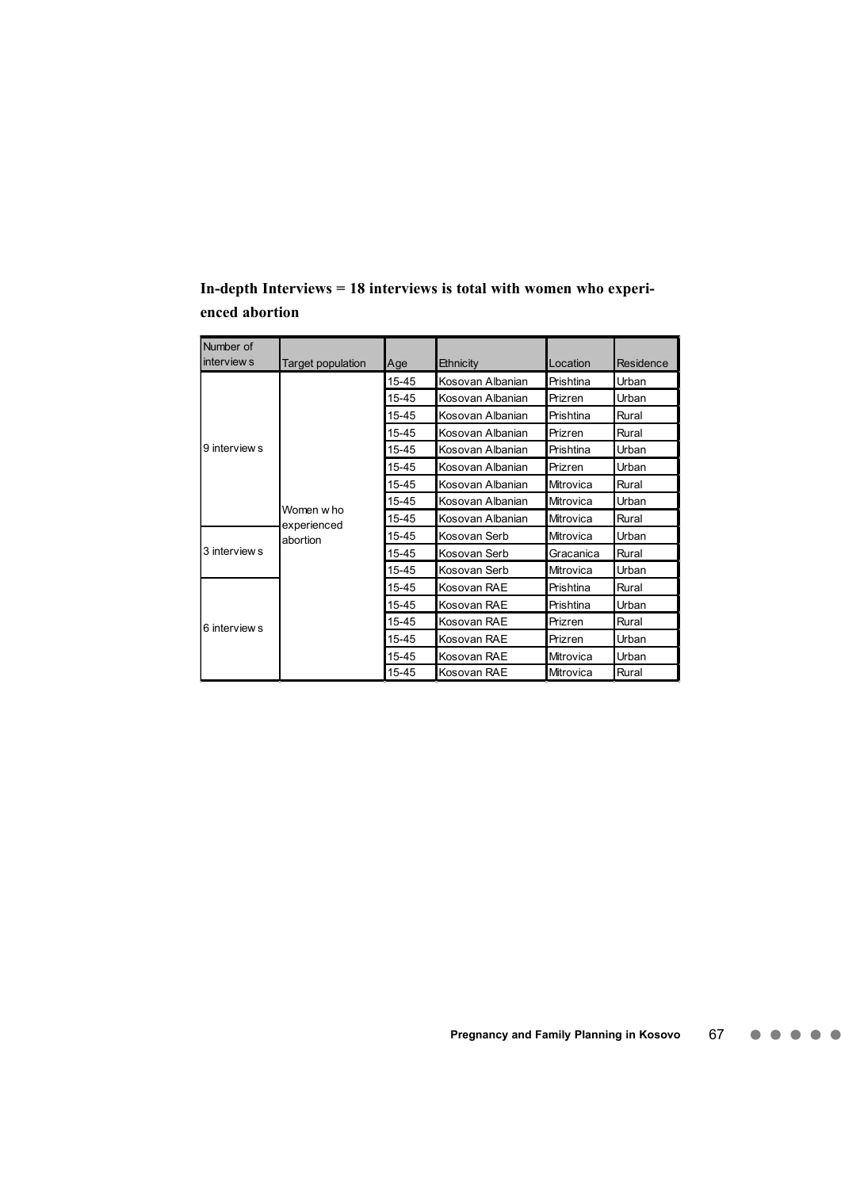**In-depth Interviews = 18 interviews is total with women who experienced abortion**

| Number of interviews | Target population | Age | Ethnicity | Location | Residence |
|---|---|---|---|---|---|
| 9 interviews | Women who experienced abortion | 15-45 | Kosovan Albanian | Prishtina | Urban |
| | | 15-45 | Kosovan Albanian | Prizren | Urban |
| | | 15-45 | Kosovan Albanian | Prishtina | Rural |
| | | 15-45 | Kosovan Albanian | Prizren | Rural |
| | | 15-45 | Kosovan Albanian | Prishtina | Urban |
| | | 15-45 | Kosovan Albanian | Prizren | Urban |
| | | 15-45 | Kosovan Albanian | Mitrovica | Rural |
| | | 15-45 | Kosovan Albanian | Mitrovica | Urban |
| | | 15-45 | Kosovan Albanian | Mitrovica | Rural |
| 3 interviews | | 15-45 | Kosovan Serb | Mitrovica | Urban |
| | | 15-45 | Kosovan Serb | Gracanica | Rural |
| | | 15-45 | Kosovan Serb | Mitrovica | Urban |
| 6 interviews | | 15-45 | Kosovan RAE | Prishtina | Rural |
| | | 15-45 | Kosovan RAE | Prishtina | Urban |
| | | 15-45 | Kosovan RAE | Prizren | Rural |
| | | 15-45 | Kosovan RAE | Prizren | Urban |
| | | 15-45 | Kosovan RAE | Mitrovica | Urban |
| | | 15-45 | Kosovan RAE | Mitrovica | Rural |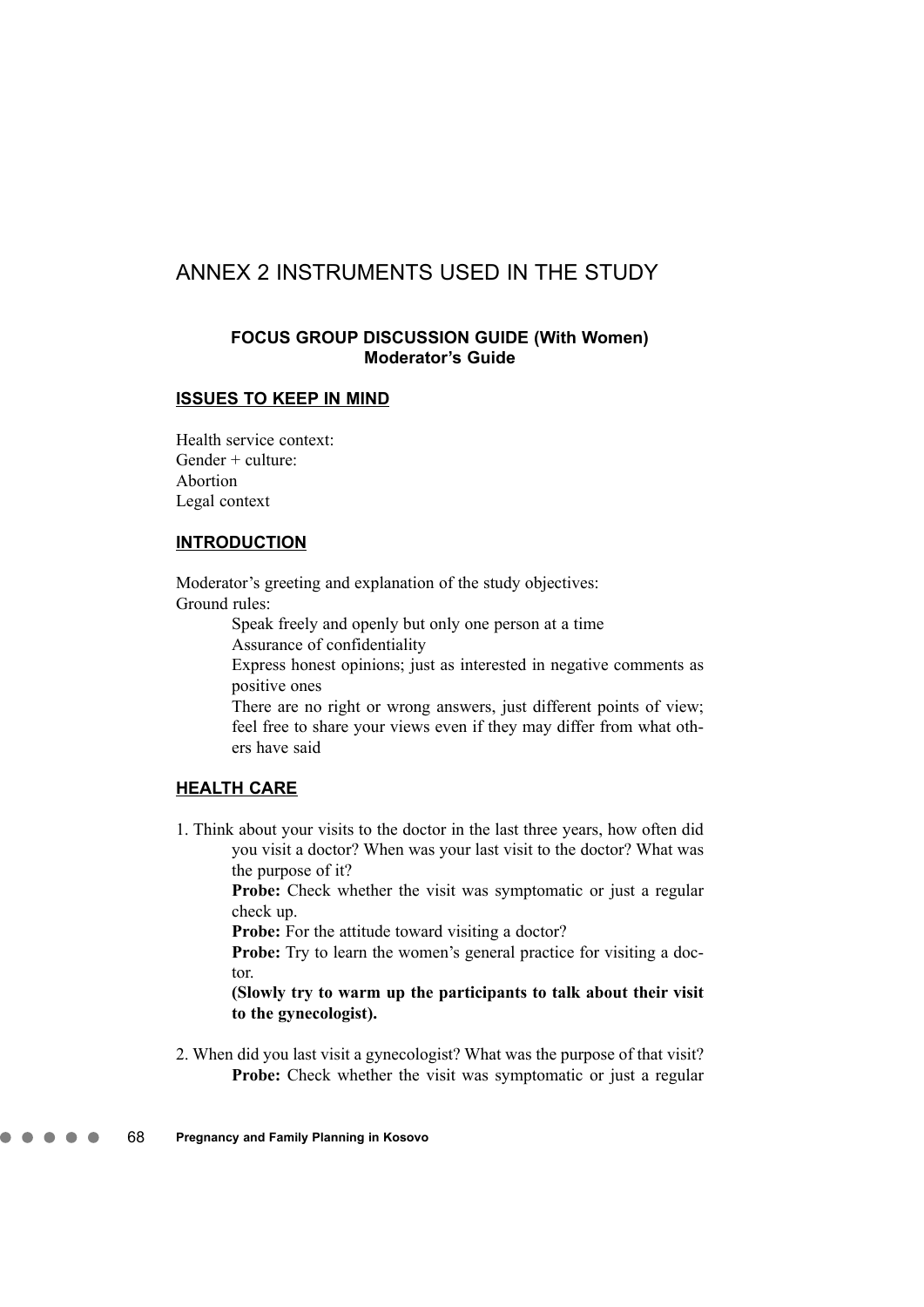# ANNEX 2 INSTRUMENTS USED IN THE STUDY

### FOCUS GROUP DISCUSSION GUIDE (With Women)
### Moderator's Guide

**ISSUES TO KEEP IN MIND**

Health service context:
Gender + culture:
Abortion
Legal context

**INTRODUCTION**

Moderator's greeting and explanation of the study objectives:
Ground rules:

- Speak freely and openly but only one person at a time
- Assurance of confidentiality
- Express honest opinions; just as interested in negative comments as positive ones
- There are no right or wrong answers, just different points of view; feel free to share your views even if they may differ from what others have said

**HEALTH CARE**

1. Think about your visits to the doctor in the last three years, how often did you visit a doctor? When was your last visit to the doctor? What was the purpose of it?

   **Probe:** Check whether the visit was symptomatic or just a regular check up.

   **Probe:** For the attitude toward visiting a doctor?

   **Probe:** Try to learn the women's general practice for visiting a doctor.

   **(Slowly try to warm up the participants to talk about their visit to the gynecologist).**

2. When did you last visit a gynecologist? What was the purpose of that visit?

   **Probe:** Check whether the visit was symptomatic or just a regular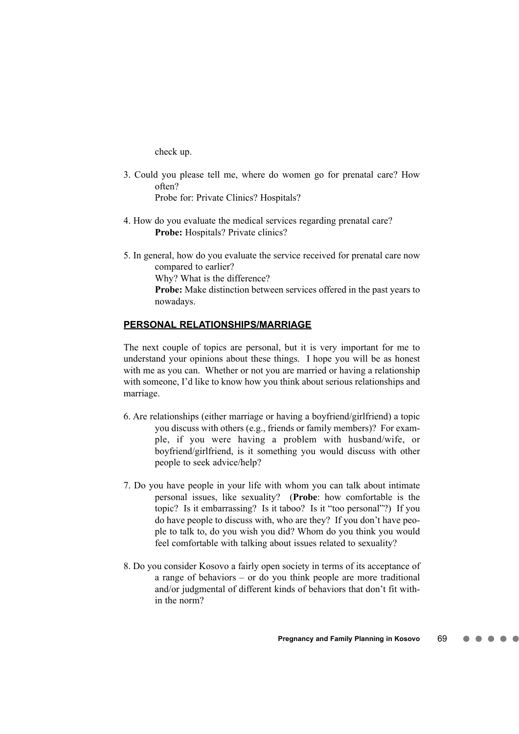check up.

3. Could you please tell me, where do women go for prenatal care? How often?
   Probe for: Private Clinics? Hospitals?

4. How do you evaluate the medical services regarding prenatal care?
   **Probe:** Hospitals? Private clinics?

5. In general, how do you evaluate the service received for prenatal care now compared to earlier?
   Why? What is the difference?
   **Probe:** Make distinction between services offered in the past years to nowadays.

## PERSONAL RELATIONSHIPS/MARRIAGE

The next couple of topics are personal, but it is very important for me to understand your opinions about these things. I hope you will be as honest with me as you can. Whether or not you are married or having a relationship with someone, I'd like to know how you think about serious relationships and marriage.

6. Are relationships (either marriage or having a boyfriend/girlfriend) a topic you discuss with others (e.g., friends or family members)? For example, if you were having a problem with husband/wife, or boyfriend/girlfriend, is it something you would discuss with other people to seek advice/help?

7. Do you have people in your life with whom you can talk about intimate personal issues, like sexuality? (**Probe**: how comfortable is the topic? Is it embarrassing? Is it taboo? Is it "too personal"?) If you do have people to discuss with, who are they? If you don't have people to talk to, do you wish you did? Whom do you think you would feel comfortable with talking about issues related to sexuality?

8. Do you consider Kosovo a fairly open society in terms of its acceptance of a range of behaviors – or do you think people are more traditional and/or judgmental of different kinds of behaviors that don't fit within the norm?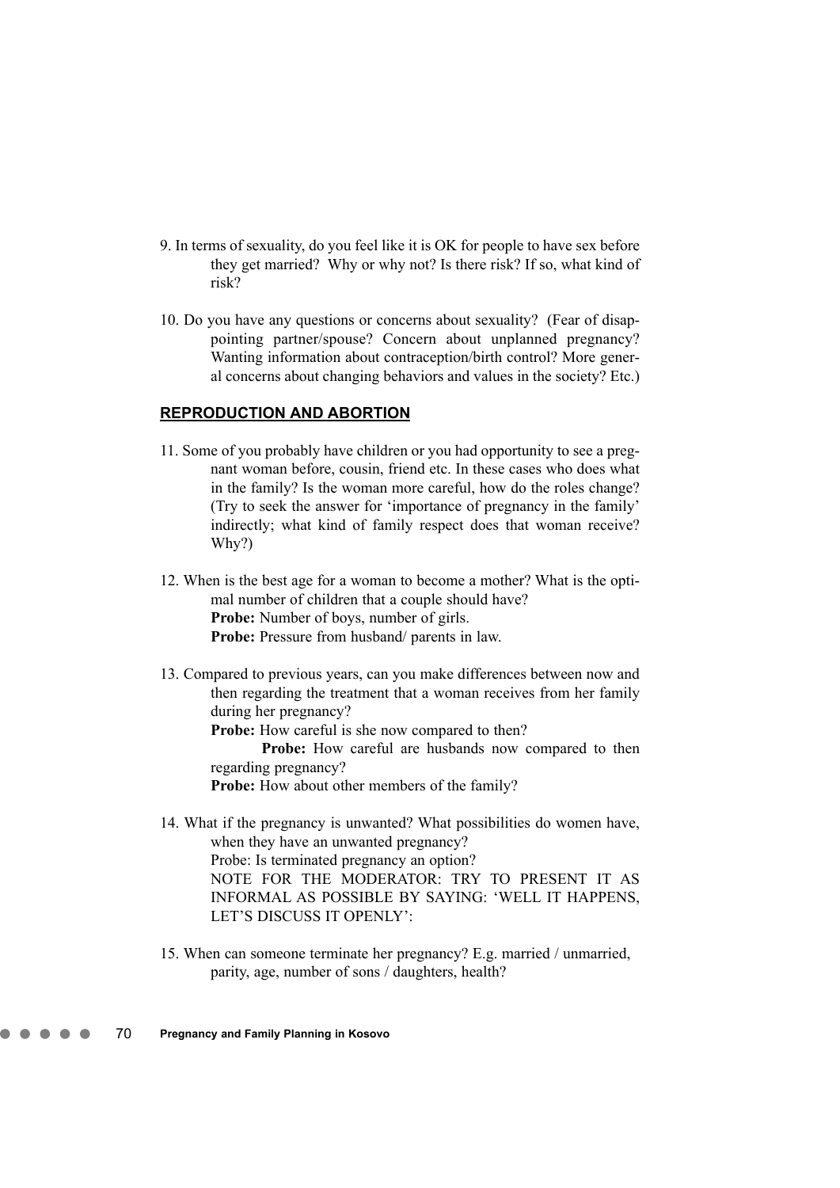9. In terms of sexuality, do you feel like it is OK for people to have sex before they get married? Why or why not? Is there risk? If so, what kind of risk?

10. Do you have any questions or concerns about sexuality? (Fear of disappointing partner/spouse? Concern about unplanned pregnancy? Wanting information about contraception/birth control? More general concerns about changing behaviors and values in the society? Etc.)

## REPRODUCTION AND ABORTION

11. Some of you probably have children or you had opportunity to see a pregnant woman before, cousin, friend etc. In these cases who does what in the family? Is the woman more careful, how do the roles change? (Try to seek the answer for 'importance of pregnancy in the family' indirectly; what kind of family respect does that woman receive? Why?)

12. When is the best age for a woman to become a mother? What is the optimal number of children that a couple should have?
    **Probe:** Number of boys, number of girls.
    **Probe:** Pressure from husband/ parents in law.

13. Compared to previous years, can you make differences between now and then regarding the treatment that a woman receives from her family during her pregnancy?
    **Probe:** How careful is she now compared to then?
    **Probe:** How careful are husbands now compared to then regarding pregnancy?
    **Probe:** How about other members of the family?

14. What if the pregnancy is unwanted? What possibilities do women have, when they have an unwanted pregnancy?
    Probe: Is terminated pregnancy an option?
    NOTE FOR THE MODERATOR: TRY TO PRESENT IT AS INFORMAL AS POSSIBLE BY SAYING: 'WELL IT HAPPENS, LET'S DISCUSS IT OPENLY':

15. When can someone terminate her pregnancy? E.g. married / unmarried, parity, age, number of sons / daughters, health?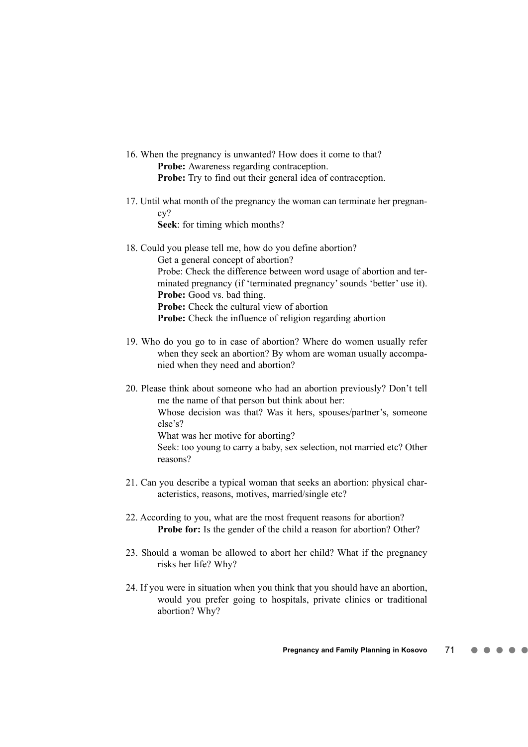16. When the pregnancy is unwanted? How does it come to that?
    **Probe:** Awareness regarding contraception.
    **Probe:** Try to find out their general idea of contraception.

17. Until what month of the pregnancy the woman can terminate her pregnancy?
    **Seek**: for timing which months?

18. Could you please tell me, how do you define abortion?
    Get a general concept of abortion?
    Probe: Check the difference between word usage of abortion and terminated pregnancy (if 'terminated pregnancy' sounds 'better' use it).
    **Probe:** Good vs. bad thing.
    **Probe:** Check the cultural view of abortion
    **Probe:** Check the influence of religion regarding abortion

19. Who do you go to in case of abortion? Where do women usually refer when they seek an abortion? By whom are woman usually accompanied when they need and abortion?

20. Please think about someone who had an abortion previously? Don't tell me the name of that person but think about her:
    Whose decision was that? Was it hers, spouses/partner's, someone else's?
    What was her motive for aborting?
    Seek: too young to carry a baby, sex selection, not married etc? Other reasons?

21. Can you describe a typical woman that seeks an abortion: physical characteristics, reasons, motives, married/single etc?

22. According to you, what are the most frequent reasons for abortion?
    **Probe for:** Is the gender of the child a reason for abortion? Other?

23. Should a woman be allowed to abort her child? What if the pregnancy risks her life? Why?

24. If you were in situation when you think that you should have an abortion, would you prefer going to hospitals, private clinics or traditional abortion? Why?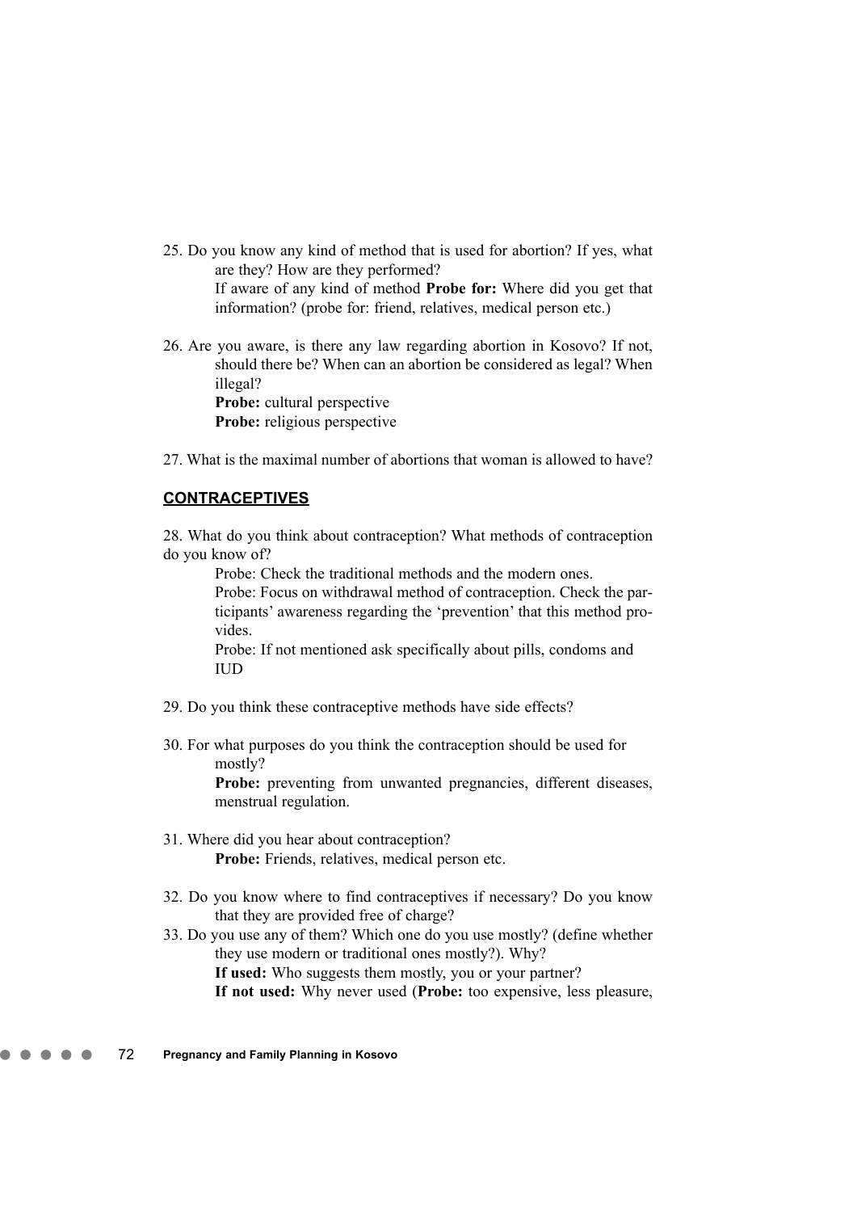25. Do you know any kind of method that is used for abortion? If yes, what are they? How are they performed?

    If aware of any kind of method **Probe for:** Where did you get that information? (probe for: friend, relatives, medical person etc.)

26. Are you aware, is there any law regarding abortion in Kosovo? If not, should there be? When can an abortion be considered as legal? When illegal?

    **Probe:** cultural perspective

    **Probe:** religious perspective

27. What is the maximal number of abortions that woman is allowed to have?

## CONTRACEPTIVES

28. What do you think about contraception? What methods of contraception do you know of?

    Probe: Check the traditional methods and the modern ones.

    Probe: Focus on withdrawal method of contraception. Check the participants' awareness regarding the 'prevention' that this method provides.

    Probe: If not mentioned ask specifically about pills, condoms and IUD

29. Do you think these contraceptive methods have side effects?

30. For what purposes do you think the contraception should be used for mostly?

    **Probe:** preventing from unwanted pregnancies, different diseases, menstrual regulation.

31. Where did you hear about contraception?

    **Probe:** Friends, relatives, medical person etc.

32. Do you know where to find contraceptives if necessary? Do you know that they are provided free of charge?

33. Do you use any of them? Which one do you use mostly? (define whether they use modern or traditional ones mostly?). Why?

    **If used:** Who suggests them mostly, you or your partner?

    **If not used:** Why never used (**Probe:** too expensive, less pleasure,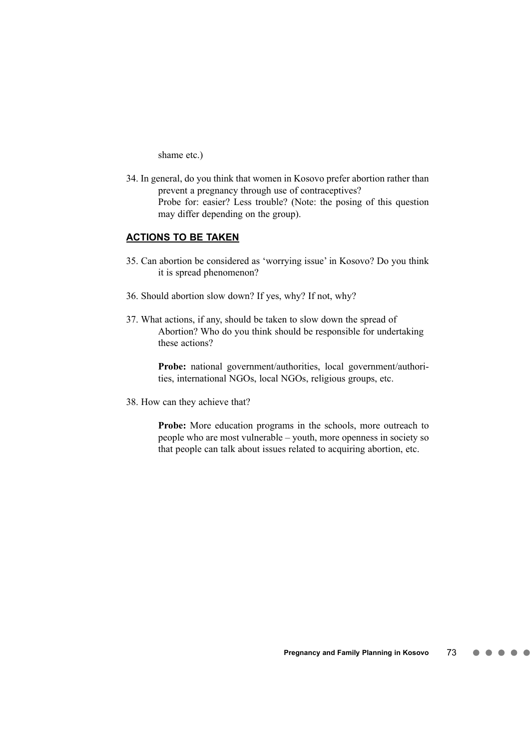shame etc.)

34. In general, do you think that women in Kosovo prefer abortion rather than prevent a pregnancy through use of contraceptives?
    Probe for: easier? Less trouble? (Note: the posing of this question may differ depending on the group).

## ACTIONS TO BE TAKEN

35. Can abortion be considered as 'worrying issue' in Kosovo? Do you think it is spread phenomenon?

36. Should abortion slow down? If yes, why? If not, why?

37. What actions, if any, should be taken to slow down the spread of Abortion? Who do you think should be responsible for undertaking these actions?

    **Probe:** national government/authorities, local government/authorities, international NGOs, local NGOs, religious groups, etc.

38. How can they achieve that?

    **Probe:** More education programs in the schools, more outreach to people who are most vulnerable – youth, more openness in society so that people can talk about issues related to acquiring abortion, etc.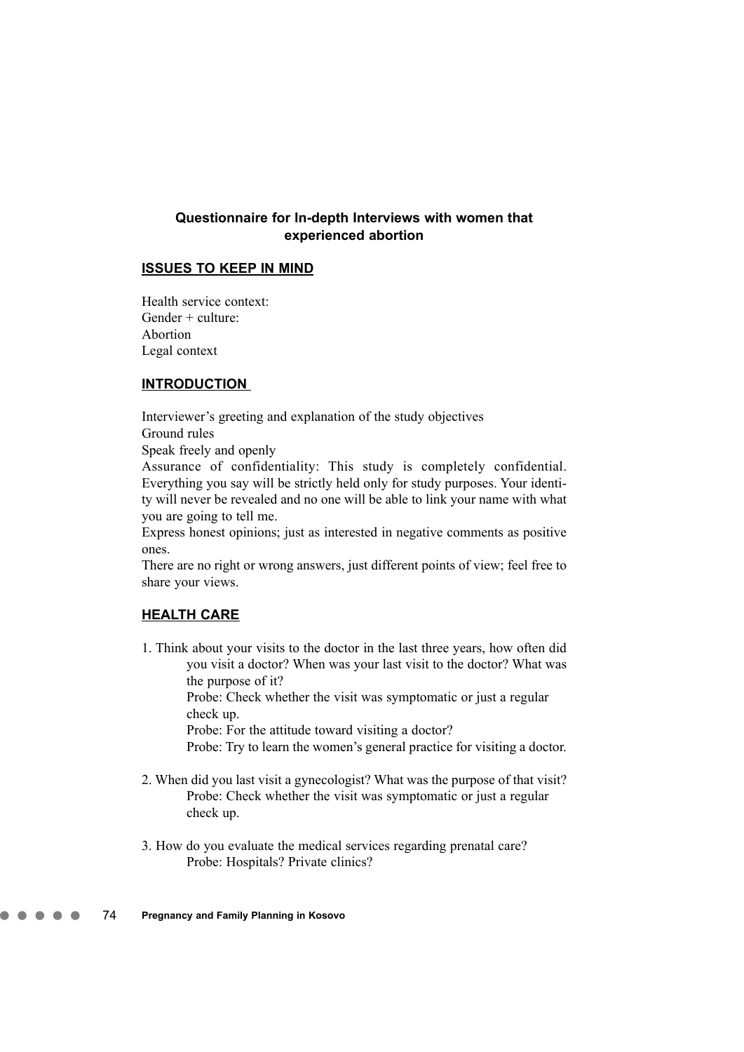## Questionnaire for In-depth Interviews with women that experienced abortion

### ISSUES TO KEEP IN MIND

Health service context:
Gender + culture:
Abortion
Legal context

### INTRODUCTION

Interviewer's greeting and explanation of the study objectives
Ground rules
Speak freely and openly
Assurance of confidentiality: This study is completely confidential. Everything you say will be strictly held only for study purposes. Your identity will never be revealed and no one will be able to link your name with what you are going to tell me.
Express honest opinions; just as interested in negative comments as positive ones.
There are no right or wrong answers, just different points of view; feel free to share your views.

### HEALTH CARE

1. Think about your visits to the doctor in the last three years, how often did you visit a doctor? When was your last visit to the doctor? What was the purpose of it?
   Probe: Check whether the visit was symptomatic or just a regular check up.
   Probe: For the attitude toward visiting a doctor?
   Probe: Try to learn the women's general practice for visiting a doctor.

2. When did you last visit a gynecologist? What was the purpose of that visit?
   Probe: Check whether the visit was symptomatic or just a regular check up.

3. How do you evaluate the medical services regarding prenatal care?
   Probe: Hospitals? Private clinics?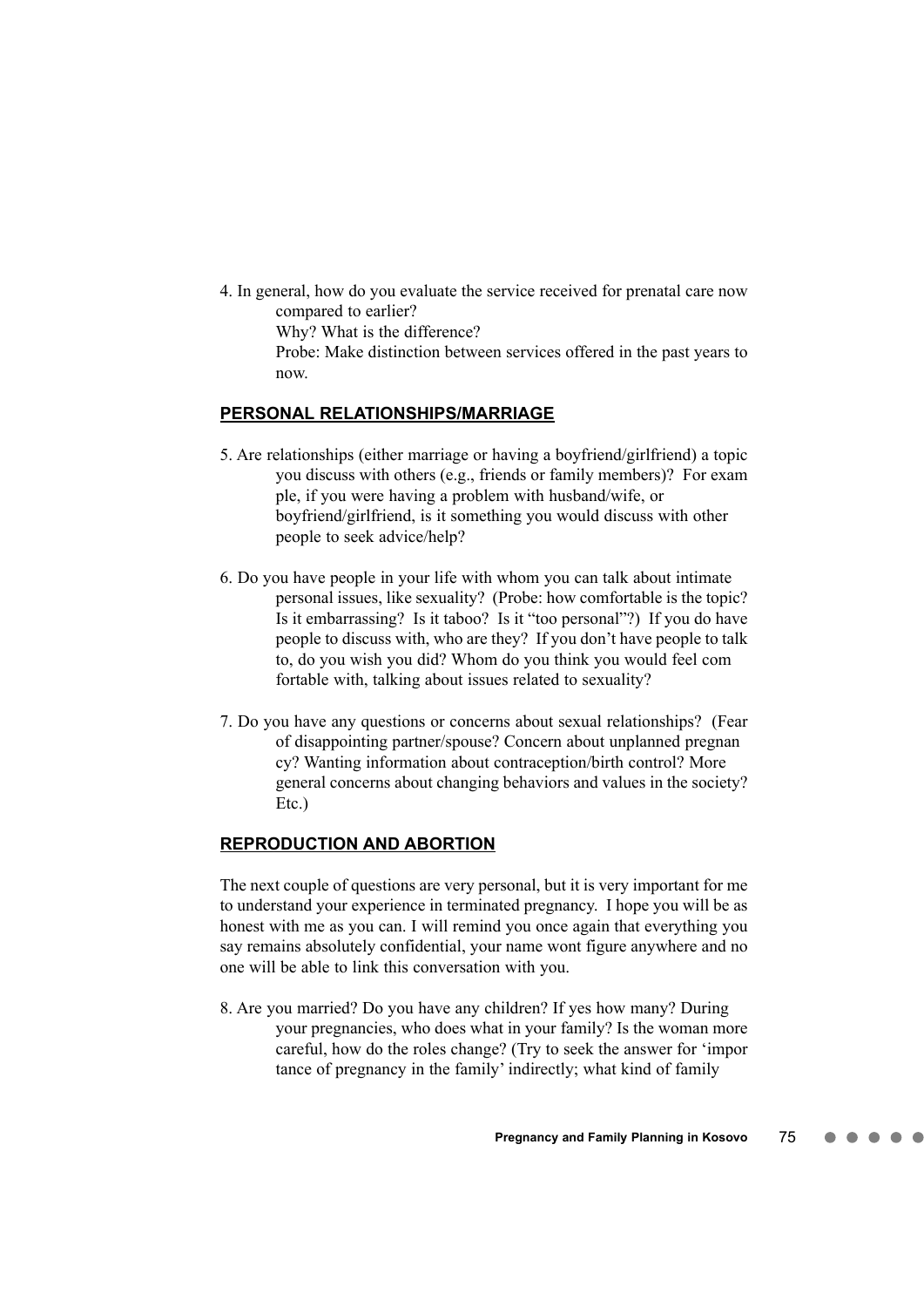4. In general, how do you evaluate the service received for prenatal care now compared to earlier?
   Why? What is the difference?
   Probe: Make distinction between services offered in the past years to now.

## PERSONAL RELATIONSHIPS/MARRIAGE

5. Are relationships (either marriage or having a boyfriend/girlfriend) a topic you discuss with others (e.g., friends or family members)? For example, if you were having a problem with husband/wife, or boyfriend/girlfriend, is it something you would discuss with other people to seek advice/help?

6. Do you have people in your life with whom you can talk about intimate personal issues, like sexuality? (Probe: how comfortable is the topic? Is it embarrassing? Is it taboo? Is it "too personal"?) If you do have people to discuss with, who are they? If you don't have people to talk to, do you wish you did? Whom do you think you would feel comfortable with, talking about issues related to sexuality?

7. Do you have any questions or concerns about sexual relationships? (Fear of disappointing partner/spouse? Concern about unplanned pregnancy? Wanting information about contraception/birth control? More general concerns about changing behaviors and values in the society? Etc.)

## REPRODUCTION AND ABORTION

The next couple of questions are very personal, but it is very important for me to understand your experience in terminated pregnancy. I hope you will be as honest with me as you can. I will remind you once again that everything you say remains absolutely confidential, your name wont figure anywhere and no one will be able to link this conversation with you.

8. Are you married? Do you have any children? If yes how many? During your pregnancies, who does what in your family? Is the woman more careful, how do the roles change? (Try to seek the answer for 'importance of pregnancy in the family' indirectly; what kind of family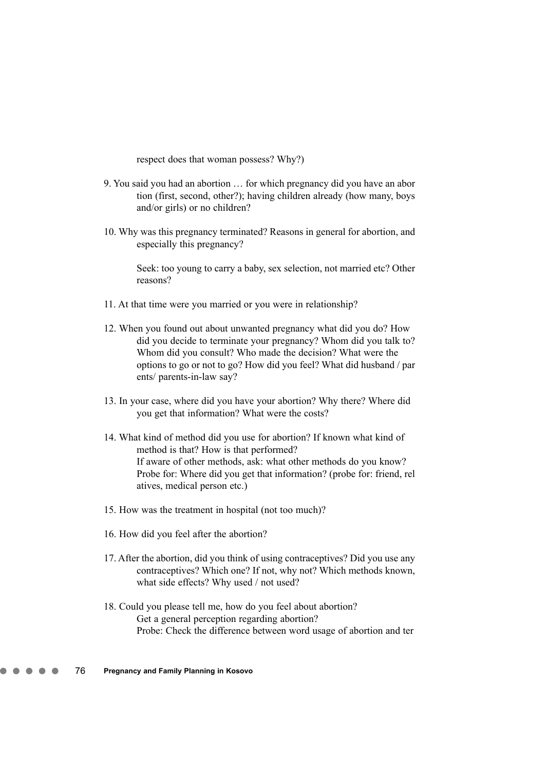respect does that woman possess? Why?)

9. You said you had an abortion … for which pregnancy did you have an abor tion (first, second, other?); having children already (how many, boys and/or girls) or no children?

10. Why was this pregnancy terminated? Reasons in general for abortion, and especially this pregnancy?

    Seek: too young to carry a baby, sex selection, not married etc? Other reasons?

11. At that time were you married or you were in relationship?

12. When you found out about unwanted pregnancy what did you do? How did you decide to terminate your pregnancy? Whom did you talk to? Whom did you consult? Who made the decision? What were the options to go or not to go? How did you feel? What did husband / par ents/ parents-in-law say?

13. In your case, where did you have your abortion? Why there? Where did you get that information? What were the costs?

14. What kind of method did you use for abortion? If known what kind of method is that? How is that performed?
    If aware of other methods, ask: what other methods do you know?
    Probe for: Where did you get that information? (probe for: friend, rel atives, medical person etc.)

15. How was the treatment in hospital (not too much)?

16. How did you feel after the abortion?

17. After the abortion, did you think of using contraceptives? Did you use any contraceptives? Which one? If not, why not? Which methods known, what side effects? Why used / not used?

18. Could you please tell me, how do you feel about abortion?
    Get a general perception regarding abortion?
    Probe: Check the difference between word usage of abortion and ter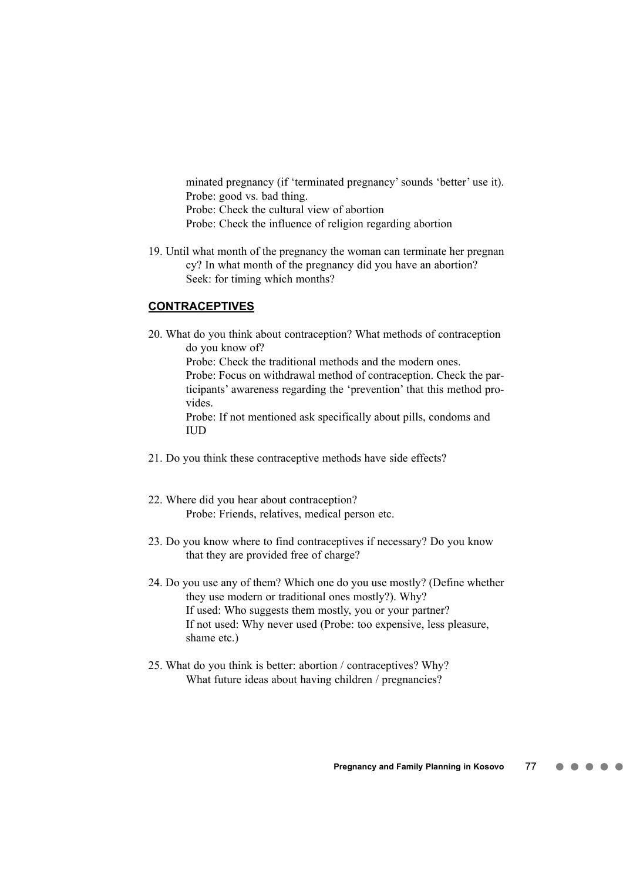minated pregnancy (if 'terminated pregnancy' sounds 'better' use it).
Probe: good vs. bad thing.
Probe: Check the cultural view of abortion
Probe: Check the influence of religion regarding abortion

19. Until what month of the pregnancy the woman can terminate her pregnancy? In what month of the pregnancy did you have an abortion?
    Seek: for timing which months?

## CONTRACEPTIVES

20. What do you think about contraception? What methods of contraception do you know of?
    Probe: Check the traditional methods and the modern ones.
    Probe: Focus on withdrawal method of contraception. Check the participants' awareness regarding the 'prevention' that this method provides.
    Probe: If not mentioned ask specifically about pills, condoms and IUD

21. Do you think these contraceptive methods have side effects?

22. Where did you hear about contraception?
    Probe: Friends, relatives, medical person etc.

23. Do you know where to find contraceptives if necessary? Do you know that they are provided free of charge?

24. Do you use any of them? Which one do you use mostly? (Define whether they use modern or traditional ones mostly?). Why?
    If used: Who suggests them mostly, you or your partner?
    If not used: Why never used (Probe: too expensive, less pleasure, shame etc.)

25. What do you think is better: abortion / contraceptives? Why?
    What future ideas about having children / pregnancies?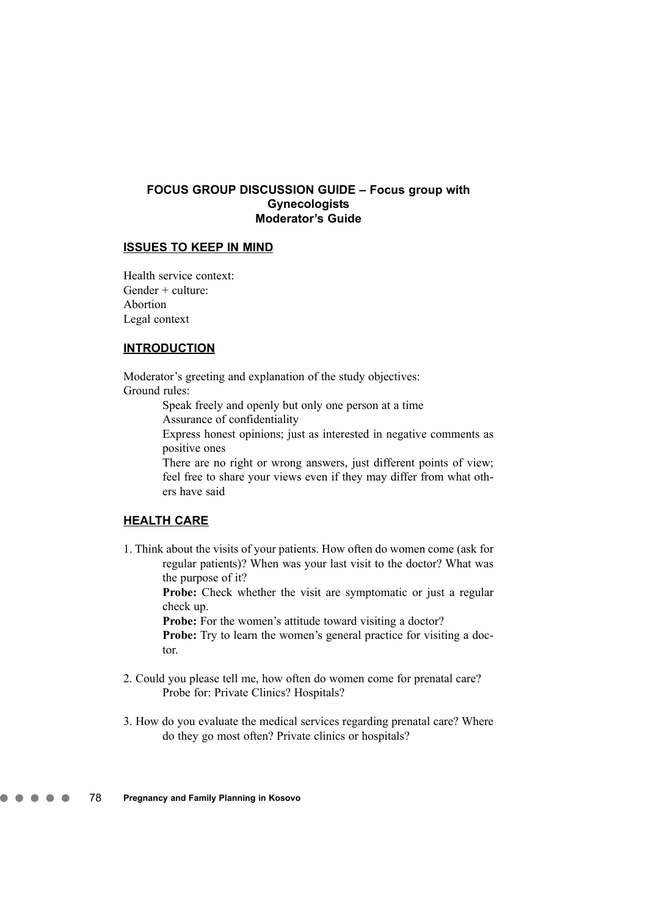## FOCUS GROUP DISCUSSION GUIDE – Focus group with Gynecologists
## Moderator's Guide

### ISSUES TO KEEP IN MIND

Health service context:
Gender + culture:
Abortion
Legal context

### INTRODUCTION

Moderator's greeting and explanation of the study objectives:
Ground rules:

- Speak freely and openly but only one person at a time
- Assurance of confidentiality
- Express honest opinions; just as interested in negative comments as positive ones
- There are no right or wrong answers, just different points of view; feel free to share your views even if they may differ from what others have said

### HEALTH CARE

1. Think about the visits of your patients. How often do women come (ask for regular patients)? When was your last visit to the doctor? What was the purpose of it?

   **Probe:** Check whether the visit are symptomatic or just a regular check up.

   **Probe:** For the women's attitude toward visiting a doctor?

   **Probe:** Try to learn the women's general practice for visiting a doctor.

2. Could you please tell me, how often do women come for prenatal care?

   Probe for: Private Clinics? Hospitals?

3. How do you evaluate the medical services regarding prenatal care? Where do they go most often? Private clinics or hospitals?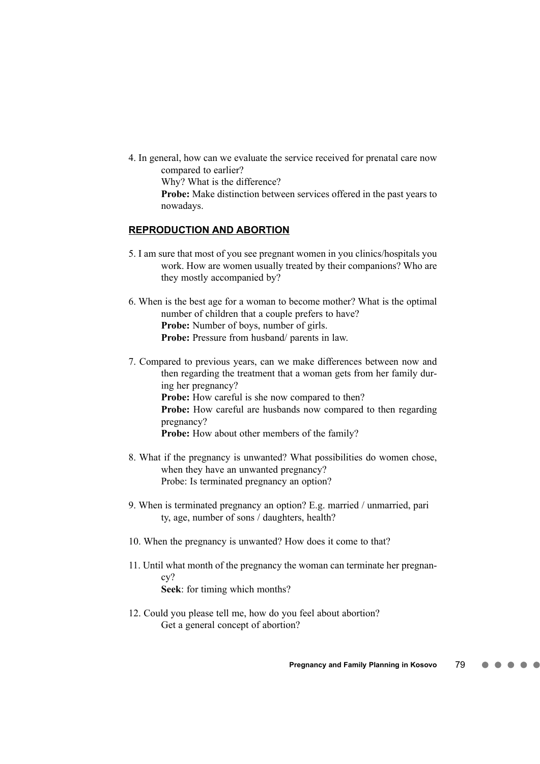4. In general, how can we evaluate the service received for prenatal care now compared to earlier?

   Why? What is the difference?

   **Probe:** Make distinction between services offered in the past years to nowadays.

## REPRODUCTION AND ABORTION

5. I am sure that most of you see pregnant women in you clinics/hospitals you work. How are women usually treated by their companions? Who are they mostly accompanied by?

6. When is the best age for a woman to become mother? What is the optimal number of children that a couple prefers to have?

   **Probe:** Number of boys, number of girls.

   **Probe:** Pressure from husband/ parents in law.

7. Compared to previous years, can we make differences between now and then regarding the treatment that a woman gets from her family during her pregnancy?

   **Probe:** How careful is she now compared to then?

   **Probe:** How careful are husbands now compared to then regarding pregnancy?

   **Probe:** How about other members of the family?

8. What if the pregnancy is unwanted? What possibilities do women chose, when they have an unwanted pregnancy?

   Probe: Is terminated pregnancy an option?

9. When is terminated pregnancy an option? E.g. married / unmarried, parity, age, number of sons / daughters, health?

10. When the pregnancy is unwanted? How does it come to that?

11. Until what month of the pregnancy the woman can terminate her pregnancy?

    **Seek**: for timing which months?

12. Could you please tell me, how do you feel about abortion?

    Get a general concept of abortion?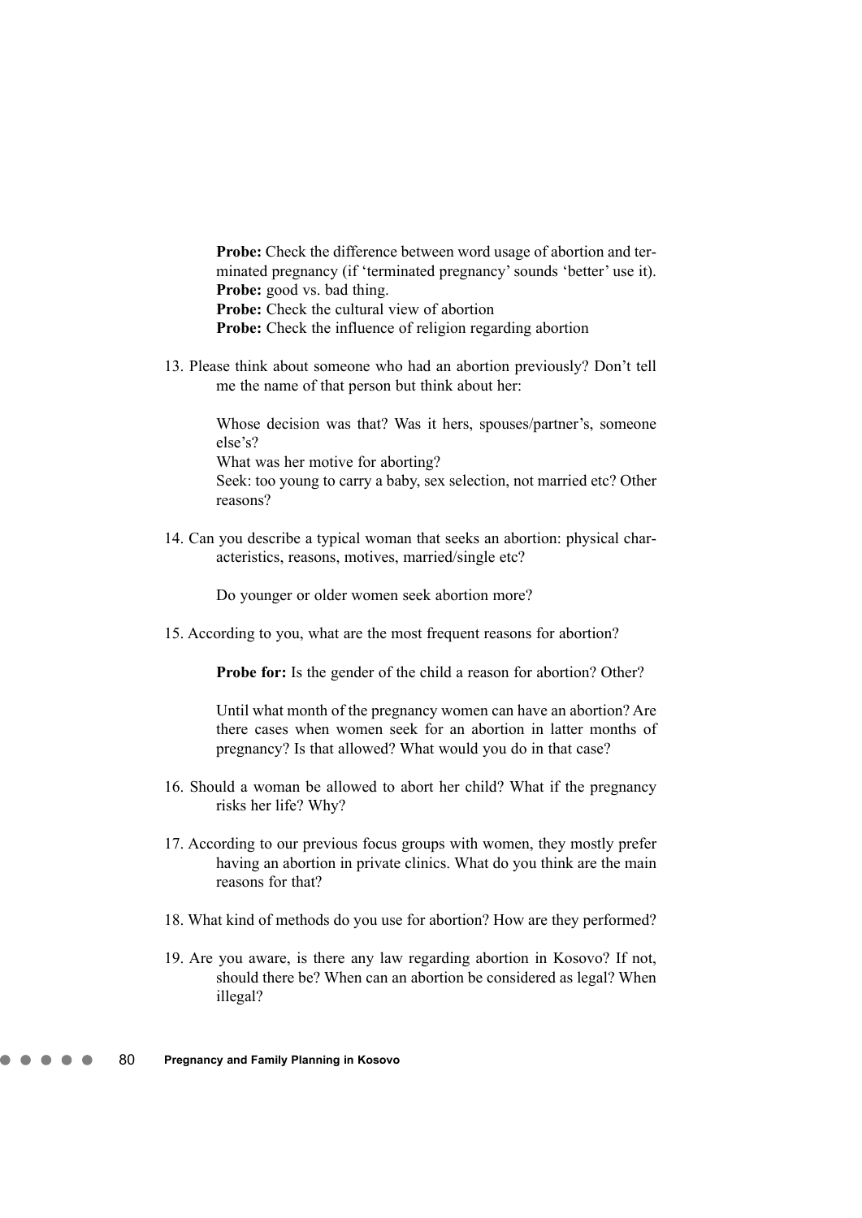**Probe:** Check the difference between word usage of abortion and terminated pregnancy (if 'terminated pregnancy' sounds 'better' use it).
**Probe:** good vs. bad thing.
**Probe:** Check the cultural view of abortion
**Probe:** Check the influence of religion regarding abortion

13. Please think about someone who had an abortion previously? Don't tell me the name of that person but think about her:

    Whose decision was that? Was it hers, spouses/partner's, someone else's?
    What was her motive for aborting?
    Seek: too young to carry a baby, sex selection, not married etc? Other reasons?

14. Can you describe a typical woman that seeks an abortion: physical characteristics, reasons, motives, married/single etc?

    Do younger or older women seek abortion more?

15. According to you, what are the most frequent reasons for abortion?

    **Probe for:** Is the gender of the child a reason for abortion? Other?

    Until what month of the pregnancy women can have an abortion? Are there cases when women seek for an abortion in latter months of pregnancy? Is that allowed? What would you do in that case?

16. Should a woman be allowed to abort her child? What if the pregnancy risks her life? Why?

17. According to our previous focus groups with women, they mostly prefer having an abortion in private clinics. What do you think are the main reasons for that?

18. What kind of methods do you use for abortion? How are they performed?

19. Are you aware, is there any law regarding abortion in Kosovo? If not, should there be? When can an abortion be considered as legal? When illegal?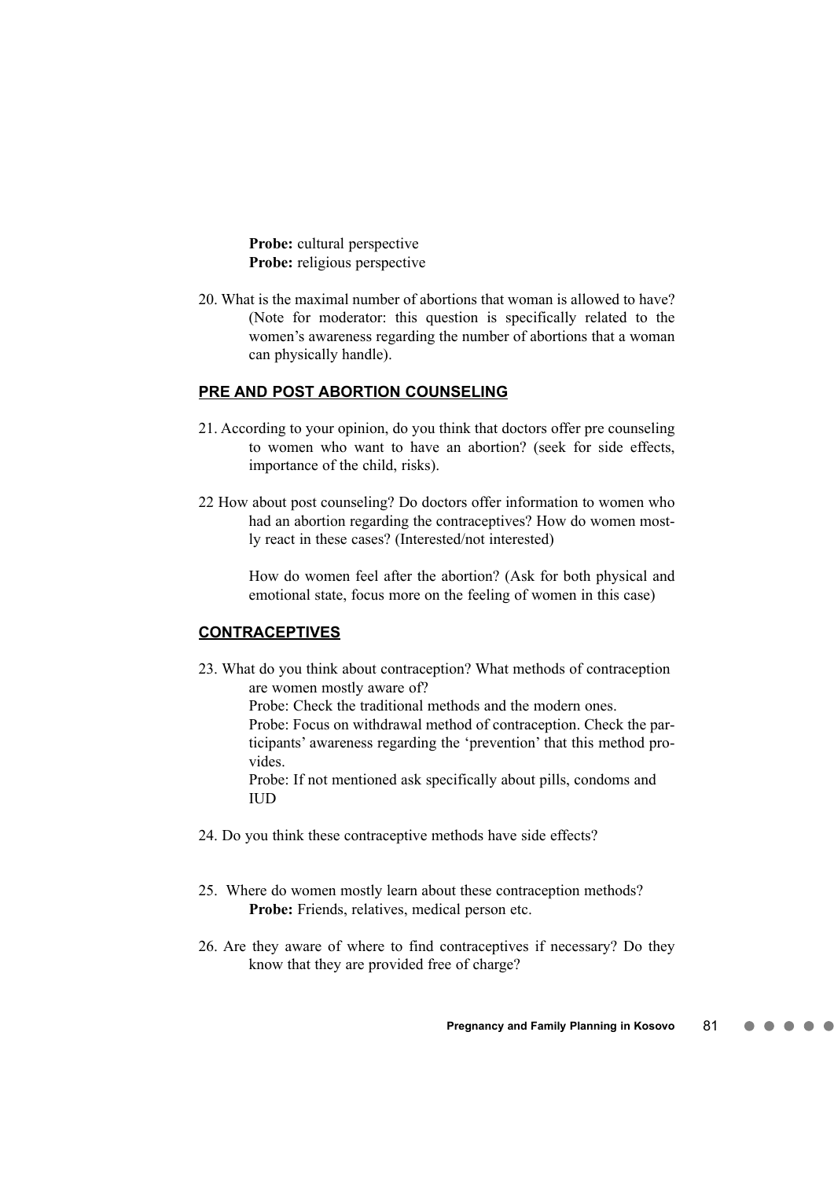**Probe:** cultural perspective
**Probe:** religious perspective

20. What is the maximal number of abortions that woman is allowed to have? (Note for moderator: this question is specifically related to the women's awareness regarding the number of abortions that a woman can physically handle).

## PRE AND POST ABORTION COUNSELING

21. According to your opinion, do you think that doctors offer pre counseling to women who want to have an abortion? (seek for side effects, importance of the child, risks).

22 How about post counseling? Do doctors offer information to women who had an abortion regarding the contraceptives? How do women mostly react in these cases? (Interested/not interested)

    How do women feel after the abortion? (Ask for both physical and emotional state, focus more on the feeling of women in this case)

## CONTRACEPTIVES

23. What do you think about contraception? What methods of contraception are women mostly aware of?
    Probe: Check the traditional methods and the modern ones.
    Probe: Focus on withdrawal method of contraception. Check the participants' awareness regarding the 'prevention' that this method provides.
    Probe: If not mentioned ask specifically about pills, condoms and IUD

24. Do you think these contraceptive methods have side effects?

25. Where do women mostly learn about these contraception methods?
    **Probe:** Friends, relatives, medical person etc.

26. Are they aware of where to find contraceptives if necessary? Do they know that they are provided free of charge?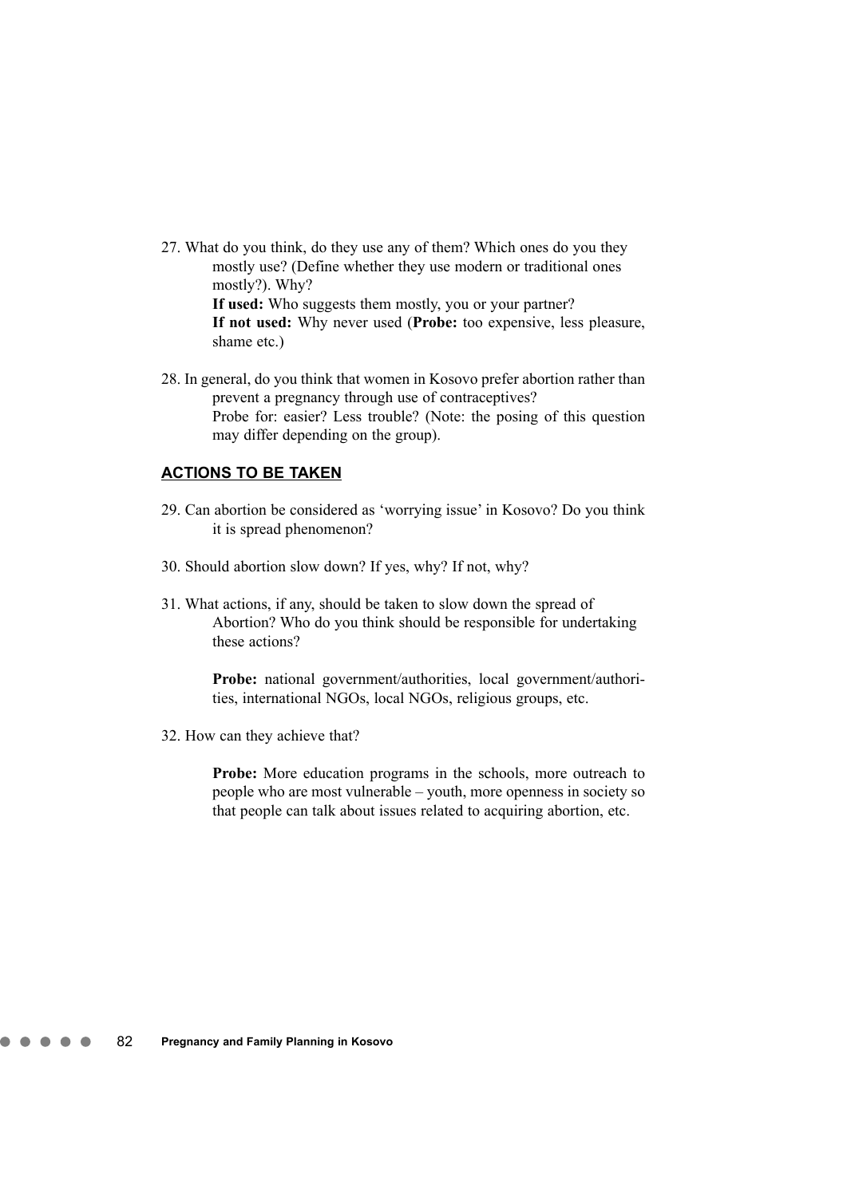27. What do you think, do they use any of them? Which ones do you they mostly use? (Define whether they use modern or traditional ones mostly?). Why?

    **If used:** Who suggests them mostly, you or your partner?

    **If not used:** Why never used (**Probe:** too expensive, less pleasure, shame etc.)

28. In general, do you think that women in Kosovo prefer abortion rather than prevent a pregnancy through use of contraceptives?

    Probe for: easier? Less trouble? (Note: the posing of this question may differ depending on the group).

**ACTIONS TO BE TAKEN**

29. Can abortion be considered as 'worrying issue' in Kosovo? Do you think it is spread phenomenon?

30. Should abortion slow down? If yes, why? If not, why?

31. What actions, if any, should be taken to slow down the spread of Abortion? Who do you think should be responsible for undertaking these actions?

    **Probe:** national government/authorities, local government/authorities, international NGOs, local NGOs, religious groups, etc.

32. How can they achieve that?

    **Probe:** More education programs in the schools, more outreach to people who are most vulnerable – youth, more openness in society so that people can talk about issues related to acquiring abortion, etc.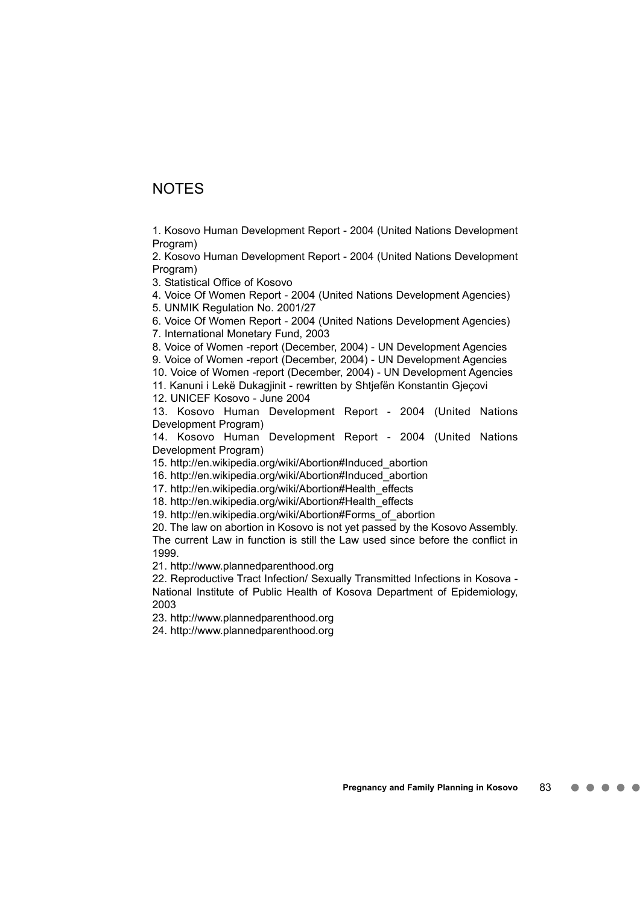# NOTES

1. Kosovo Human Development Report - 2004 (United Nations Development Program)
2. Kosovo Human Development Report - 2004 (United Nations Development Program)
3. Statistical Office of Kosovo
4. Voice Of Women Report - 2004 (United Nations Development Agencies)
5. UNMIK Regulation No. 2001/27
6. Voice Of Women Report - 2004 (United Nations Development Agencies)
7. International Monetary Fund, 2003
8. Voice of Women -report (December, 2004) - UN Development Agencies
9. Voice of Women -report (December, 2004) - UN Development Agencies
10. Voice of Women -report (December, 2004) - UN Development Agencies
11. Kanuni i Lekë Dukagjinit - rewritten by Shtjefën Konstantin Gjeçovi
12. UNICEF Kosovo - June 2004
13. Kosovo Human Development Report - 2004 (United Nations Development Program)
14. Kosovo Human Development Report - 2004 (United Nations Development Program)
15. http://en.wikipedia.org/wiki/Abortion#Induced_abortion
16. http://en.wikipedia.org/wiki/Abortion#Induced_abortion
17. http://en.wikipedia.org/wiki/Abortion#Health_effects
18. http://en.wikipedia.org/wiki/Abortion#Health_effects
19. http://en.wikipedia.org/wiki/Abortion#Forms_of_abortion
20. The law on abortion in Kosovo is not yet passed by the Kosovo Assembly. The current Law in function is still the Law used since before the conflict in 1999.
21. http://www.plannedparenthood.org
22. Reproductive Tract Infection/ Sexually Transmitted Infections in Kosova - National Institute of Public Health of Kosova Department of Epidemiology, 2003
23. http://www.plannedparenthood.org
24. http://www.plannedparenthood.org